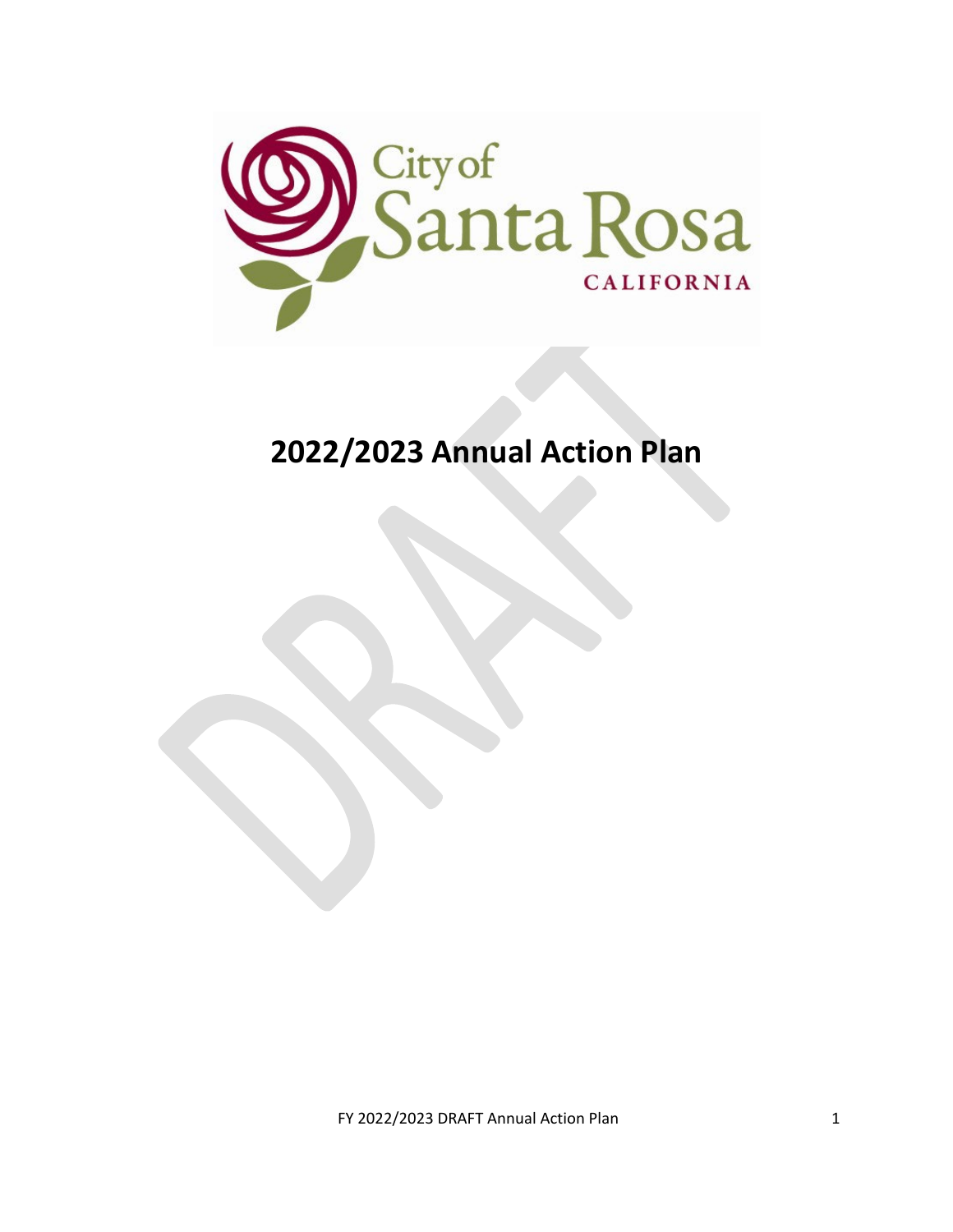City of Santa Rosa CALIFORNIA

# 2022/2023 Annual Action Plan

DRAFT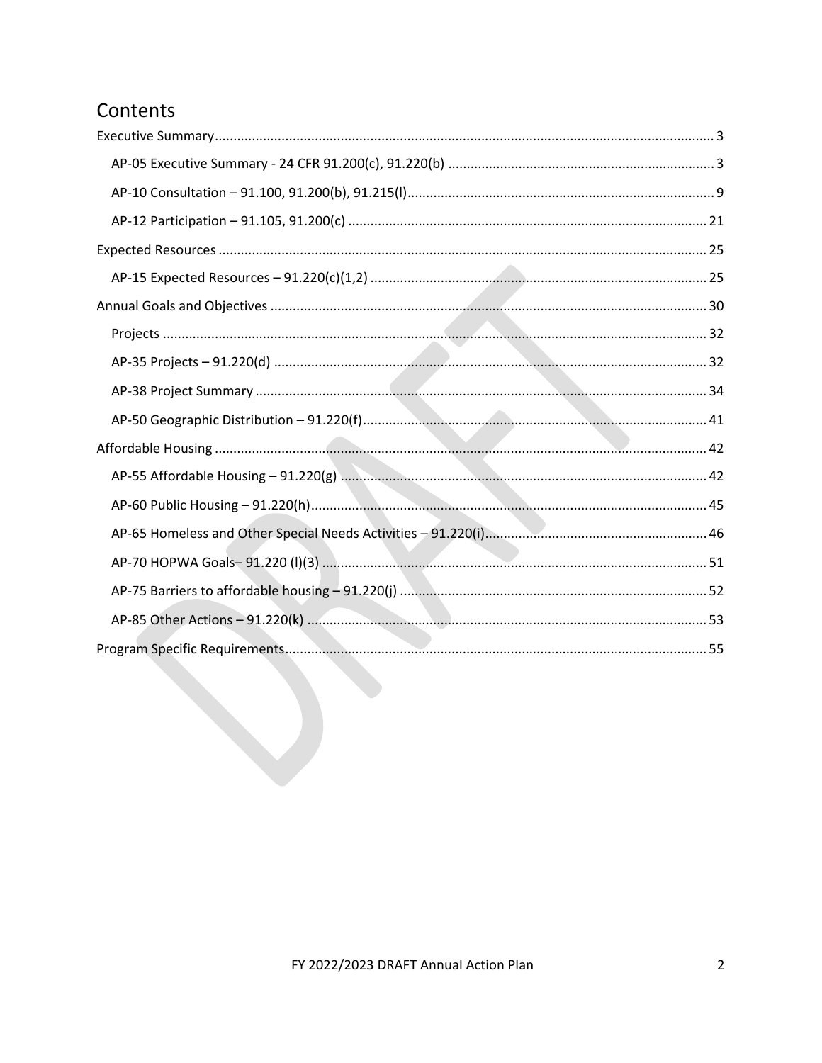# Contents

- Executive Summary ..... 3
  - AP-05 Executive Summary - 24 CFR 91.200(c), 91.220(b) ..... 3
  - AP-10 Consultation – 91.100, 91.200(b), 91.215(l) ..... 9
  - AP-12 Participation – 91.105, 91.200(c) ..... 21
- Expected Resources ..... 25
  - AP-15 Expected Resources – 91.220(c)(1,2) ..... 25
- Annual Goals and Objectives ..... 30
  - Projects ..... 32
  - AP-35 Projects – 91.220(d) ..... 32
  - AP-38 Project Summary ..... 34
  - AP-50 Geographic Distribution – 91.220(f) ..... 41
- Affordable Housing ..... 42
  - AP-55 Affordable Housing – 91.220(g) ..... 42
  - AP-60 Public Housing – 91.220(h) ..... 45
  - AP-65 Homeless and Other Special Needs Activities – 91.220(i) ..... 46
  - AP-70 HOPWA Goals– 91.220 (l)(3) ..... 51
  - AP-75 Barriers to affordable housing – 91.220(j) ..... 52
  - AP-85 Other Actions – 91.220(k) ..... 53
- Program Specific Requirements ..... 55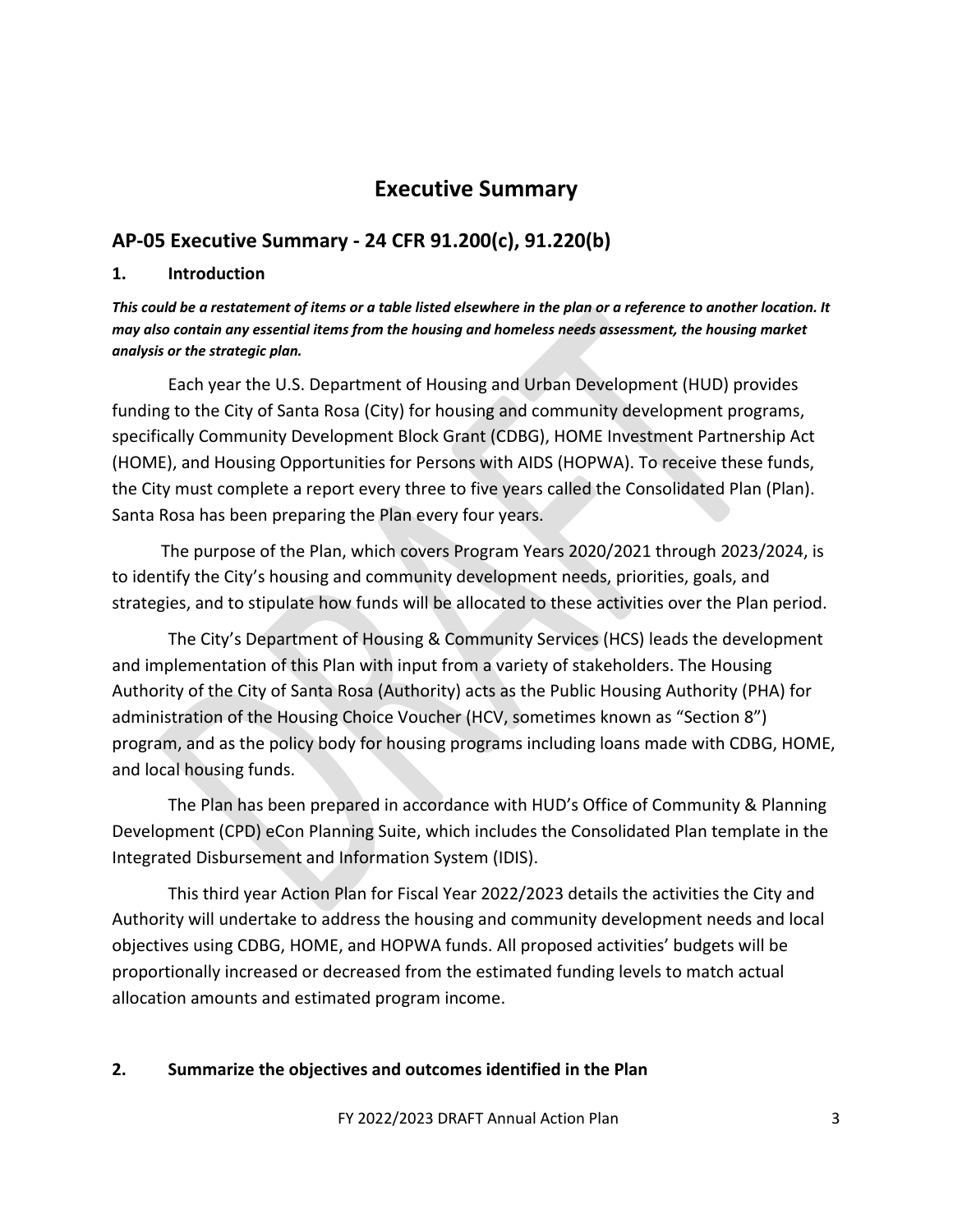# Executive Summary

## AP-05 Executive Summary - 24 CFR 91.200(c), 91.220(b)

### 1. Introduction

***This could be a restatement of items or a table listed elsewhere in the plan or a reference to another location. It may also contain any essential items from the housing and homeless needs assessment, the housing market analysis or the strategic plan.***

Each year the U.S. Department of Housing and Urban Development (HUD) provides funding to the City of Santa Rosa (City) for housing and community development programs, specifically Community Development Block Grant (CDBG), HOME Investment Partnership Act (HOME), and Housing Opportunities for Persons with AIDS (HOPWA). To receive these funds, the City must complete a report every three to five years called the Consolidated Plan (Plan). Santa Rosa has been preparing the Plan every four years.

The purpose of the Plan, which covers Program Years 2020/2021 through 2023/2024, is to identify the City's housing and community development needs, priorities, goals, and strategies, and to stipulate how funds will be allocated to these activities over the Plan period.

The City's Department of Housing & Community Services (HCS) leads the development and implementation of this Plan with input from a variety of stakeholders. The Housing Authority of the City of Santa Rosa (Authority) acts as the Public Housing Authority (PHA) for administration of the Housing Choice Voucher (HCV, sometimes known as "Section 8") program, and as the policy body for housing programs including loans made with CDBG, HOME, and local housing funds.

The Plan has been prepared in accordance with HUD's Office of Community & Planning Development (CPD) eCon Planning Suite, which includes the Consolidated Plan template in the Integrated Disbursement and Information System (IDIS).

This third year Action Plan for Fiscal Year 2022/2023 details the activities the City and Authority will undertake to address the housing and community development needs and local objectives using CDBG, HOME, and HOPWA funds. All proposed activities' budgets will be proportionally increased or decreased from the estimated funding levels to match actual allocation amounts and estimated program income.

### 2. Summarize the objectives and outcomes identified in the Plan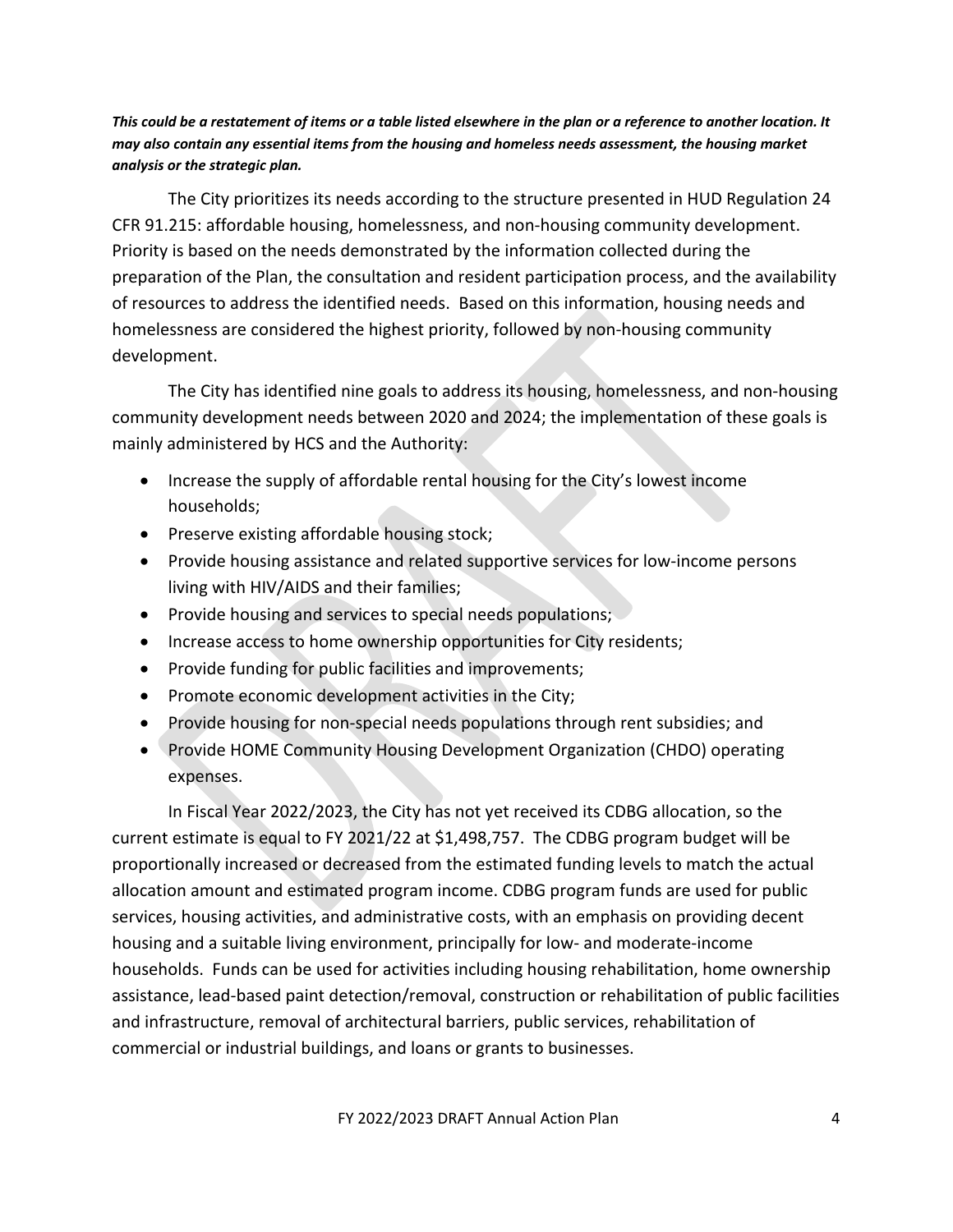***This could be a restatement of items or a table listed elsewhere in the plan or a reference to another location. It may also contain any essential items from the housing and homeless needs assessment, the housing market analysis or the strategic plan.***

The City prioritizes its needs according to the structure presented in HUD Regulation 24 CFR 91.215: affordable housing, homelessness, and non-housing community development. Priority is based on the needs demonstrated by the information collected during the preparation of the Plan, the consultation and resident participation process, and the availability of resources to address the identified needs. Based on this information, housing needs and homelessness are considered the highest priority, followed by non-housing community development.

The City has identified nine goals to address its housing, homelessness, and non-housing community development needs between 2020 and 2024; the implementation of these goals is mainly administered by HCS and the Authority:

- Increase the supply of affordable rental housing for the City's lowest income households;
- Preserve existing affordable housing stock;
- Provide housing assistance and related supportive services for low-income persons living with HIV/AIDS and their families;
- Provide housing and services to special needs populations;
- Increase access to home ownership opportunities for City residents;
- Provide funding for public facilities and improvements;
- Promote economic development activities in the City;
- Provide housing for non-special needs populations through rent subsidies; and
- Provide HOME Community Housing Development Organization (CHDO) operating expenses.

In Fiscal Year 2022/2023, the City has not yet received its CDBG allocation, so the current estimate is equal to FY 2021/22 at $1,498,757. The CDBG program budget will be proportionally increased or decreased from the estimated funding levels to match the actual allocation amount and estimated program income. CDBG program funds are used for public services, housing activities, and administrative costs, with an emphasis on providing decent housing and a suitable living environment, principally for low- and moderate-income households. Funds can be used for activities including housing rehabilitation, home ownership assistance, lead-based paint detection/removal, construction or rehabilitation of public facilities and infrastructure, removal of architectural barriers, public services, rehabilitation of commercial or industrial buildings, and loans or grants to businesses.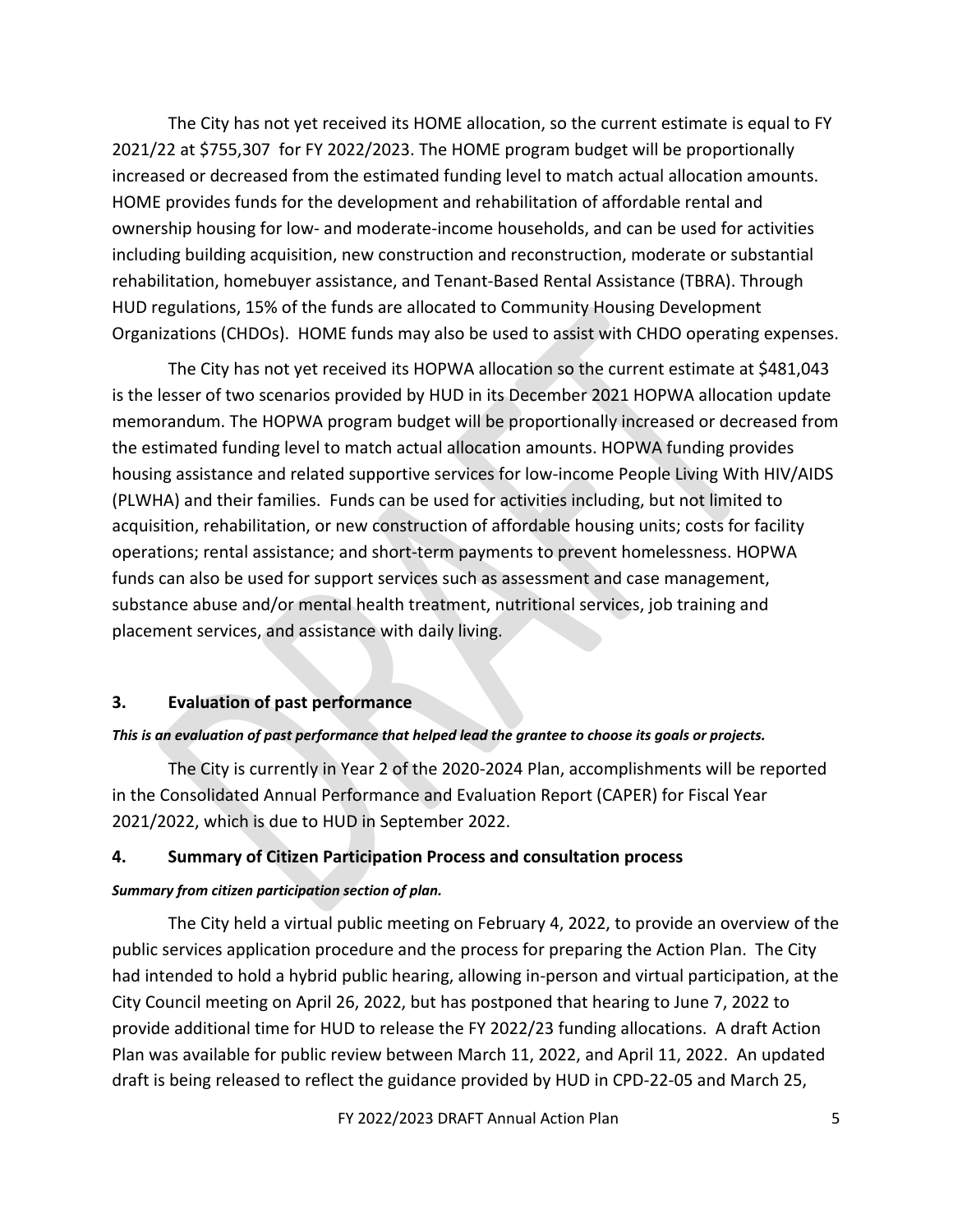The City has not yet received its HOME allocation, so the current estimate is equal to FY 2021/22 at $755,307 for FY 2022/2023. The HOME program budget will be proportionally increased or decreased from the estimated funding level to match actual allocation amounts. HOME provides funds for the development and rehabilitation of affordable rental and ownership housing for low- and moderate-income households, and can be used for activities including building acquisition, new construction and reconstruction, moderate or substantial rehabilitation, homebuyer assistance, and Tenant-Based Rental Assistance (TBRA). Through HUD regulations, 15% of the funds are allocated to Community Housing Development Organizations (CHDOs). HOME funds may also be used to assist with CHDO operating expenses.

The City has not yet received its HOPWA allocation so the current estimate at $481,043 is the lesser of two scenarios provided by HUD in its December 2021 HOPWA allocation update memorandum. The HOPWA program budget will be proportionally increased or decreased from the estimated funding level to match actual allocation amounts. HOPWA funding provides housing assistance and related supportive services for low-income People Living With HIV/AIDS (PLWHA) and their families. Funds can be used for activities including, but not limited to acquisition, rehabilitation, or new construction of affordable housing units; costs for facility operations; rental assistance; and short-term payments to prevent homelessness. HOPWA funds can also be used for support services such as assessment and case management, substance abuse and/or mental health treatment, nutritional services, job training and placement services, and assistance with daily living.

### 3. Evaluation of past performance

***This is an evaluation of past performance that helped lead the grantee to choose its goals or projects.***

The City is currently in Year 2 of the 2020-2024 Plan, accomplishments will be reported in the Consolidated Annual Performance and Evaluation Report (CAPER) for Fiscal Year 2021/2022, which is due to HUD in September 2022.

### 4. Summary of Citizen Participation Process and consultation process

***Summary from citizen participation section of plan.***

The City held a virtual public meeting on February 4, 2022, to provide an overview of the public services application procedure and the process for preparing the Action Plan. The City had intended to hold a hybrid public hearing, allowing in-person and virtual participation, at the City Council meeting on April 26, 2022, but has postponed that hearing to June 7, 2022 to provide additional time for HUD to release the FY 2022/23 funding allocations. A draft Action Plan was available for public review between March 11, 2022, and April 11, 2022. An updated draft is being released to reflect the guidance provided by HUD in CPD-22-05 and March 25,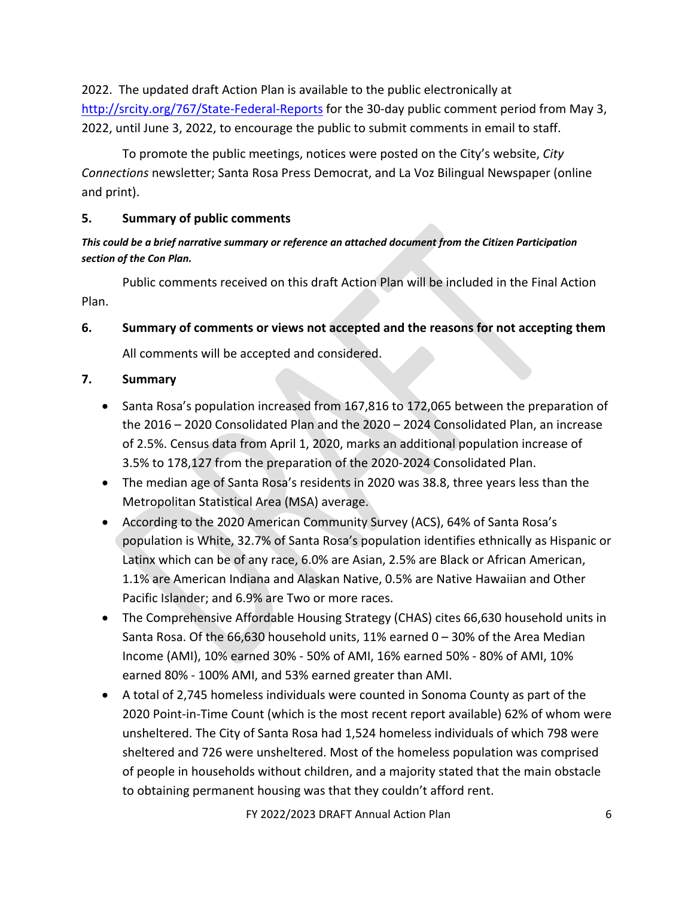2022. The updated draft Action Plan is available to the public electronically at http://srcity.org/767/State-Federal-Reports for the 30-day public comment period from May 3, 2022, until June 3, 2022, to encourage the public to submit comments in email to staff.

To promote the public meetings, notices were posted on the City's website, *City Connections* newsletter; Santa Rosa Press Democrat, and La Voz Bilingual Newspaper (online and print).

**5. Summary of public comments**

***This could be a brief narrative summary or reference an attached document from the Citizen Participation section of the Con Plan.***

Public comments received on this draft Action Plan will be included in the Final Action Plan.

**6. Summary of comments or views not accepted and the reasons for not accepting them**

All comments will be accepted and considered.

**7. Summary**

- Santa Rosa's population increased from 167,816 to 172,065 between the preparation of the 2016 – 2020 Consolidated Plan and the 2020 – 2024 Consolidated Plan, an increase of 2.5%. Census data from April 1, 2020, marks an additional population increase of 3.5% to 178,127 from the preparation of the 2020-2024 Consolidated Plan.
- The median age of Santa Rosa's residents in 2020 was 38.8, three years less than the Metropolitan Statistical Area (MSA) average.
- According to the 2020 American Community Survey (ACS), 64% of Santa Rosa's population is White, 32.7% of Santa Rosa's population identifies ethnically as Hispanic or Latinx which can be of any race, 6.0% are Asian, 2.5% are Black or African American, 1.1% are American Indiana and Alaskan Native, 0.5% are Native Hawaiian and Other Pacific Islander; and 6.9% are Two or more races.
- The Comprehensive Affordable Housing Strategy (CHAS) cites 66,630 household units in Santa Rosa. Of the 66,630 household units, 11% earned 0 – 30% of the Area Median Income (AMI), 10% earned 30% - 50% of AMI, 16% earned 50% - 80% of AMI, 10% earned 80% - 100% AMI, and 53% earned greater than AMI.
- A total of 2,745 homeless individuals were counted in Sonoma County as part of the 2020 Point-in-Time Count (which is the most recent report available) 62% of whom were unsheltered. The City of Santa Rosa had 1,524 homeless individuals of which 798 were sheltered and 726 were unsheltered. Most of the homeless population was comprised of people in households without children, and a majority stated that the main obstacle to obtaining permanent housing was that they couldn't afford rent.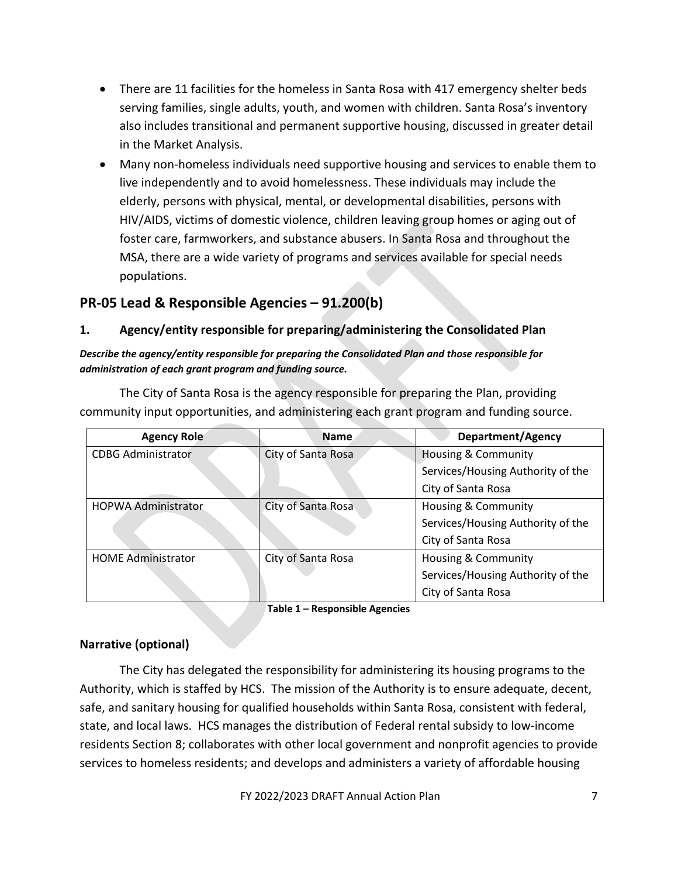- There are 11 facilities for the homeless in Santa Rosa with 417 emergency shelter beds serving families, single adults, youth, and women with children. Santa Rosa's inventory also includes transitional and permanent supportive housing, discussed in greater detail in the Market Analysis.
- Many non-homeless individuals need supportive housing and services to enable them to live independently and to avoid homelessness. These individuals may include the elderly, persons with physical, mental, or developmental disabilities, persons with HIV/AIDS, victims of domestic violence, children leaving group homes or aging out of foster care, farmworkers, and substance abusers. In Santa Rosa and throughout the MSA, there are a wide variety of programs and services available for special needs populations.

## PR-05 Lead & Responsible Agencies – 91.200(b)

### 1. Agency/entity responsible for preparing/administering the Consolidated Plan

***Describe the agency/entity responsible for preparing the Consolidated Plan and those responsible for administration of each grant program and funding source.***

The City of Santa Rosa is the agency responsible for preparing the Plan, providing community input opportunities, and administering each grant program and funding source.

| Agency Role | Name | Department/Agency |
|---|---|---|
| CDBG Administrator | City of Santa Rosa | Housing & Community Services/Housing Authority of the City of Santa Rosa |
| HOPWA Administrator | City of Santa Rosa | Housing & Community Services/Housing Authority of the City of Santa Rosa |
| HOME Administrator | City of Santa Rosa | Housing & Community Services/Housing Authority of the City of Santa Rosa |

**Table 1 – Responsible Agencies**

### Narrative (optional)

The City has delegated the responsibility for administering its housing programs to the Authority, which is staffed by HCS. The mission of the Authority is to ensure adequate, decent, safe, and sanitary housing for qualified households within Santa Rosa, consistent with federal, state, and local laws. HCS manages the distribution of Federal rental subsidy to low-income residents Section 8; collaborates with other local government and nonprofit agencies to provide services to homeless residents; and develops and administers a variety of affordable housing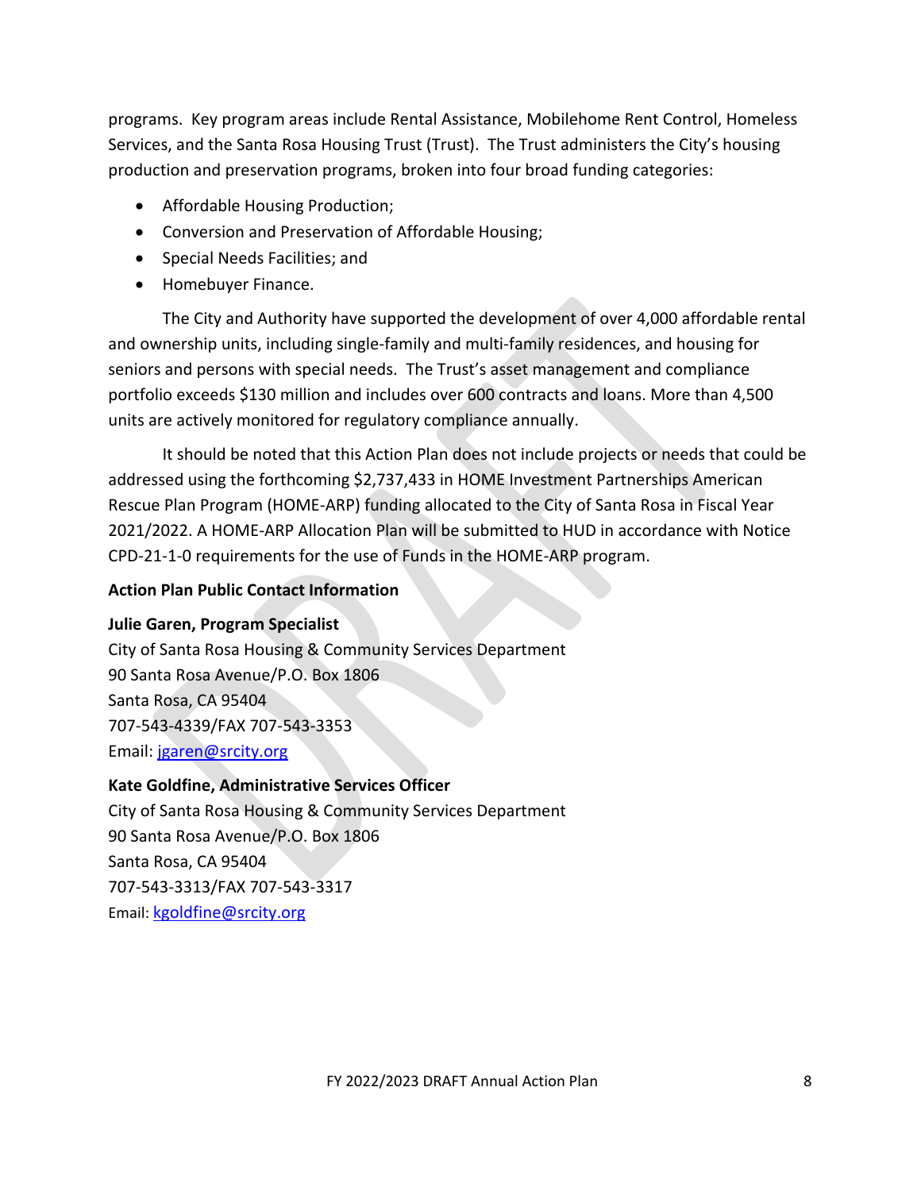programs. Key program areas include Rental Assistance, Mobilehome Rent Control, Homeless Services, and the Santa Rosa Housing Trust (Trust). The Trust administers the City's housing production and preservation programs, broken into four broad funding categories:

- Affordable Housing Production;
- Conversion and Preservation of Affordable Housing;
- Special Needs Facilities; and
- Homebuyer Finance.

The City and Authority have supported the development of over 4,000 affordable rental and ownership units, including single-family and multi-family residences, and housing for seniors and persons with special needs. The Trust's asset management and compliance portfolio exceeds $130 million and includes over 600 contracts and loans. More than 4,500 units are actively monitored for regulatory compliance annually.

It should be noted that this Action Plan does not include projects or needs that could be addressed using the forthcoming $2,737,433 in HOME Investment Partnerships American Rescue Plan Program (HOME-ARP) funding allocated to the City of Santa Rosa in Fiscal Year 2021/2022. A HOME-ARP Allocation Plan will be submitted to HUD in accordance with Notice CPD-21-1-0 requirements for the use of Funds in the HOME-ARP program.

**Action Plan Public Contact Information**

**Julie Garen, Program Specialist**
City of Santa Rosa Housing & Community Services Department
90 Santa Rosa Avenue/P.O. Box 1806
Santa Rosa, CA 95404
707-543-4339/FAX 707-543-3353
Email: jgaren@srcity.org

**Kate Goldfine, Administrative Services Officer**
City of Santa Rosa Housing & Community Services Department
90 Santa Rosa Avenue/P.O. Box 1806
Santa Rosa, CA 95404
707-543-3313/FAX 707-543-3317
Email: kgoldfine@srcity.org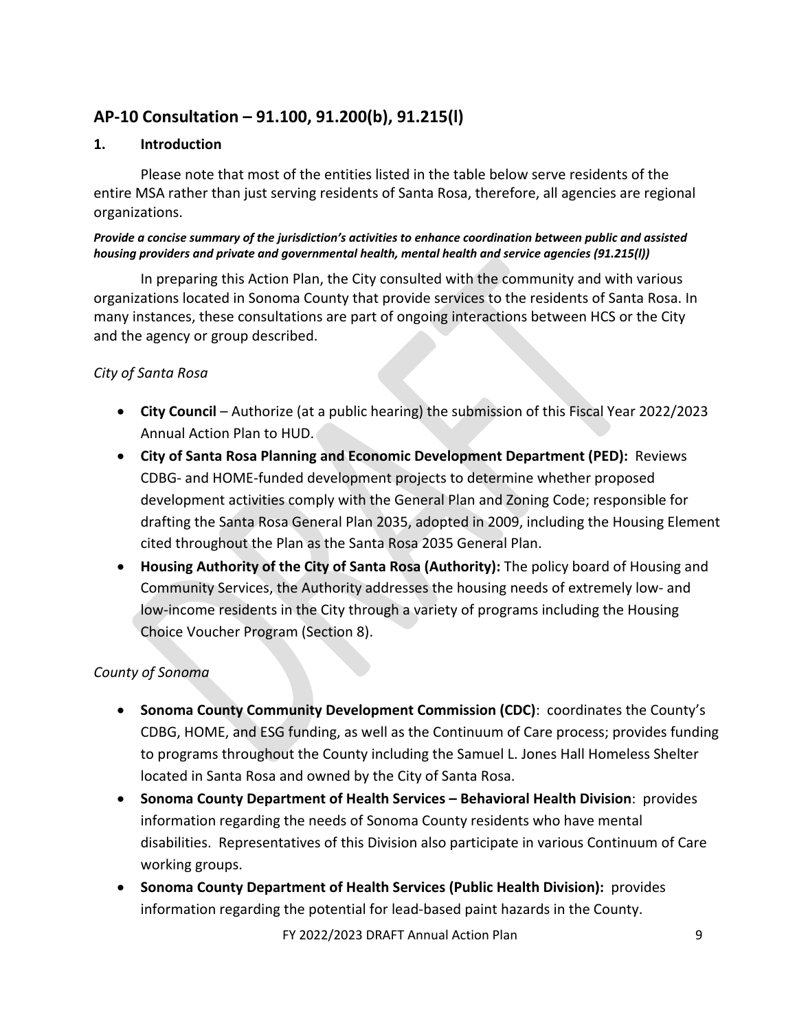## AP-10 Consultation – 91.100, 91.200(b), 91.215(l)

### 1. Introduction

Please note that most of the entities listed in the table below serve residents of the entire MSA rather than just serving residents of Santa Rosa, therefore, all agencies are regional organizations.

***Provide a concise summary of the jurisdiction's activities to enhance coordination between public and assisted housing providers and private and governmental health, mental health and service agencies (91.215(l))***

In preparing this Action Plan, the City consulted with the community and with various organizations located in Sonoma County that provide services to the residents of Santa Rosa. In many instances, these consultations are part of ongoing interactions between HCS or the City and the agency or group described.

*City of Santa Rosa*

- **City Council** – Authorize (at a public hearing) the submission of this Fiscal Year 2022/2023 Annual Action Plan to HUD.
- **City of Santa Rosa Planning and Economic Development Department (PED):** Reviews CDBG- and HOME-funded development projects to determine whether proposed development activities comply with the General Plan and Zoning Code; responsible for drafting the Santa Rosa General Plan 2035, adopted in 2009, including the Housing Element cited throughout the Plan as the Santa Rosa 2035 General Plan.
- **Housing Authority of the City of Santa Rosa (Authority):** The policy board of Housing and Community Services, the Authority addresses the housing needs of extremely low- and low-income residents in the City through a variety of programs including the Housing Choice Voucher Program (Section 8).

*County of Sonoma*

- **Sonoma County Community Development Commission (CDC)**: coordinates the County's CDBG, HOME, and ESG funding, as well as the Continuum of Care process; provides funding to programs throughout the County including the Samuel L. Jones Hall Homeless Shelter located in Santa Rosa and owned by the City of Santa Rosa.
- **Sonoma County Department of Health Services – Behavioral Health Division**: provides information regarding the needs of Sonoma County residents who have mental disabilities. Representatives of this Division also participate in various Continuum of Care working groups.
- **Sonoma County Department of Health Services (Public Health Division):** provides information regarding the potential for lead-based paint hazards in the County.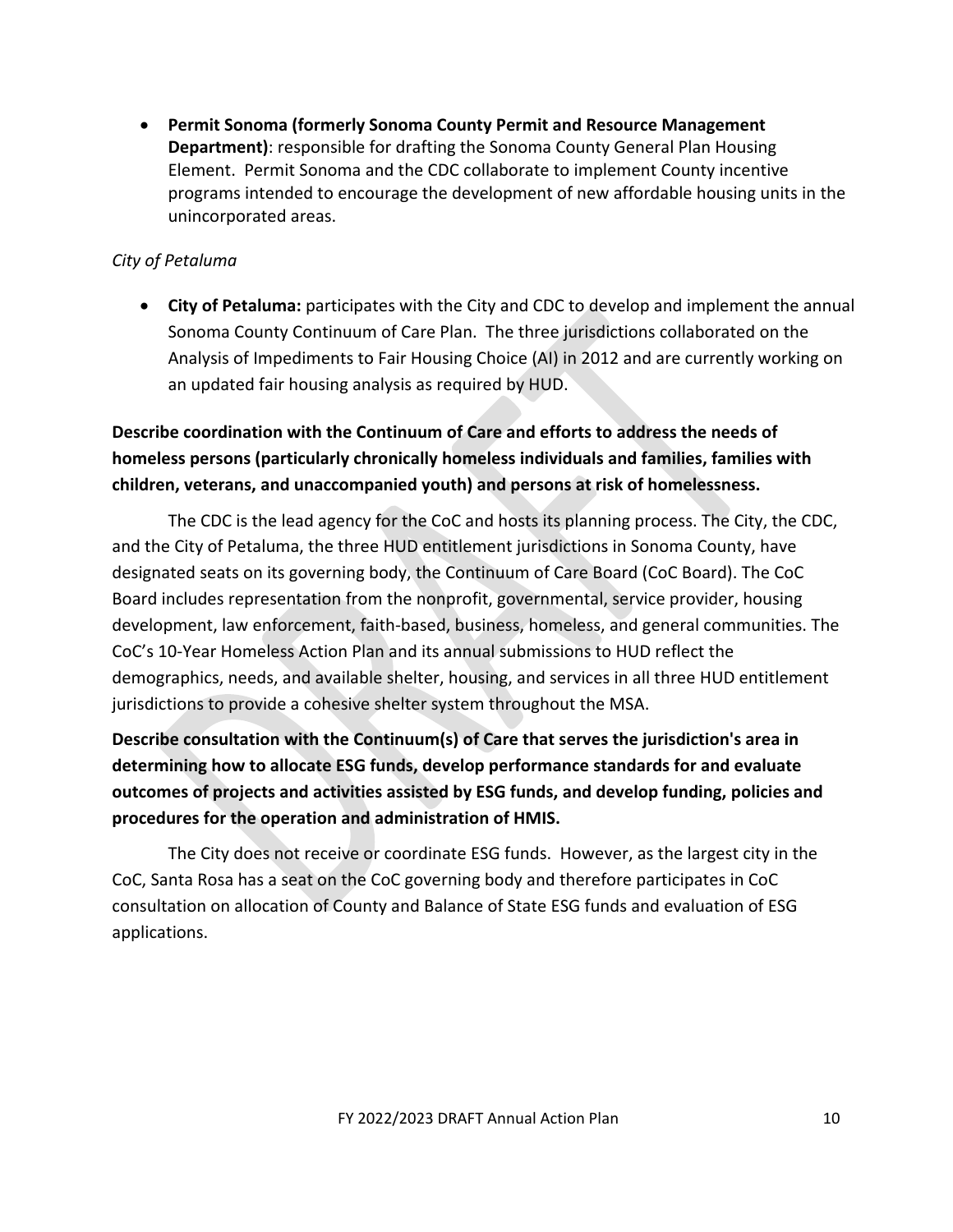- **Permit Sonoma (formerly Sonoma County Permit and Resource Management Department)**: responsible for drafting the Sonoma County General Plan Housing Element. Permit Sonoma and the CDC collaborate to implement County incentive programs intended to encourage the development of new affordable housing units in the unincorporated areas.

*City of Petaluma*

- **City of Petaluma:** participates with the City and CDC to develop and implement the annual Sonoma County Continuum of Care Plan. The three jurisdictions collaborated on the Analysis of Impediments to Fair Housing Choice (AI) in 2012 and are currently working on an updated fair housing analysis as required by HUD.

**Describe coordination with the Continuum of Care and efforts to address the needs of homeless persons (particularly chronically homeless individuals and families, families with children, veterans, and unaccompanied youth) and persons at risk of homelessness.**

The CDC is the lead agency for the CoC and hosts its planning process. The City, the CDC, and the City of Petaluma, the three HUD entitlement jurisdictions in Sonoma County, have designated seats on its governing body, the Continuum of Care Board (CoC Board). The CoC Board includes representation from the nonprofit, governmental, service provider, housing development, law enforcement, faith-based, business, homeless, and general communities. The CoC's 10-Year Homeless Action Plan and its annual submissions to HUD reflect the demographics, needs, and available shelter, housing, and services in all three HUD entitlement jurisdictions to provide a cohesive shelter system throughout the MSA.

**Describe consultation with the Continuum(s) of Care that serves the jurisdiction's area in determining how to allocate ESG funds, develop performance standards for and evaluate outcomes of projects and activities assisted by ESG funds, and develop funding, policies and procedures for the operation and administration of HMIS.**

The City does not receive or coordinate ESG funds. However, as the largest city in the CoC, Santa Rosa has a seat on the CoC governing body and therefore participates in CoC consultation on allocation of County and Balance of State ESG funds and evaluation of ESG applications.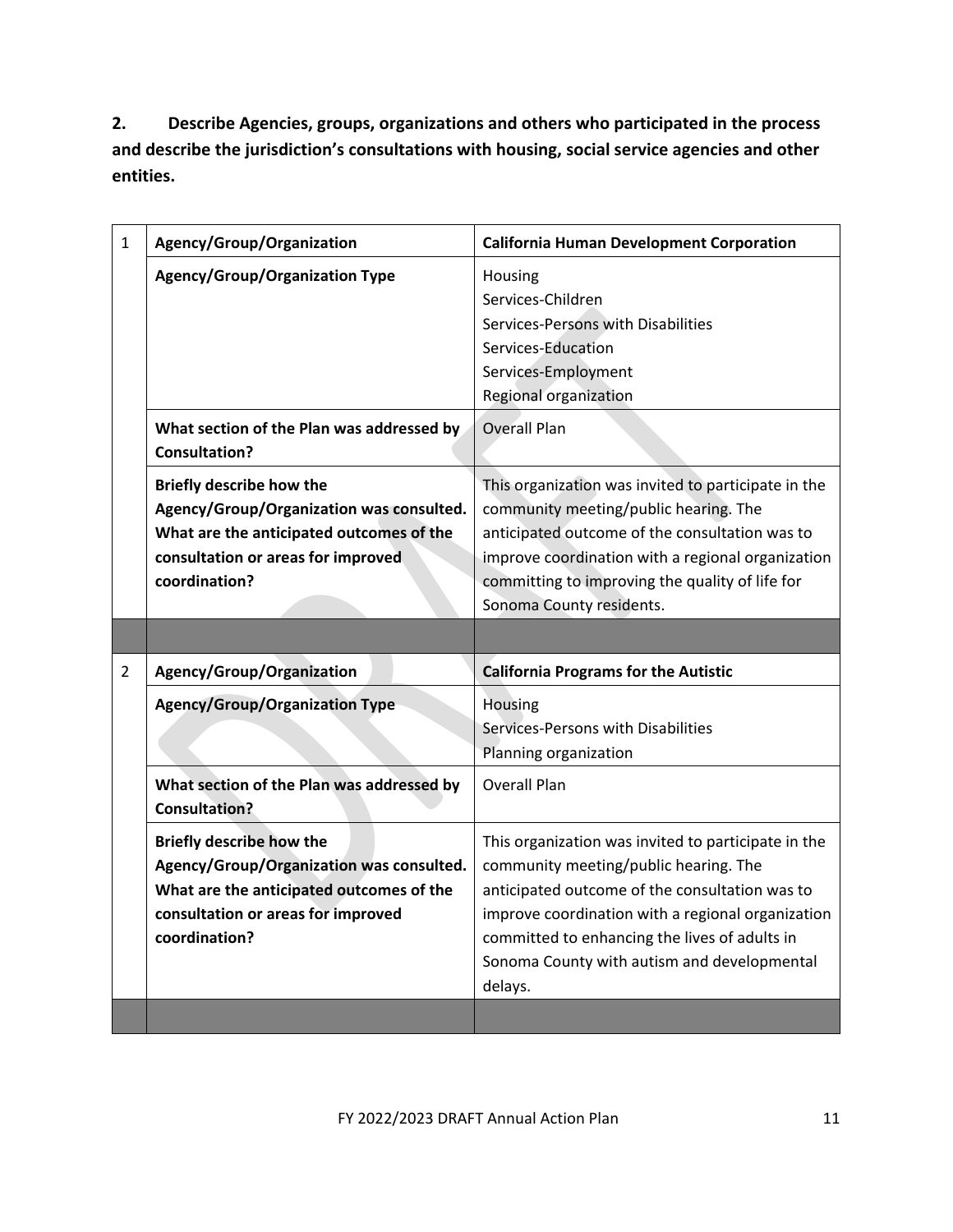**2. Describe Agencies, groups, organizations and others who participated in the process and describe the jurisdiction's consultations with housing, social service agencies and other entities.**

| | | |
|---|---|---|
| 1 | **Agency/Group/Organization** | **California Human Development Corporation** |
| | **Agency/Group/Organization Type** | Housing<br>Services-Children<br>Services-Persons with Disabilities<br>Services-Education<br>Services-Employment<br>Regional organization |
| | **What section of the Plan was addressed by Consultation?** | Overall Plan |
| | **Briefly describe how the Agency/Group/Organization was consulted. What are the anticipated outcomes of the consultation or areas for improved coordination?** | This organization was invited to participate in the community meeting/public hearing. The anticipated outcome of the consultation was to improve coordination with a regional organization committing to improving the quality of life for Sonoma County residents. |
| | | |
| 2 | **Agency/Group/Organization** | **California Programs for the Autistic** |
| | **Agency/Group/Organization Type** | Housing<br>Services-Persons with Disabilities<br>Planning organization |
| | **What section of the Plan was addressed by Consultation?** | Overall Plan |
| | **Briefly describe how the Agency/Group/Organization was consulted. What are the anticipated outcomes of the consultation or areas for improved coordination?** | This organization was invited to participate in the community meeting/public hearing. The anticipated outcome of the consultation was to improve coordination with a regional organization committed to enhancing the lives of adults in Sonoma County with autism and developmental delays. |
| | | |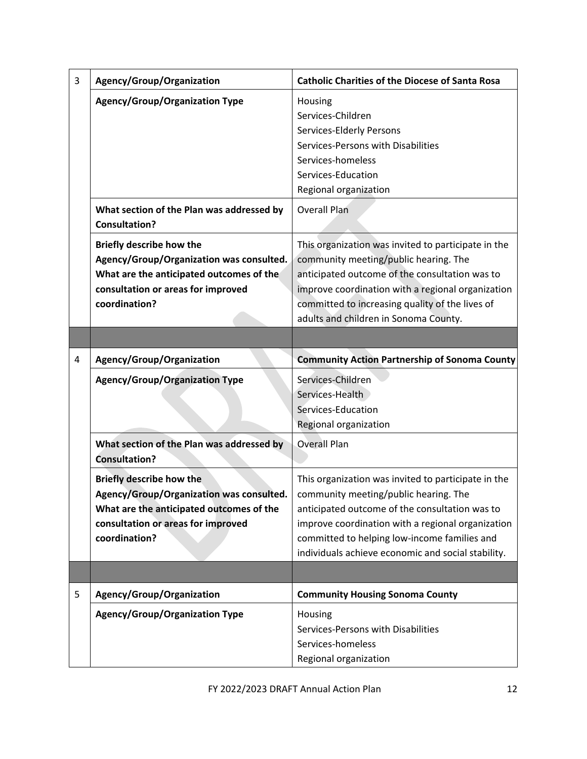| | | |
|---|---|---|
| 3 | **Agency/Group/Organization** | **Catholic Charities of the Diocese of Santa Rosa** |
| | **Agency/Group/Organization Type** | Housing<br>Services-Children<br>Services-Elderly Persons<br>Services-Persons with Disabilities<br>Services-homeless<br>Services-Education<br>Regional organization |
| | **What section of the Plan was addressed by Consultation?** | Overall Plan |
| | **Briefly describe how the Agency/Group/Organization was consulted. What are the anticipated outcomes of the consultation or areas for improved coordination?** | This organization was invited to participate in the community meeting/public hearing. The anticipated outcome of the consultation was to improve coordination with a regional organization committed to increasing quality of the lives of adults and children in Sonoma County. |
| | | |
| 4 | **Agency/Group/Organization** | **Community Action Partnership of Sonoma County** |
| | **Agency/Group/Organization Type** | Services-Children<br>Services-Health<br>Services-Education<br>Regional organization |
| | **What section of the Plan was addressed by Consultation?** | Overall Plan |
| | **Briefly describe how the Agency/Group/Organization was consulted. What are the anticipated outcomes of the consultation or areas for improved coordination?** | This organization was invited to participate in the community meeting/public hearing. The anticipated outcome of the consultation was to improve coordination with a regional organization committed to helping low-income families and individuals achieve economic and social stability. |
| | | |
| 5 | **Agency/Group/Organization** | **Community Housing Sonoma County** |
| | **Agency/Group/Organization Type** | Housing<br>Services-Persons with Disabilities<br>Services-homeless<br>Regional organization |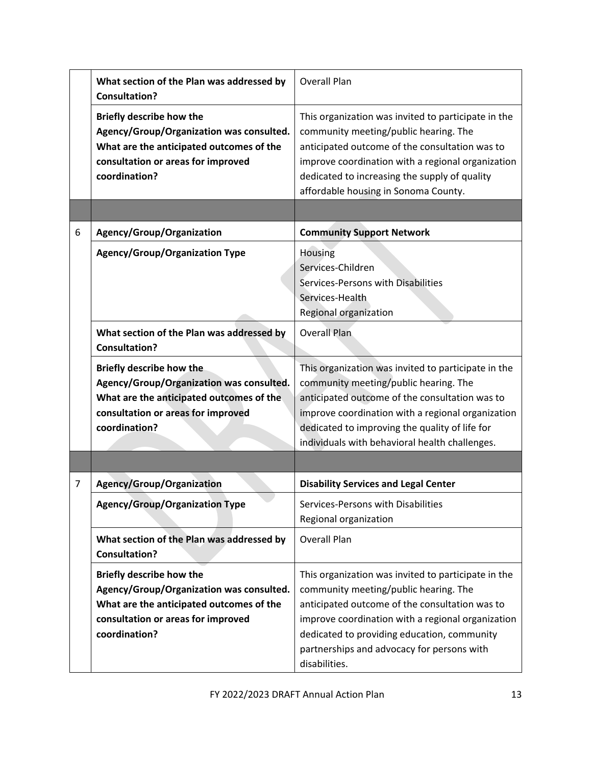| | | |
|---|---|---|
| | **What section of the Plan was addressed by Consultation?** | Overall Plan |
| | **Briefly describe how the Agency/Group/Organization was consulted. What are the anticipated outcomes of the consultation or areas for improved coordination?** | This organization was invited to participate in the community meeting/public hearing. The anticipated outcome of the consultation was to improve coordination with a regional organization dedicated to increasing the supply of quality affordable housing in Sonoma County. |
| | | |
| 6 | **Agency/Group/Organization** | **Community Support Network** |
| | **Agency/Group/Organization Type** | Housing<br>Services-Children<br>Services-Persons with Disabilities<br>Services-Health<br>Regional organization |
| | **What section of the Plan was addressed by Consultation?** | Overall Plan |
| | **Briefly describe how the Agency/Group/Organization was consulted. What are the anticipated outcomes of the consultation or areas for improved coordination?** | This organization was invited to participate in the community meeting/public hearing. The anticipated outcome of the consultation was to improve coordination with a regional organization dedicated to improving the quality of life for individuals with behavioral health challenges. |
| | | |
| 7 | **Agency/Group/Organization** | **Disability Services and Legal Center** |
| | **Agency/Group/Organization Type** | Services-Persons with Disabilities<br>Regional organization |
| | **What section of the Plan was addressed by Consultation?** | Overall Plan |
| | **Briefly describe how the Agency/Group/Organization was consulted. What are the anticipated outcomes of the consultation or areas for improved coordination?** | This organization was invited to participate in the community meeting/public hearing. The anticipated outcome of the consultation was to improve coordination with a regional organization dedicated to providing education, community partnerships and advocacy for persons with disabilities. |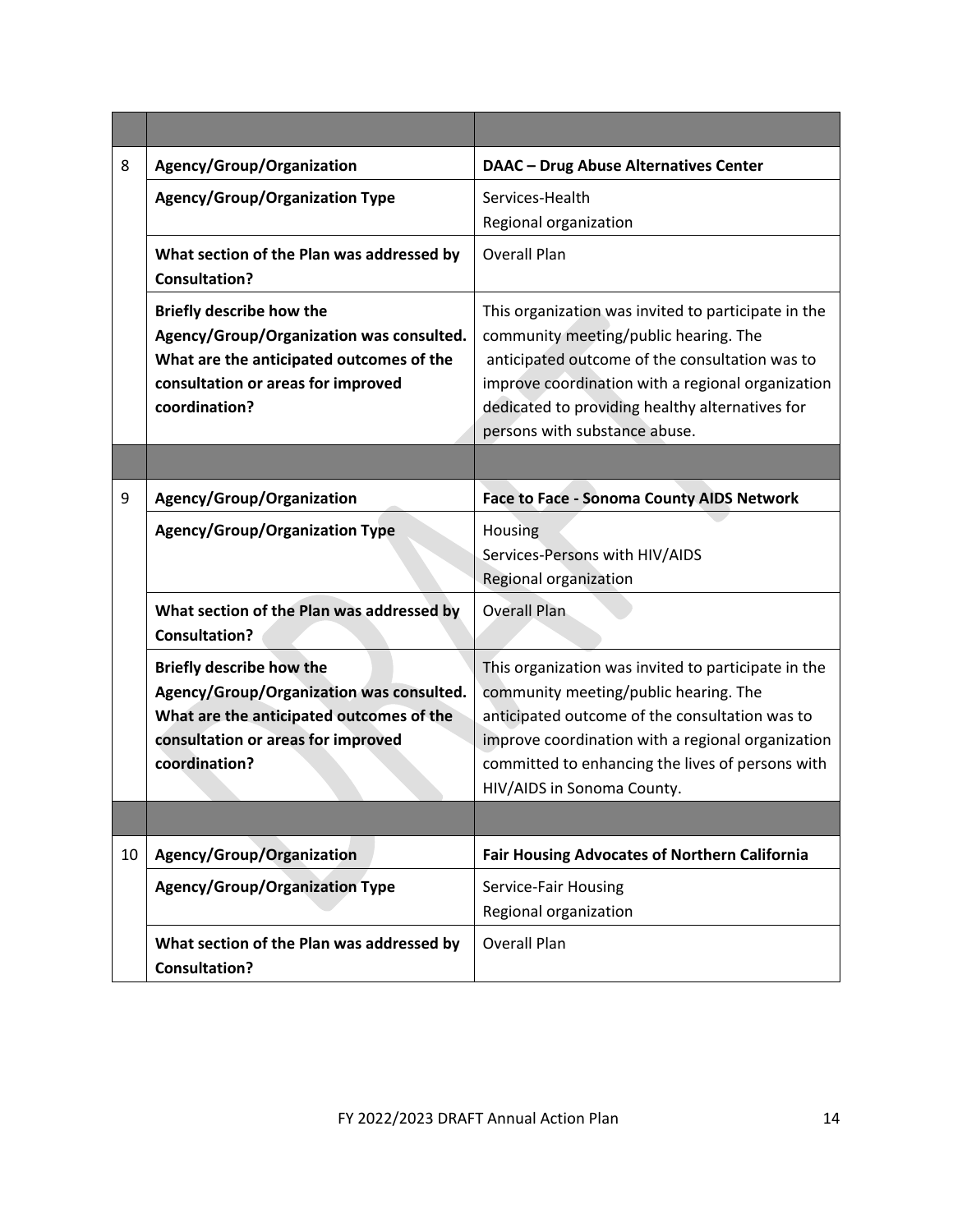| | | |
|---|---|---|
| 8 | **Agency/Group/Organization** | **DAAC – Drug Abuse Alternatives Center** |
| | **Agency/Group/Organization Type** | Services-Health<br>Regional organization |
| | **What section of the Plan was addressed by Consultation?** | Overall Plan |
| | **Briefly describe how the Agency/Group/Organization was consulted. What are the anticipated outcomes of the consultation or areas for improved coordination?** | This organization was invited to participate in the community meeting/public hearing. The anticipated outcome of the consultation was to improve coordination with a regional organization dedicated to providing healthy alternatives for persons with substance abuse. |
| | | |
| 9 | **Agency/Group/Organization** | **Face to Face - Sonoma County AIDS Network** |
| | **Agency/Group/Organization Type** | Housing<br>Services-Persons with HIV/AIDS<br>Regional organization |
| | **What section of the Plan was addressed by Consultation?** | Overall Plan |
| | **Briefly describe how the Agency/Group/Organization was consulted. What are the anticipated outcomes of the consultation or areas for improved coordination?** | This organization was invited to participate in the community meeting/public hearing. The anticipated outcome of the consultation was to improve coordination with a regional organization committed to enhancing the lives of persons with HIV/AIDS in Sonoma County. |
| | | |
| 10 | **Agency/Group/Organization** | **Fair Housing Advocates of Northern California** |
| | **Agency/Group/Organization Type** | Service-Fair Housing<br>Regional organization |
| | **What section of the Plan was addressed by Consultation?** | Overall Plan |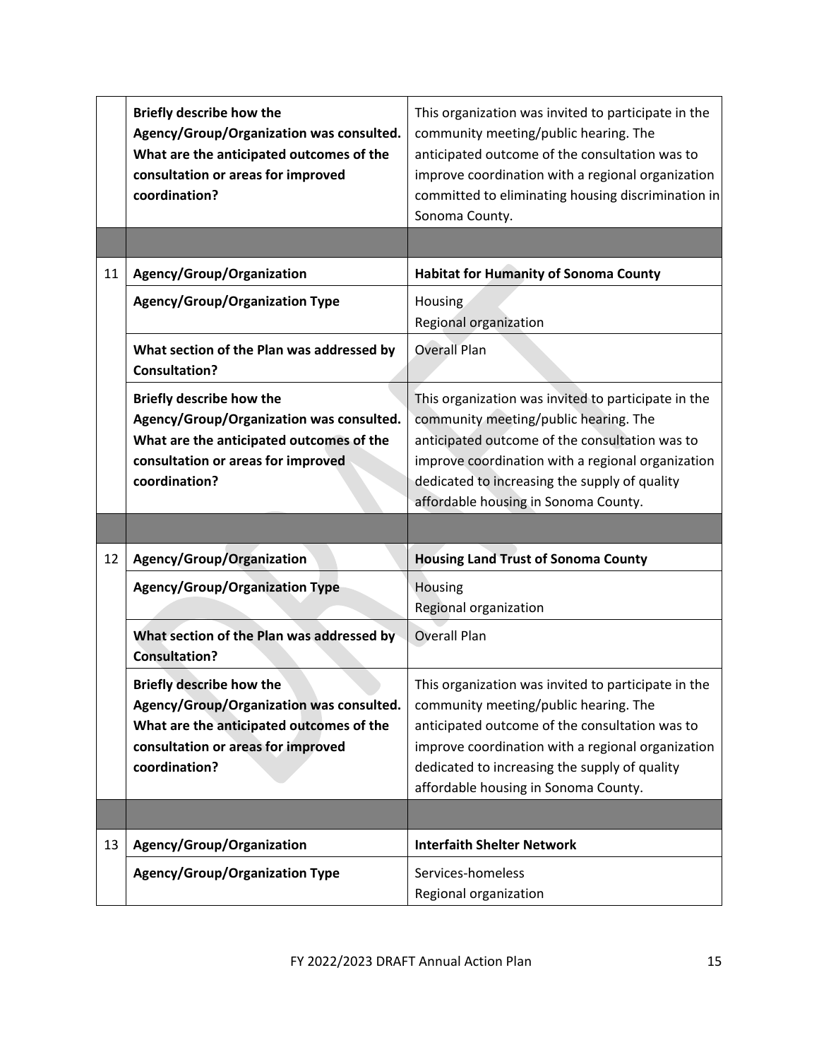| | | |
|---|---|---|
| | **Briefly describe how the Agency/Group/Organization was consulted. What are the anticipated outcomes of the consultation or areas for improved coordination?** | This organization was invited to participate in the community meeting/public hearing. The anticipated outcome of the consultation was to improve coordination with a regional organization committed to eliminating housing discrimination in Sonoma County. |
| | | |
| 11 | **Agency/Group/Organization** | **Habitat for Humanity of Sonoma County** |
| | **Agency/Group/Organization Type** | Housing<br>Regional organization |
| | **What section of the Plan was addressed by Consultation?** | Overall Plan |
| | **Briefly describe how the Agency/Group/Organization was consulted. What are the anticipated outcomes of the consultation or areas for improved coordination?** | This organization was invited to participate in the community meeting/public hearing. The anticipated outcome of the consultation was to improve coordination with a regional organization dedicated to increasing the supply of quality affordable housing in Sonoma County. |
| | | |
| 12 | **Agency/Group/Organization** | **Housing Land Trust of Sonoma County** |
| | **Agency/Group/Organization Type** | Housing<br>Regional organization |
| | **What section of the Plan was addressed by Consultation?** | Overall Plan |
| | **Briefly describe how the Agency/Group/Organization was consulted. What are the anticipated outcomes of the consultation or areas for improved coordination?** | This organization was invited to participate in the community meeting/public hearing. The anticipated outcome of the consultation was to improve coordination with a regional organization dedicated to increasing the supply of quality affordable housing in Sonoma County. |
| | | |
| 13 | **Agency/Group/Organization** | **Interfaith Shelter Network** |
| | **Agency/Group/Organization Type** | Services-homeless<br>Regional organization |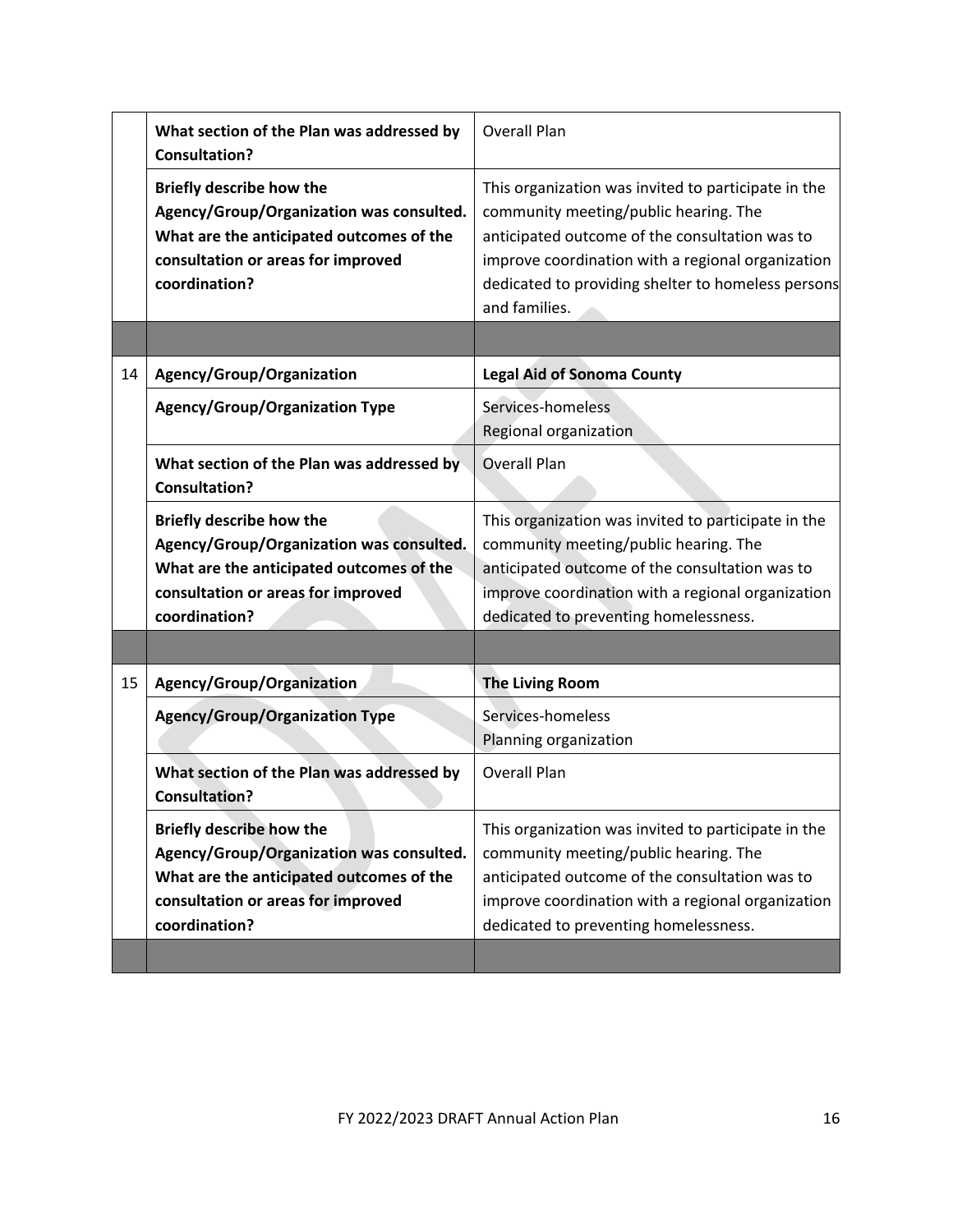| | | |
|---|---|---|
| | **What section of the Plan was addressed by Consultation?** | Overall Plan |
| | **Briefly describe how the Agency/Group/Organization was consulted. What are the anticipated outcomes of the consultation or areas for improved coordination?** | This organization was invited to participate in the community meeting/public hearing. The anticipated outcome of the consultation was to improve coordination with a regional organization dedicated to providing shelter to homeless persons and families. |
| | | |
| 14 | **Agency/Group/Organization** | **Legal Aid of Sonoma County** |
| | **Agency/Group/Organization Type** | Services-homeless<br>Regional organization |
| | **What section of the Plan was addressed by Consultation?** | Overall Plan |
| | **Briefly describe how the Agency/Group/Organization was consulted. What are the anticipated outcomes of the consultation or areas for improved coordination?** | This organization was invited to participate in the community meeting/public hearing. The anticipated outcome of the consultation was to improve coordination with a regional organization dedicated to preventing homelessness. |
| | | |
| 15 | **Agency/Group/Organization** | **The Living Room** |
| | **Agency/Group/Organization Type** | Services-homeless<br>Planning organization |
| | **What section of the Plan was addressed by Consultation?** | Overall Plan |
| | **Briefly describe how the Agency/Group/Organization was consulted. What are the anticipated outcomes of the consultation or areas for improved coordination?** | This organization was invited to participate in the community meeting/public hearing. The anticipated outcome of the consultation was to improve coordination with a regional organization dedicated to preventing homelessness. |
| | | |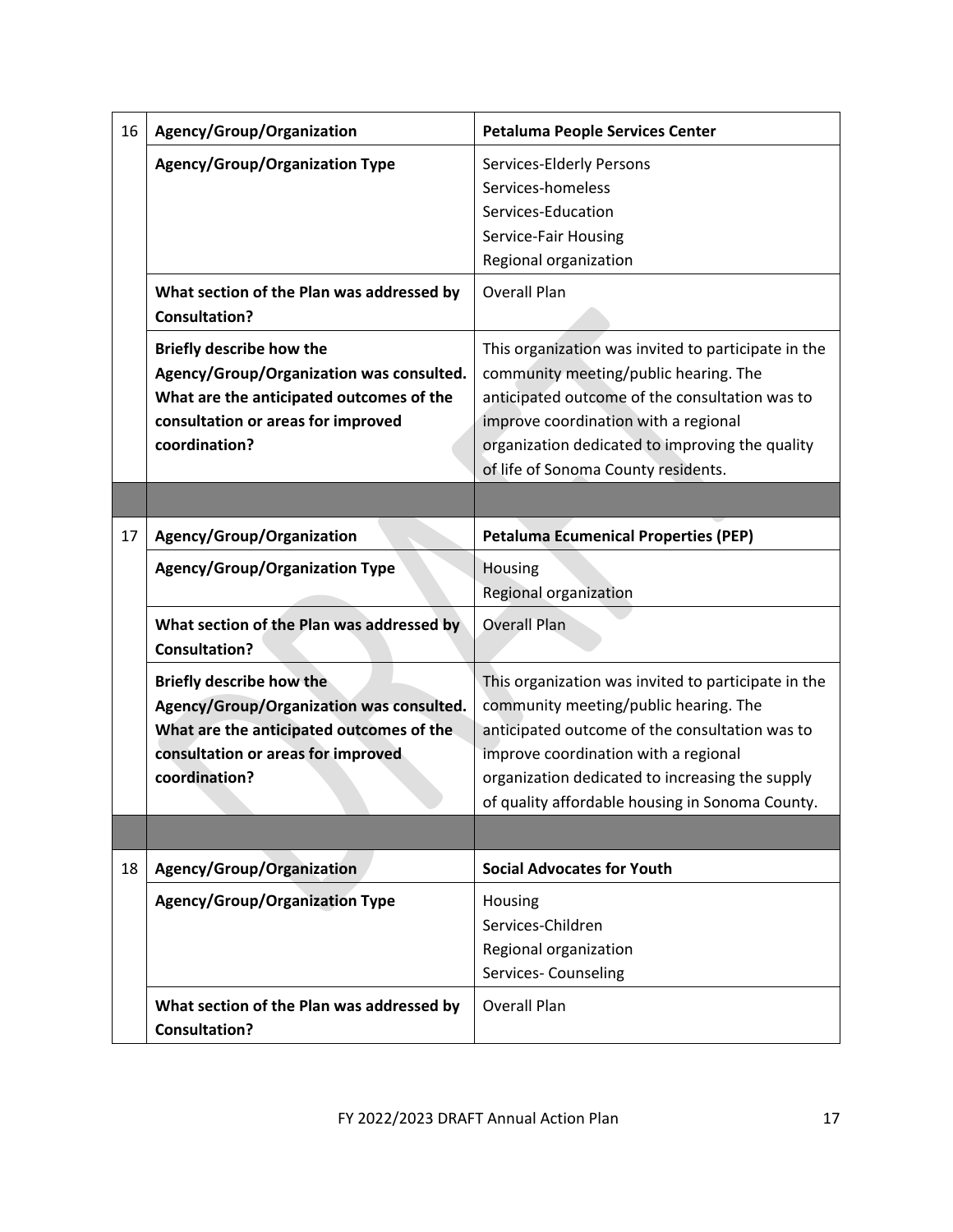| | | |
|---|---|---|
| 16 | **Agency/Group/Organization** | **Petaluma People Services Center** |
| | **Agency/Group/Organization Type** | Services-Elderly Persons<br>Services-homeless<br>Services-Education<br>Service-Fair Housing<br>Regional organization |
| | **What section of the Plan was addressed by Consultation?** | Overall Plan |
| | **Briefly describe how the Agency/Group/Organization was consulted. What are the anticipated outcomes of the consultation or areas for improved coordination?** | This organization was invited to participate in the community meeting/public hearing. The anticipated outcome of the consultation was to improve coordination with a regional organization dedicated to improving the quality of life of Sonoma County residents. |
| | | |
| 17 | **Agency/Group/Organization** | **Petaluma Ecumenical Properties (PEP)** |
| | **Agency/Group/Organization Type** | Housing<br>Regional organization |
| | **What section of the Plan was addressed by Consultation?** | Overall Plan |
| | **Briefly describe how the Agency/Group/Organization was consulted. What are the anticipated outcomes of the consultation or areas for improved coordination?** | This organization was invited to participate in the community meeting/public hearing. The anticipated outcome of the consultation was to improve coordination with a regional organization dedicated to increasing the supply of quality affordable housing in Sonoma County. |
| | | |
| 18 | **Agency/Group/Organization** | **Social Advocates for Youth** |
| | **Agency/Group/Organization Type** | Housing<br>Services-Children<br>Regional organization<br>Services- Counseling |
| | **What section of the Plan was addressed by Consultation?** | Overall Plan |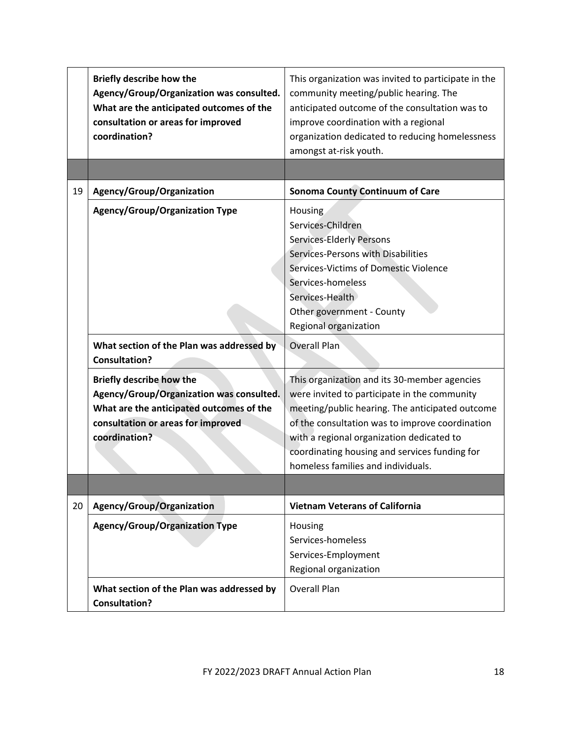| | | |
|---|---|---|
| | **Briefly describe how the Agency/Group/Organization was consulted. What are the anticipated outcomes of the consultation or areas for improved coordination?** | This organization was invited to participate in the community meeting/public hearing. The anticipated outcome of the consultation was to improve coordination with a regional organization dedicated to reducing homelessness amongst at-risk youth. |
| | | |
| 19 | **Agency/Group/Organization** | **Sonoma County Continuum of Care** |
| | **Agency/Group/Organization Type** | Housing<br>Services-Children<br>Services-Elderly Persons<br>Services-Persons with Disabilities<br>Services-Victims of Domestic Violence<br>Services-homeless<br>Services-Health<br>Other government - County<br>Regional organization |
| | **What section of the Plan was addressed by Consultation?** | Overall Plan |
| | **Briefly describe how the Agency/Group/Organization was consulted. What are the anticipated outcomes of the consultation or areas for improved coordination?** | This organization and its 30-member agencies were invited to participate in the community meeting/public hearing. The anticipated outcome of the consultation was to improve coordination with a regional organization dedicated to coordinating housing and services funding for homeless families and individuals. |
| | | |
| 20 | **Agency/Group/Organization** | **Vietnam Veterans of California** |
| | **Agency/Group/Organization Type** | Housing<br>Services-homeless<br>Services-Employment<br>Regional organization |
| | **What section of the Plan was addressed by Consultation?** | Overall Plan |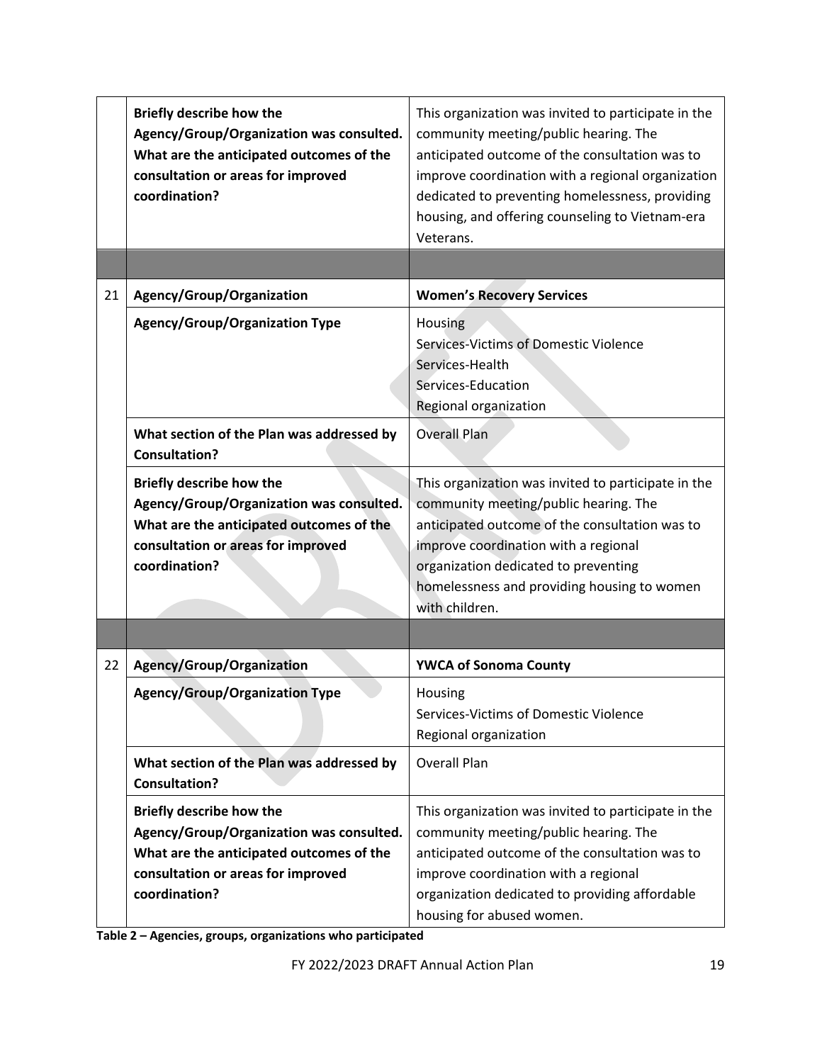| | | |
|---|---|---|
| | **Briefly describe how the Agency/Group/Organization was consulted. What are the anticipated outcomes of the consultation or areas for improved coordination?** | This organization was invited to participate in the community meeting/public hearing. The anticipated outcome of the consultation was to improve coordination with a regional organization dedicated to preventing homelessness, providing housing, and offering counseling to Vietnam-era Veterans. |
| | | |
| 21 | **Agency/Group/Organization** | **Women's Recovery Services** |
| | **Agency/Group/Organization Type** | Housing<br>Services-Victims of Domestic Violence<br>Services-Health<br>Services-Education<br>Regional organization |
| | **What section of the Plan was addressed by Consultation?** | Overall Plan |
| | **Briefly describe how the Agency/Group/Organization was consulted. What are the anticipated outcomes of the consultation or areas for improved coordination?** | This organization was invited to participate in the community meeting/public hearing. The anticipated outcome of the consultation was to improve coordination with a regional organization dedicated to preventing homelessness and providing housing to women with children. |
| | | |
| 22 | **Agency/Group/Organization** | **YWCA of Sonoma County** |
| | **Agency/Group/Organization Type** | Housing<br>Services-Victims of Domestic Violence<br>Regional organization |
| | **What section of the Plan was addressed by Consultation?** | Overall Plan |
| | **Briefly describe how the Agency/Group/Organization was consulted. What are the anticipated outcomes of the consultation or areas for improved coordination?** | This organization was invited to participate in the community meeting/public hearing. The anticipated outcome of the consultation was to improve coordination with a regional organization dedicated to providing affordable housing for abused women. |

**Table 2 – Agencies, groups, organizations who participated**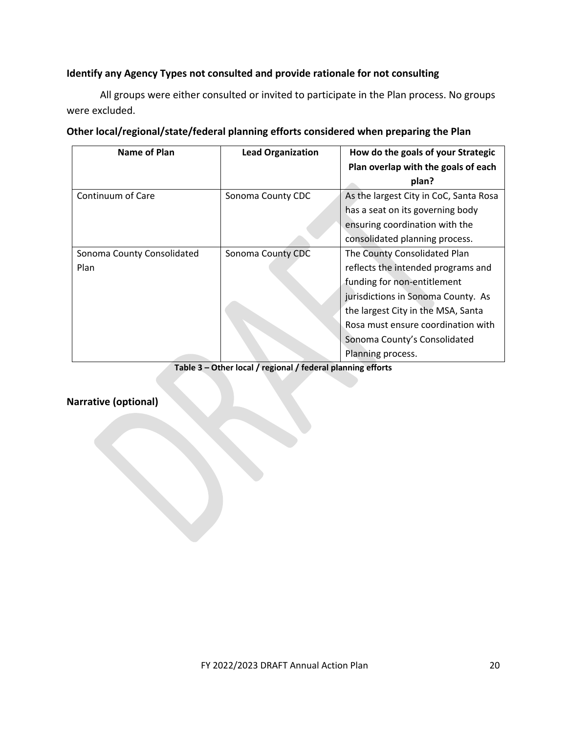### Identify any Agency Types not consulted and provide rationale for not consulting

All groups were either consulted or invited to participate in the Plan process. No groups were excluded.

### Other local/regional/state/federal planning efforts considered when preparing the Plan

| Name of Plan | Lead Organization | How do the goals of your Strategic Plan overlap with the goals of each plan? |
|---|---|---|
| Continuum of Care | Sonoma County CDC | As the largest City in CoC, Santa Rosa has a seat on its governing body ensuring coordination with the consolidated planning process. |
| Sonoma County Consolidated Plan | Sonoma County CDC | The County Consolidated Plan reflects the intended programs and funding for non-entitlement jurisdictions in Sonoma County. As the largest City in the MSA, Santa Rosa must ensure coordination with Sonoma County's Consolidated Planning process. |

**Table 3 – Other local / regional / federal planning efforts**

## Narrative (optional)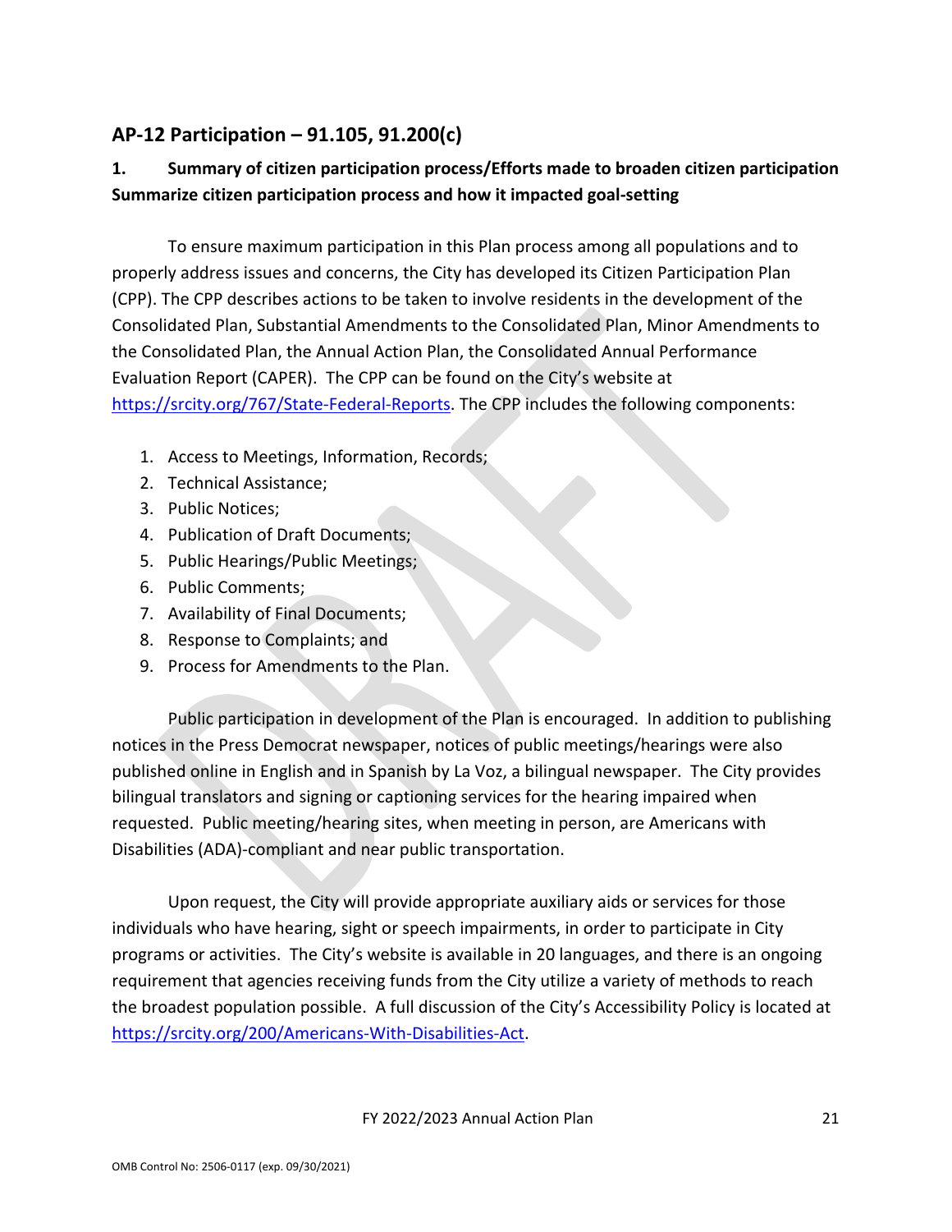## AP-12 Participation – 91.105, 91.200(c)

### 1. Summary of citizen participation process/Efforts made to broaden citizen participation Summarize citizen participation process and how it impacted goal-setting

To ensure maximum participation in this Plan process among all populations and to properly address issues and concerns, the City has developed its Citizen Participation Plan (CPP). The CPP describes actions to be taken to involve residents in the development of the Consolidated Plan, Substantial Amendments to the Consolidated Plan, Minor Amendments to the Consolidated Plan, the Annual Action Plan, the Consolidated Annual Performance Evaluation Report (CAPER). The CPP can be found on the City's website at https://srcity.org/767/State-Federal-Reports. The CPP includes the following components:

1. Access to Meetings, Information, Records;
2. Technical Assistance;
3. Public Notices;
4. Publication of Draft Documents;
5. Public Hearings/Public Meetings;
6. Public Comments;
7. Availability of Final Documents;
8. Response to Complaints; and
9. Process for Amendments to the Plan.

Public participation in development of the Plan is encouraged. In addition to publishing notices in the Press Democrat newspaper, notices of public meetings/hearings were also published online in English and in Spanish by La Voz, a bilingual newspaper. The City provides bilingual translators and signing or captioning services for the hearing impaired when requested. Public meeting/hearing sites, when meeting in person, are Americans with Disabilities (ADA)-compliant and near public transportation.

Upon request, the City will provide appropriate auxiliary aids or services for those individuals who have hearing, sight or speech impairments, in order to participate in City programs or activities. The City's website is available in 20 languages, and there is an ongoing requirement that agencies receiving funds from the City utilize a variety of methods to reach the broadest population possible. A full discussion of the City's Accessibility Policy is located at https://srcity.org/200/Americans-With-Disabilities-Act.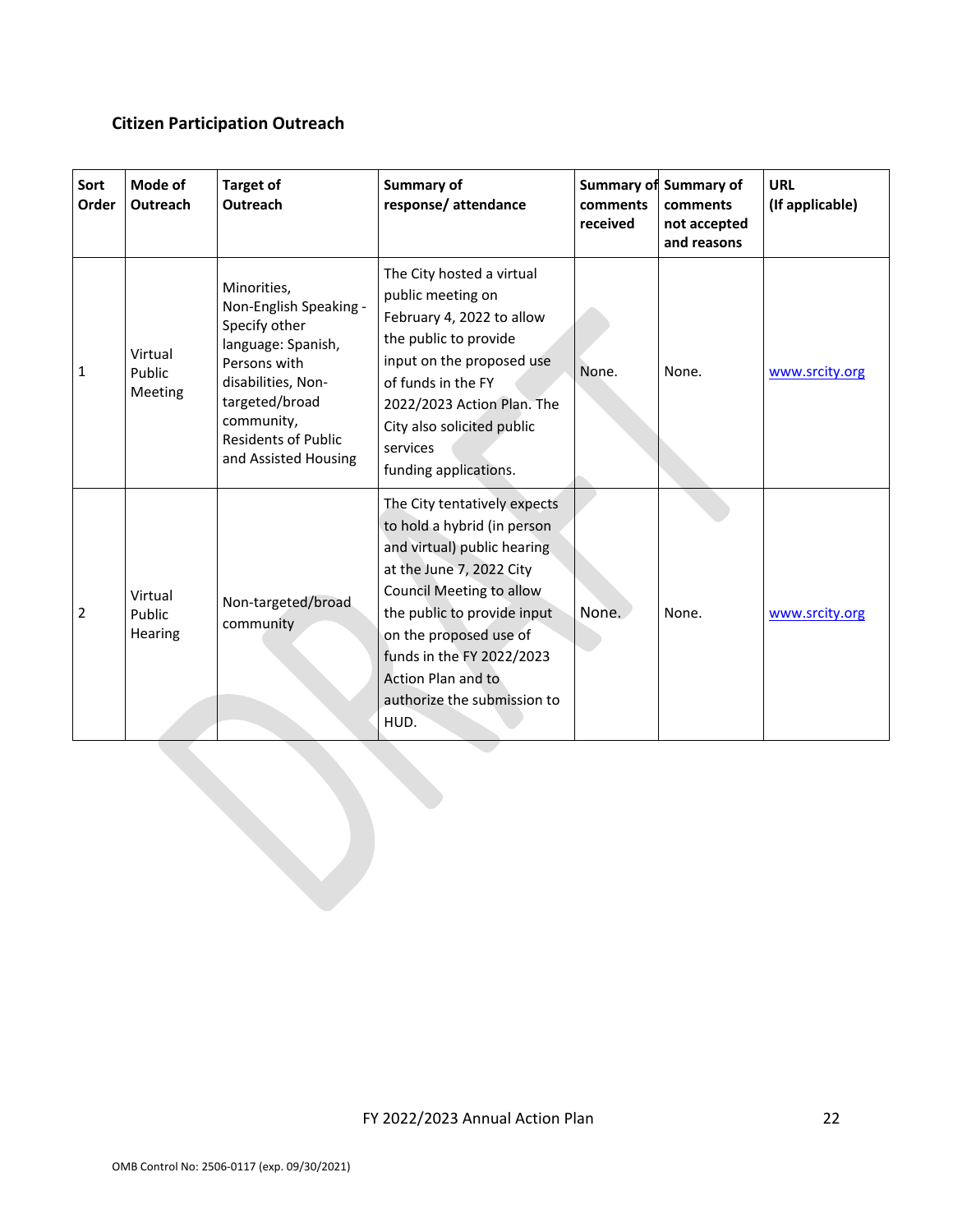## Citizen Participation Outreach

| Sort Order | Mode of Outreach | Target of Outreach | Summary of response/ attendance | Summary of comments received | Summary of comments not accepted and reasons | URL (If applicable) |
|---|---|---|---|---|---|---|
| 1 | Virtual Public Meeting | Minorities, Non-English Speaking - Specify other language: Spanish, Persons with disabilities, Non-targeted/broad community, Residents of Public and Assisted Housing | The City hosted a virtual public meeting on February 4, 2022 to allow the public to provide input on the proposed use of funds in the FY 2022/2023 Action Plan. The City also solicited public services funding applications. | None. | None. | www.srcity.org |
| 2 | Virtual Public Hearing | Non-targeted/broad community | The City tentatively expects to hold a hybrid (in person and virtual) public hearing at the June 7, 2022 City Council Meeting to allow the public to provide input on the proposed use of funds in the FY 2022/2023 Action Plan and to authorize the submission to HUD. | None. | None. | www.srcity.org |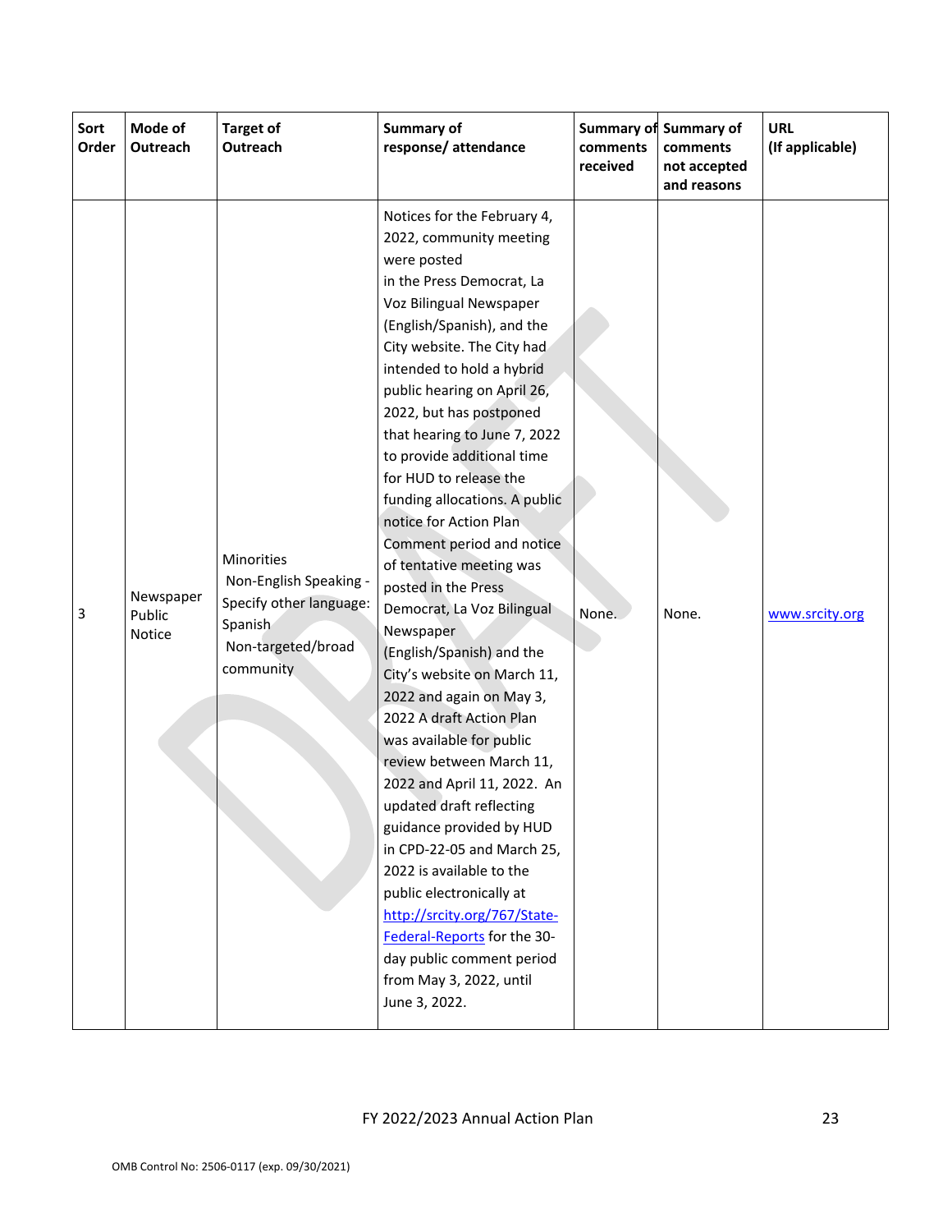| Sort Order | Mode of Outreach | Target of Outreach | Summary of response/ attendance | Summary of comments received | Summary of comments not accepted and reasons | URL (If applicable) |
|---|---|---|---|---|---|---|
| 3 | Newspaper Public Notice | Minorities<br>Non-English Speaking - Specify other language: Spanish<br>Non-targeted/broad community | Notices for the February 4, 2022, community meeting were posted in the Press Democrat, La Voz Bilingual Newspaper (English/Spanish), and the City website. The City had intended to hold a hybrid public hearing on April 26, 2022, but has postponed that hearing to June 7, 2022 to provide additional time for HUD to release the funding allocations. A public notice for Action Plan Comment period and notice of tentative meeting was posted in the Press Democrat, La Voz Bilingual Newspaper (English/Spanish) and the City's website on March 11, 2022 and again on May 3, 2022 A draft Action Plan was available for public review between March 11, 2022 and April 11, 2022. An updated draft reflecting guidance provided by HUD in CPD-22-05 and March 25, 2022 is available to the public electronically at http://srcity.org/767/State-Federal-Reports for the 30-day public comment period from May 3, 2022, until June 3, 2022. | None. | None. | www.srcity.org |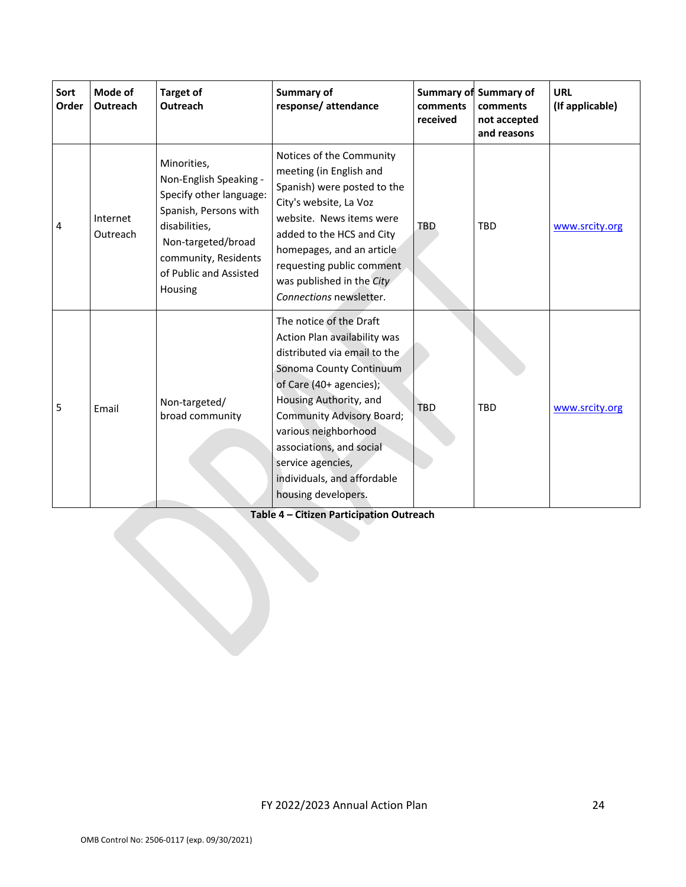| Sort Order | Mode of Outreach | Target of Outreach | Summary of response/ attendance | Summary of comments received | Summary of comments not accepted and reasons | URL (If applicable) |
|---|---|---|---|---|---|---|
| 4 | Internet Outreach | Minorities, Non-English Speaking - Specify other language: Spanish, Persons with disabilities, Non-targeted/broad community, Residents of Public and Assisted Housing | Notices of the Community meeting (in English and Spanish) were posted to the City's website, La Voz website. News items were added to the HCS and City homepages, and an article requesting public comment was published in the *City Connections* newsletter. | TBD | TBD | www.srcity.org |
| 5 | Email | Non-targeted/ broad community | The notice of the Draft Action Plan availability was distributed via email to the Sonoma County Continuum of Care (40+ agencies); Housing Authority, and Community Advisory Board; various neighborhood associations, and social service agencies, individuals, and affordable housing developers. | TBD | TBD | www.srcity.org |

**Table 4 – Citizen Participation Outreach**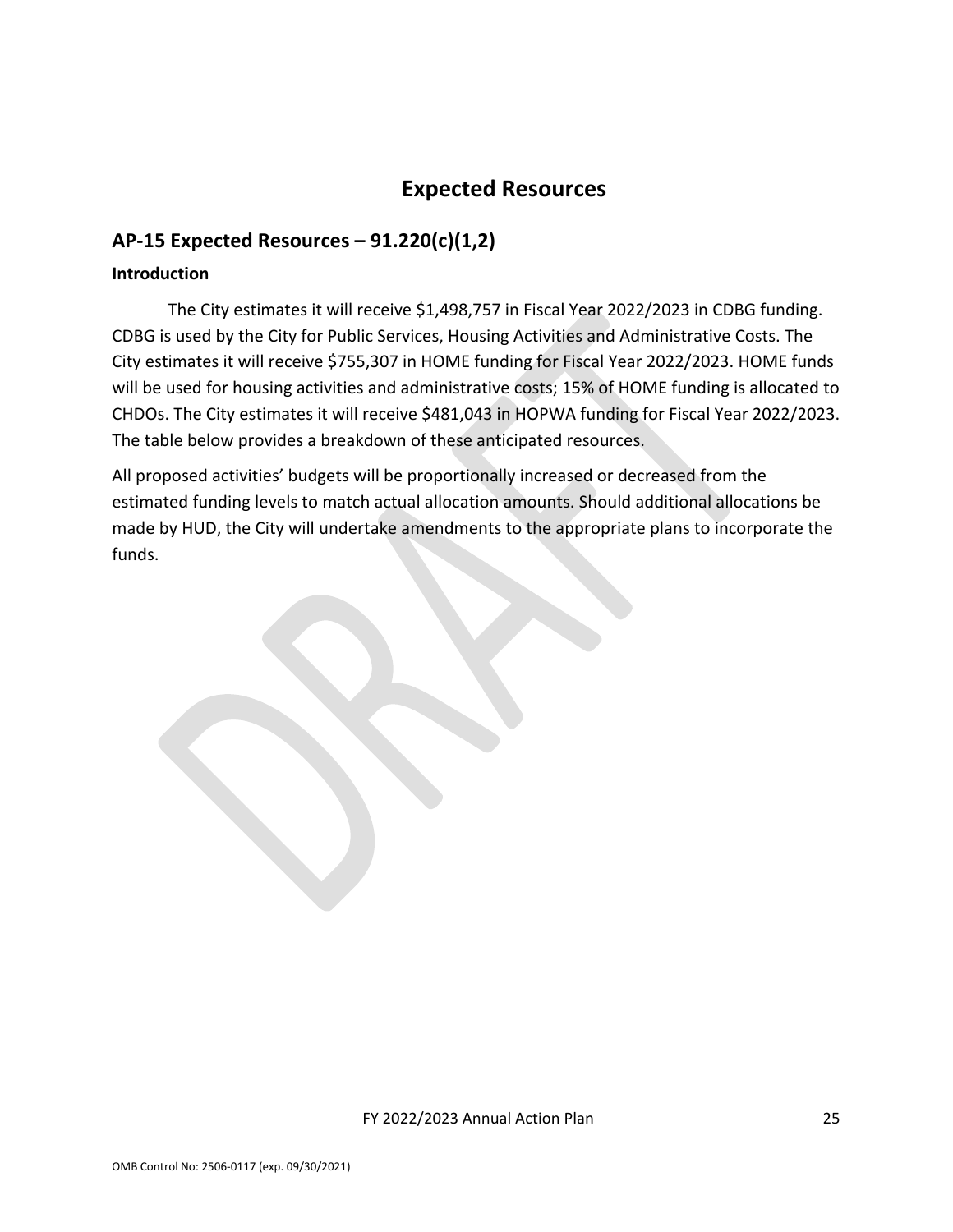# Expected Resources

## AP-15 Expected Resources – 91.220(c)(1,2)

**Introduction**

The City estimates it will receive $1,498,757 in Fiscal Year 2022/2023 in CDBG funding. CDBG is used by the City for Public Services, Housing Activities and Administrative Costs. The City estimates it will receive $755,307 in HOME funding for Fiscal Year 2022/2023. HOME funds will be used for housing activities and administrative costs; 15% of HOME funding is allocated to CHDOs. The City estimates it will receive $481,043 in HOPWA funding for Fiscal Year 2022/2023. The table below provides a breakdown of these anticipated resources.

All proposed activities' budgets will be proportionally increased or decreased from the estimated funding levels to match actual allocation amounts. Should additional allocations be made by HUD, the City will undertake amendments to the appropriate plans to incorporate the funds.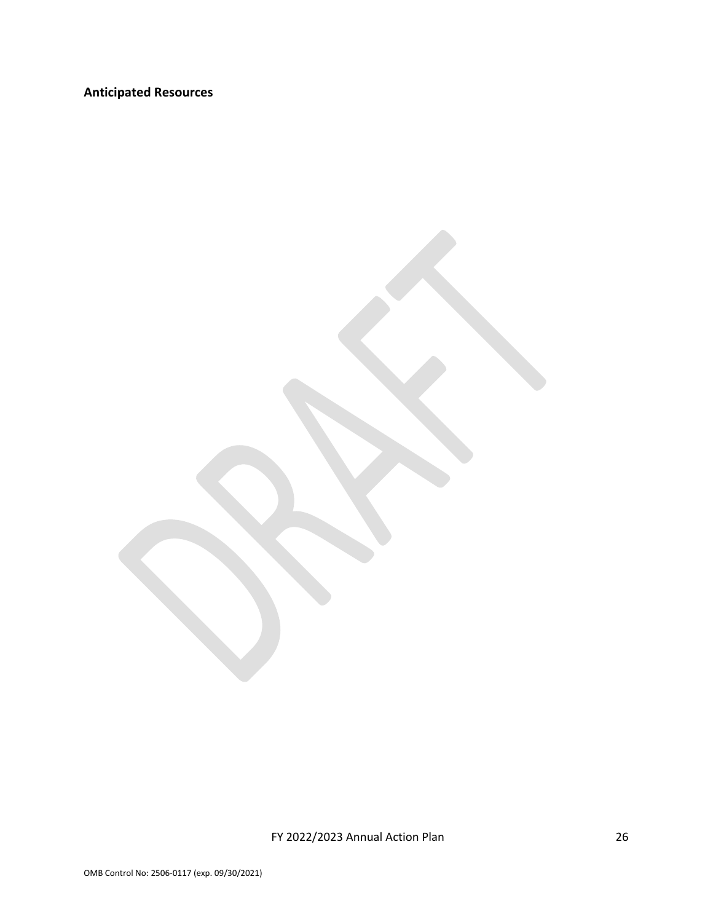**Anticipated Resources**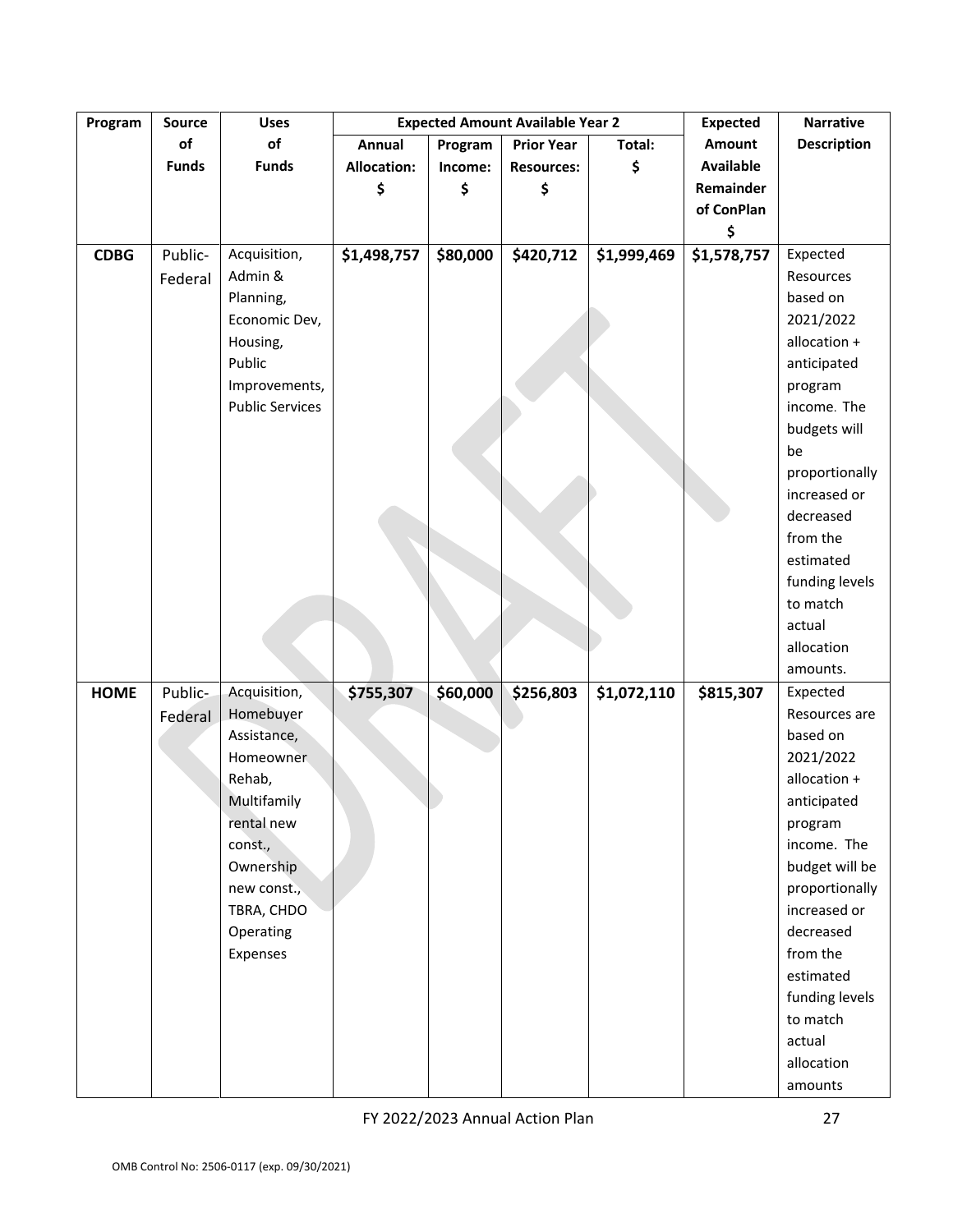| Program | Source of Funds | Uses of Funds | Expected Amount Available Year 2 | | | | Expected Amount Available Remainder of ConPlan $ | Narrative Description |
|---|---|---|---|---|---|---|---|---|
| | | | Annual Allocation: $ | Program Income: $ | Prior Year Resources: $ | Total: $ | | |
| **CDBG** | Public-Federal | Acquisition, Admin & Planning, Economic Dev, Housing, Public Improvements, Public Services | **$1,498,757** | **$80,000** | **$420,712** | **$1,999,469** | **$1,578,757** | Expected Resources based on 2021/2022 allocation + anticipated program income. The budgets will be proportionally increased or decreased from the estimated funding levels to match actual allocation amounts. |
| **HOME** | Public-Federal | Acquisition, Homebuyer Assistance, Homeowner Rehab, Multifamily rental new const., Ownership new const., TBRA, CHDO Operating Expenses | **$755,307** | **$60,000** | **$256,803** | **$1,072,110** | **$815,307** | Expected Resources are based on 2021/2022 allocation + anticipated program income. The budget will be proportionally increased or decreased from the estimated funding levels to match actual allocation amounts |

FY 2022/2023 Annual Action Plan

OMB Control No: 2506-0117 (exp. 09/30/2021)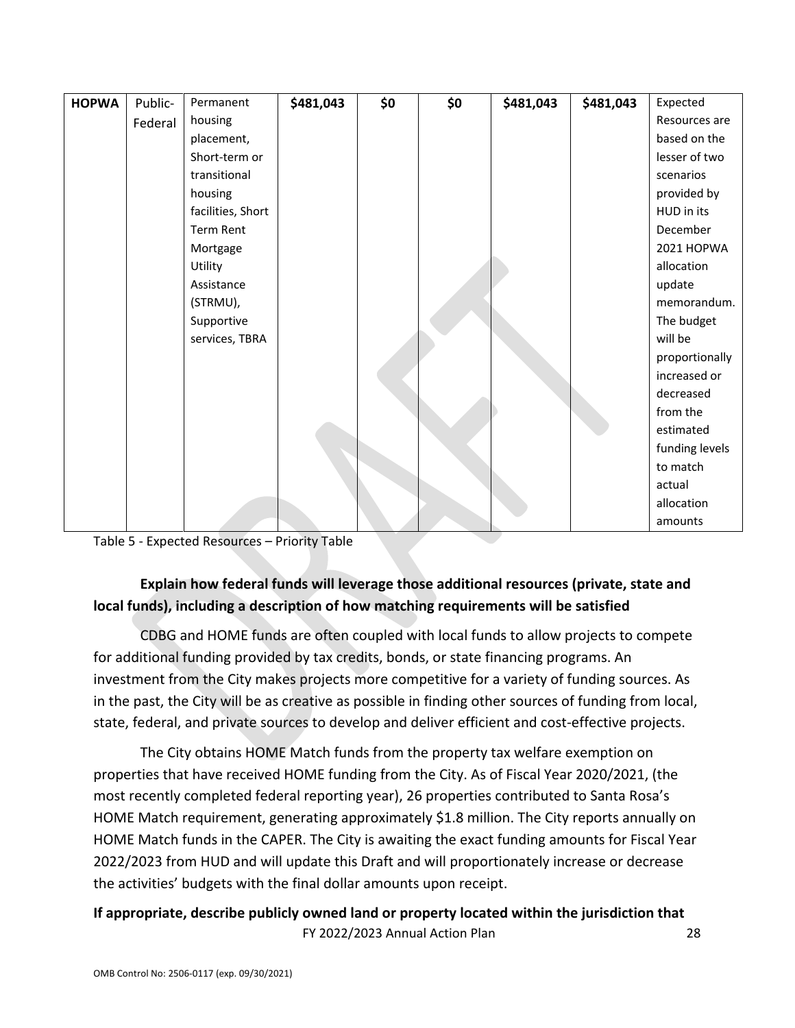| HOPWA | Public-Federal | Permanent housing placement, Short-term or transitional housing facilities, Short Term Rent Mortgage Utility Assistance (STRMU), Supportive services, TBRA | **$481,043** | **$0** | **$0** | **$481,043** | **$481,043** | Expected Resources are based on the lesser of two scenarios provided by HUD in its December 2021 HOPWA allocation update memorandum. The budget will be proportionally increased or decreased from the estimated funding levels to match actual allocation amounts |
|---|---|---|---|---|---|---|---|---|

Table 5 - Expected Resources – Priority Table

**Explain how federal funds will leverage those additional resources (private, state and local funds), including a description of how matching requirements will be satisfied**

CDBG and HOME funds are often coupled with local funds to allow projects to compete for additional funding provided by tax credits, bonds, or state financing programs. An investment from the City makes projects more competitive for a variety of funding sources. As in the past, the City will be as creative as possible in finding other sources of funding from local, state, federal, and private sources to develop and deliver efficient and cost-effective projects.

The City obtains HOME Match funds from the property tax welfare exemption on properties that have received HOME funding from the City. As of Fiscal Year 2020/2021, (the most recently completed federal reporting year), 26 properties contributed to Santa Rosa's HOME Match requirement, generating approximately $1.8 million. The City reports annually on HOME Match funds in the CAPER. The City is awaiting the exact funding amounts for Fiscal Year 2022/2023 from HUD and will update this Draft and will proportionately increase or decrease the activities' budgets with the final dollar amounts upon receipt.

**If appropriate, describe publicly owned land or property located within the jurisdiction that**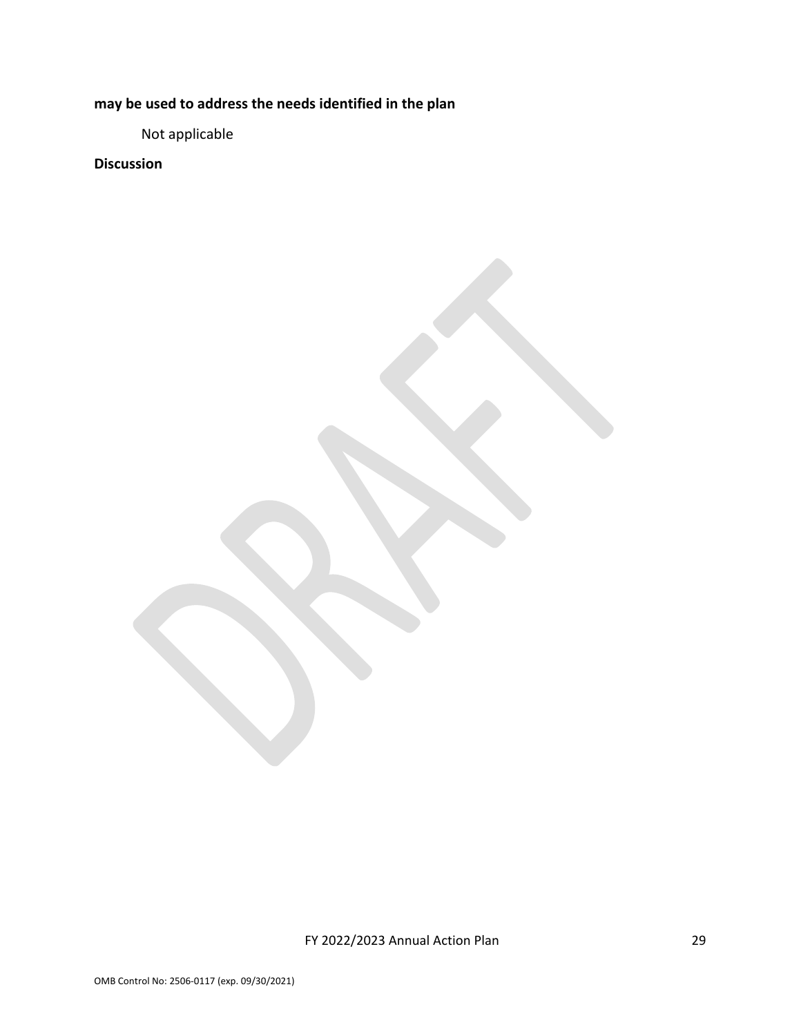**may be used to address the needs identified in the plan**

Not applicable

**Discussion**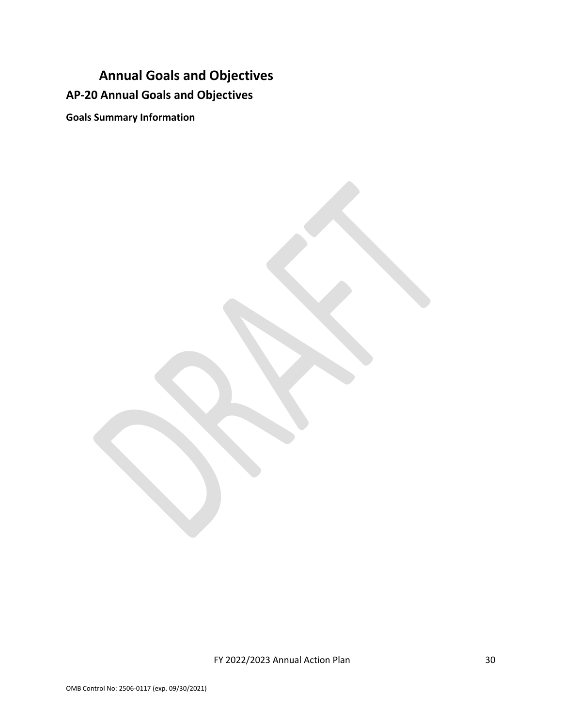# Annual Goals and Objectives

## AP-20 Annual Goals and Objectives

### Goals Summary Information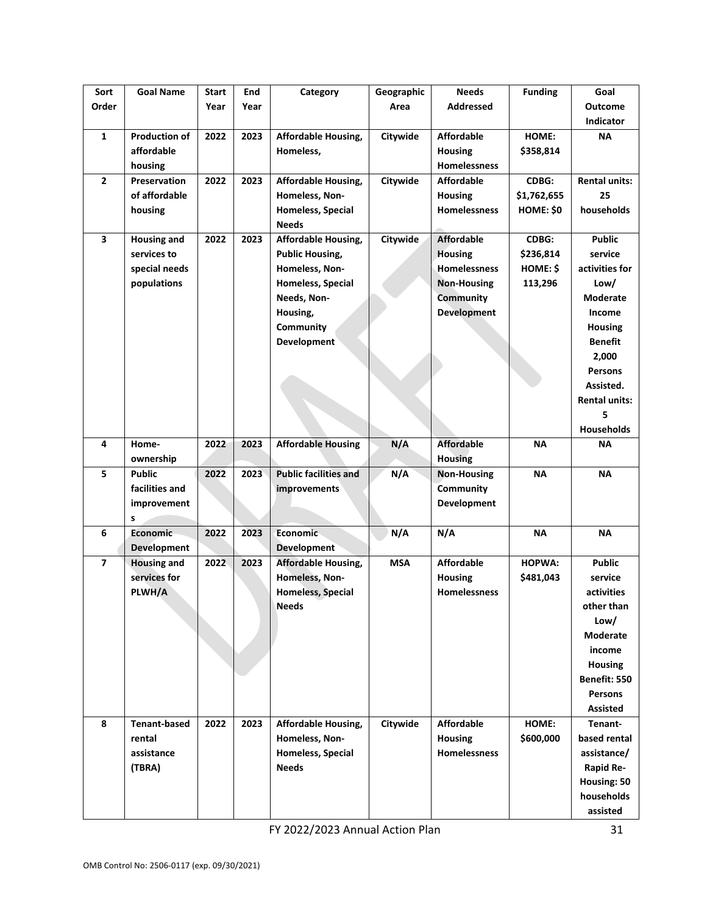| Sort Order | Goal Name | Start Year | End Year | Category | Geographic Area | Needs Addressed | Funding | Goal Outcome Indicator |
|---|---|---|---|---|---|---|---|---|
| 1 | Production of affordable housing | 2022 | 2023 | Affordable Housing, Homeless, | Citywide | Affordable Housing Homelessness | HOME: $358,814 | NA |
| 2 | Preservation of affordable housing | 2022 | 2023 | Affordable Housing, Homeless, Non-Homeless, Special Needs | Citywide | Affordable Housing Homelessness | CDBG: $1,762,655 HOME: $0 | Rental units: 25 households |
| 3 | Housing and services to special needs populations | 2022 | 2023 | Affordable Housing, Public Housing, Homeless, Non-Homeless, Special Needs, Non-Housing, Community Development | Citywide | Affordable Housing Homelessness Non-Housing Community Development | CDBG: $236,814 HOME: $ 113,296 | Public service activities for Low/ Moderate Income Housing Benefit 2,000 Persons Assisted. Rental units: 5 Households |
| 4 | Home-ownership | 2022 | 2023 | Affordable Housing | N/A | Affordable Housing | NA | NA |
| 5 | Public facilities and improvements | 2022 | 2023 | Public facilities and improvements | N/A | Non-Housing Community Development | NA | NA |
| 6 | Economic Development | 2022 | 2023 | Economic Development | N/A | N/A | NA | NA |
| 7 | Housing and services for PLWH/A | 2022 | 2023 | Affordable Housing, Homeless, Non-Homeless, Special Needs | MSA | Affordable Housing Homelessness | HOPWA: $481,043 | Public service activities other than Low/ Moderate income Housing Benefit: 550 Persons Assisted |
| 8 | Tenant-based rental assistance (TBRA) | 2022 | 2023 | Affordable Housing, Homeless, Non-Homeless, Special Needs | Citywide | Affordable Housing Homelessness | HOME: $600,000 | Tenant-based rental assistance/ Rapid Re-Housing: 50 households assisted |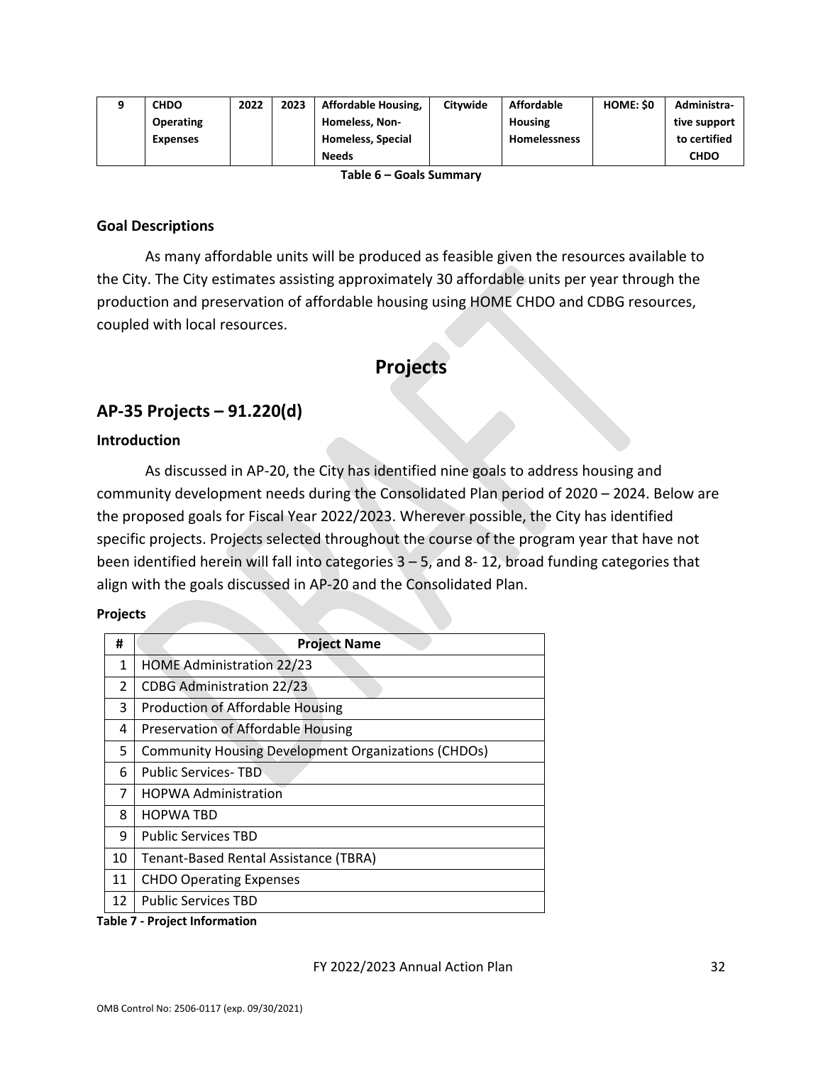| 9 | CHDO Operating Expenses | 2022 | 2023 | Affordable Housing, Homeless, Non-Homeless, Special Needs | Citywide | Affordable Housing Homelessness | HOME: $0 | Administrative support to certified CHDO |
|---|---|---|---|---|---|---|---|---|

**Table 6 – Goals Summary**

### Goal Descriptions

As many affordable units will be produced as feasible given the resources available to the City. The City estimates assisting approximately 30 affordable units per year through the production and preservation of affordable housing using HOME CHDO and CDBG resources, coupled with local resources.

# Projects

## AP-35 Projects – 91.220(d)

### Introduction

As discussed in AP-20, the City has identified nine goals to address housing and community development needs during the Consolidated Plan period of 2020 – 2024. Below are the proposed goals for Fiscal Year 2022/2023. Wherever possible, the City has identified specific projects. Projects selected throughout the course of the program year that have not been identified herein will fall into categories 3 – 5, and 8- 12, broad funding categories that align with the goals discussed in AP-20 and the Consolidated Plan.

**Projects**

| # | Project Name |
|---|---|
| 1 | HOME Administration 22/23 |
| 2 | CDBG Administration 22/23 |
| 3 | Production of Affordable Housing |
| 4 | Preservation of Affordable Housing |
| 5 | Community Housing Development Organizations (CHDOs) |
| 6 | Public Services- TBD |
| 7 | HOPWA Administration |
| 8 | HOPWA TBD |
| 9 | Public Services TBD |
| 10 | Tenant-Based Rental Assistance (TBRA) |
| 11 | CHDO Operating Expenses |
| 12 | Public Services TBD |

**Table 7 - Project Information**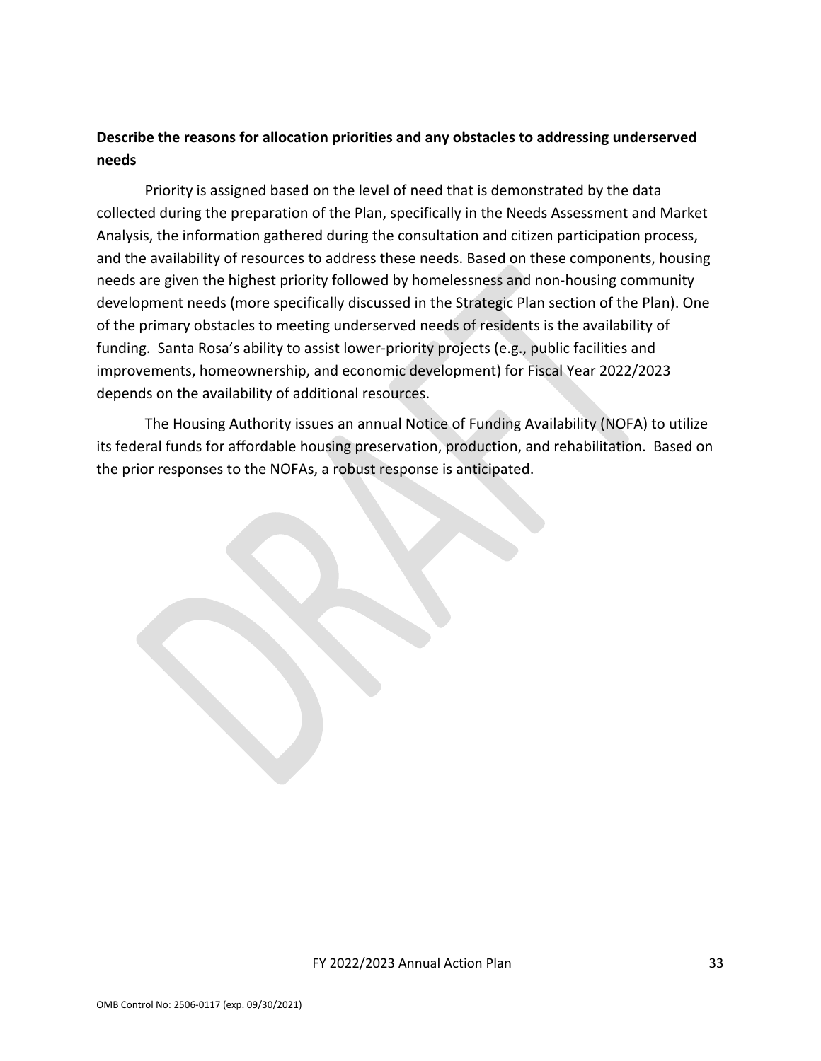**Describe the reasons for allocation priorities and any obstacles to addressing underserved needs**

Priority is assigned based on the level of need that is demonstrated by the data collected during the preparation of the Plan, specifically in the Needs Assessment and Market Analysis, the information gathered during the consultation and citizen participation process, and the availability of resources to address these needs. Based on these components, housing needs are given the highest priority followed by homelessness and non-housing community development needs (more specifically discussed in the Strategic Plan section of the Plan). One of the primary obstacles to meeting underserved needs of residents is the availability of funding. Santa Rosa's ability to assist lower-priority projects (e.g., public facilities and improvements, homeownership, and economic development) for Fiscal Year 2022/2023 depends on the availability of additional resources.

The Housing Authority issues an annual Notice of Funding Availability (NOFA) to utilize its federal funds for affordable housing preservation, production, and rehabilitation. Based on the prior responses to the NOFAs, a robust response is anticipated.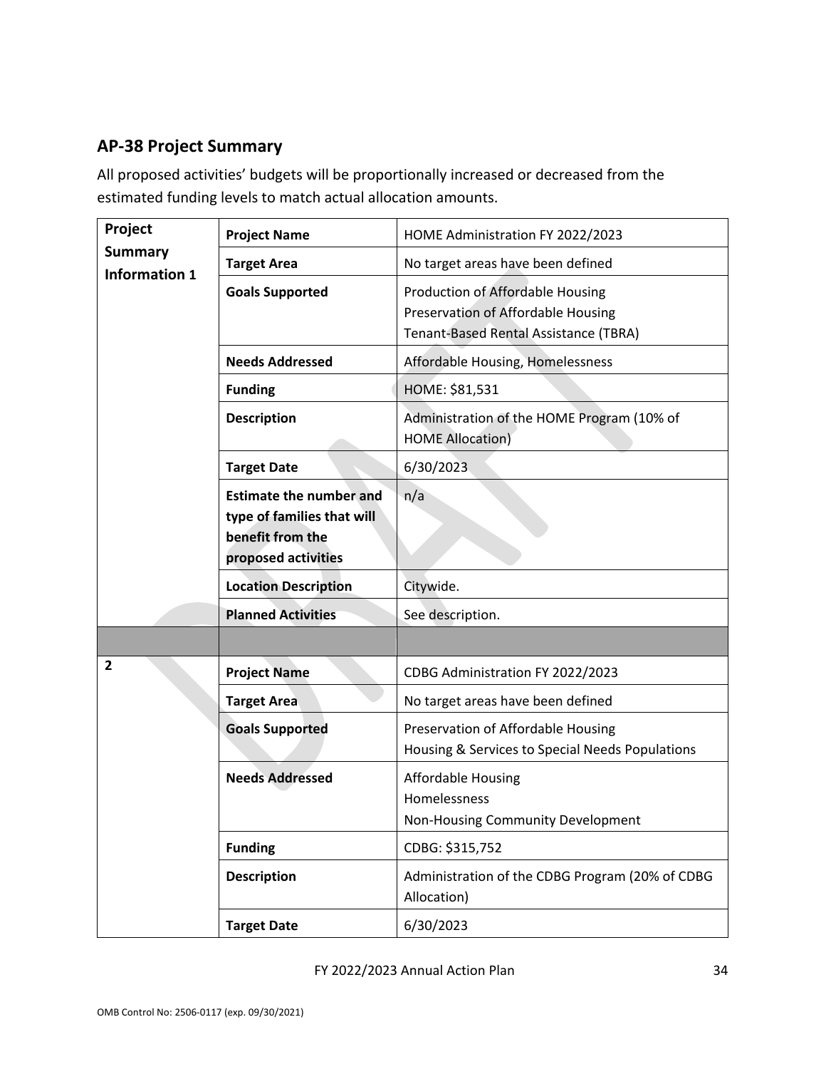## AP-38 Project Summary

All proposed activities' budgets will be proportionally increased or decreased from the estimated funding levels to match actual allocation amounts.

| Project Summary Information 1 | Project Name | HOME Administration FY 2022/2023 |
|---|---|---|
| | Target Area | No target areas have been defined |
| | Goals Supported | Production of Affordable Housing<br>Preservation of Affordable Housing<br>Tenant-Based Rental Assistance (TBRA) |
| | Needs Addressed | Affordable Housing, Homelessness |
| | Funding | HOME: $81,531 |
| | Description | Administration of the HOME Program (10% of HOME Allocation) |
| | Target Date | 6/30/2023 |
| | Estimate the number and type of families that will benefit from the proposed activities | n/a |
| | Location Description | Citywide. |
| | Planned Activities | See description. |
| | | |
| 2 | Project Name | CDBG Administration FY 2022/2023 |
| | Target Area | No target areas have been defined |
| | Goals Supported | Preservation of Affordable Housing<br>Housing & Services to Special Needs Populations |
| | Needs Addressed | Affordable Housing<br>Homelessness<br>Non-Housing Community Development |
| | Funding | CDBG: $315,752 |
| | Description | Administration of the CDBG Program (20% of CDBG Allocation) |
| | Target Date | 6/30/2023 |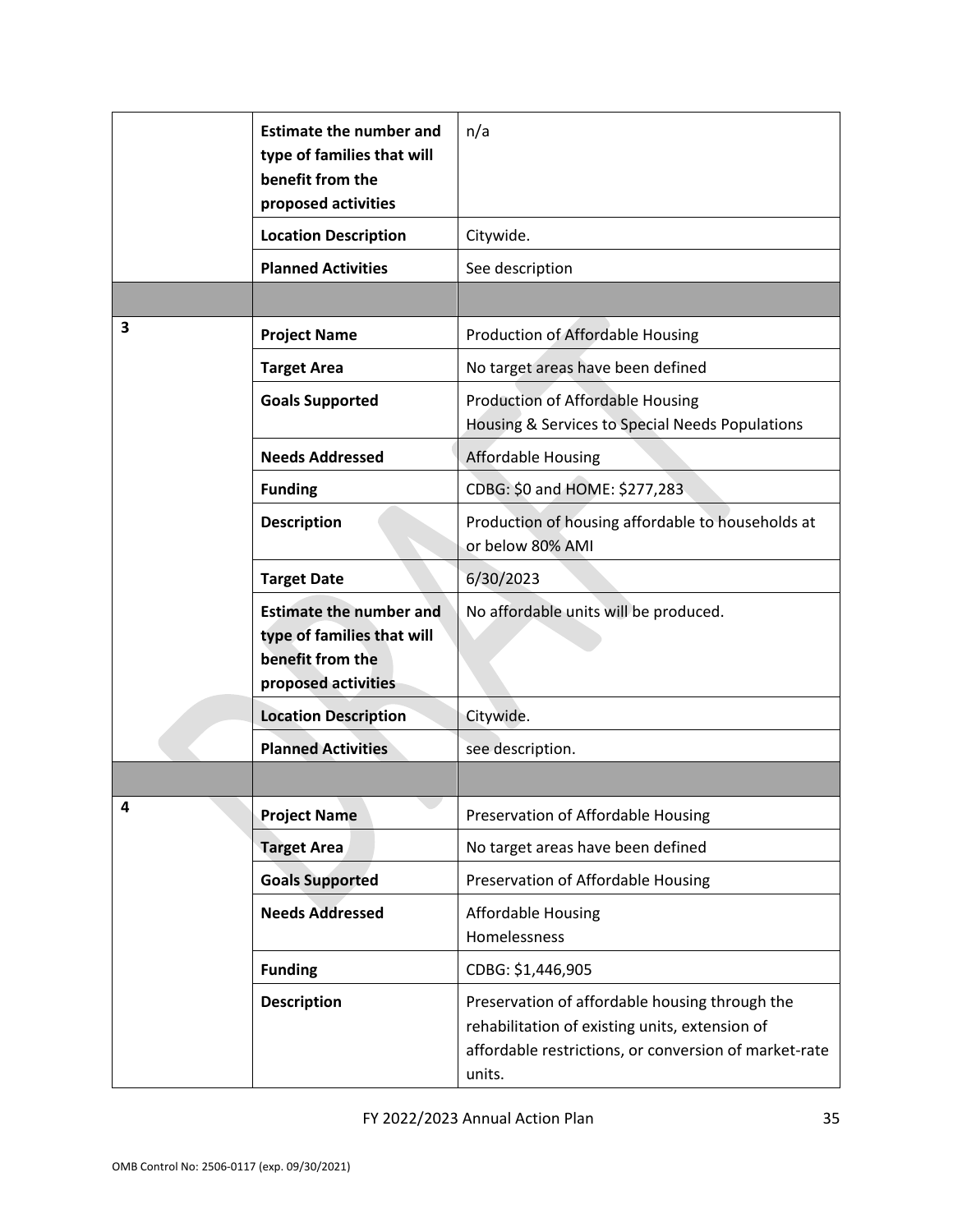| | | |
|---|---|---|
| | **Estimate the number and type of families that will benefit from the proposed activities** | n/a |
| | **Location Description** | Citywide. |
| | **Planned Activities** | See description |
| | | |
| 3 | **Project Name** | Production of Affordable Housing |
| | **Target Area** | No target areas have been defined |
| | **Goals Supported** | Production of Affordable Housing<br>Housing & Services to Special Needs Populations |
| | **Needs Addressed** | Affordable Housing |
| | **Funding** | CDBG: $0 and HOME: $277,283 |
| | **Description** | Production of housing affordable to households at or below 80% AMI |
| | **Target Date** | 6/30/2023 |
| | **Estimate the number and type of families that will benefit from the proposed activities** | No affordable units will be produced. |
| | **Location Description** | Citywide. |
| | **Planned Activities** | see description. |
| | | |
| 4 | **Project Name** | Preservation of Affordable Housing |
| | **Target Area** | No target areas have been defined |
| | **Goals Supported** | Preservation of Affordable Housing |
| | **Needs Addressed** | Affordable Housing<br>Homelessness |
| | **Funding** | CDBG: $1,446,905 |
| | **Description** | Preservation of affordable housing through the rehabilitation of existing units, extension of affordable restrictions, or conversion of market-rate units. |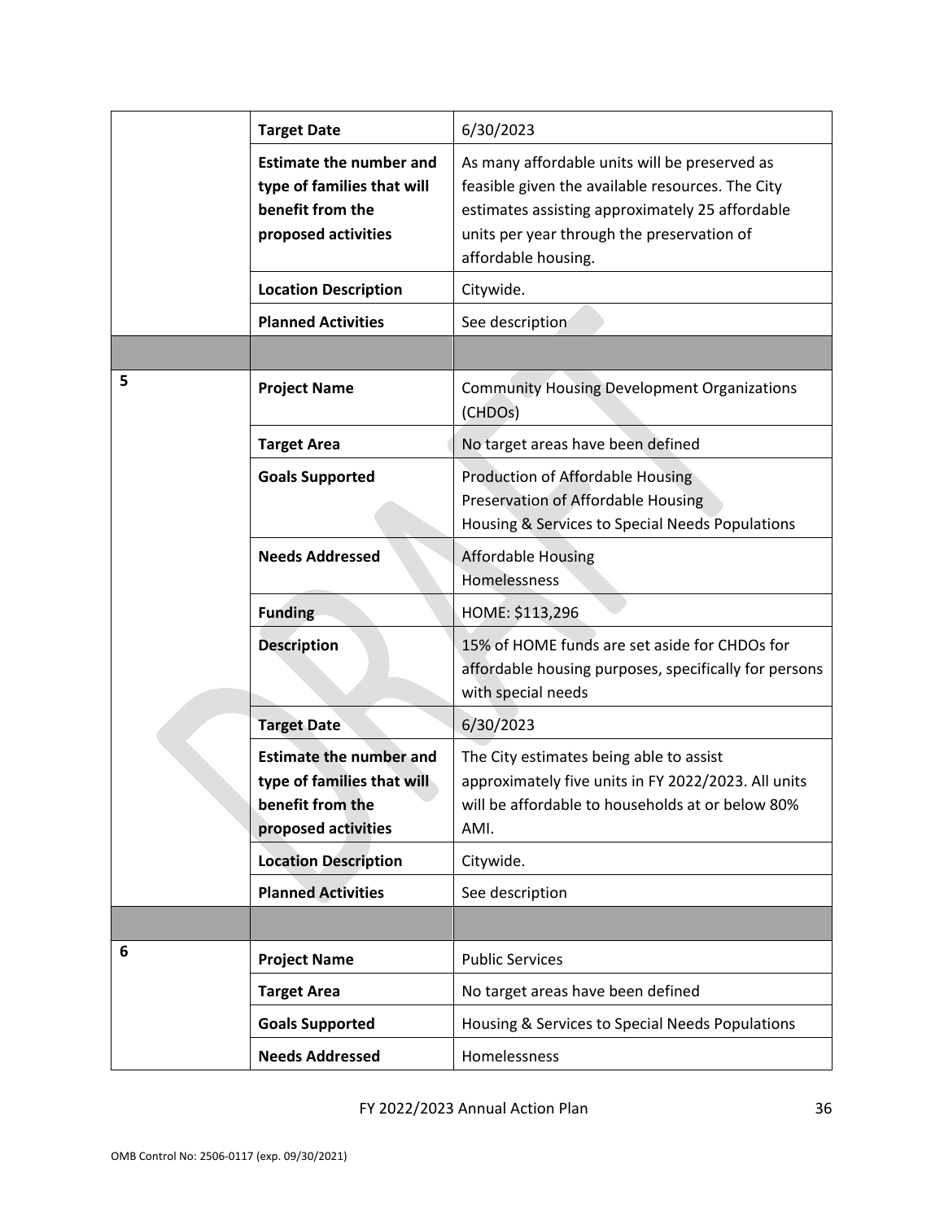| | | |
|---|---|---|
| | **Target Date** | 6/30/2023 |
| | **Estimate the number and type of families that will benefit from the proposed activities** | As many affordable units will be preserved as feasible given the available resources. The City estimates assisting approximately 25 affordable units per year through the preservation of affordable housing. |
| | **Location Description** | Citywide. |
| | **Planned Activities** | See description |
| | | |
| 5 | **Project Name** | Community Housing Development Organizations (CHDOs) |
| | **Target Area** | No target areas have been defined |
| | **Goals Supported** | Production of Affordable Housing<br>Preservation of Affordable Housing<br>Housing & Services to Special Needs Populations |
| | **Needs Addressed** | Affordable Housing<br>Homelessness |
| | **Funding** | HOME: $113,296 |
| | **Description** | 15% of HOME funds are set aside for CHDOs for affordable housing purposes, specifically for persons with special needs |
| | **Target Date** | 6/30/2023 |
| | **Estimate the number and type of families that will benefit from the proposed activities** | The City estimates being able to assist approximately five units in FY 2022/2023. All units will be affordable to households at or below 80% AMI. |
| | **Location Description** | Citywide. |
| | **Planned Activities** | See description |
| | | |
| 6 | **Project Name** | Public Services |
| | **Target Area** | No target areas have been defined |
| | **Goals Supported** | Housing & Services to Special Needs Populations |
| | **Needs Addressed** | Homelessness |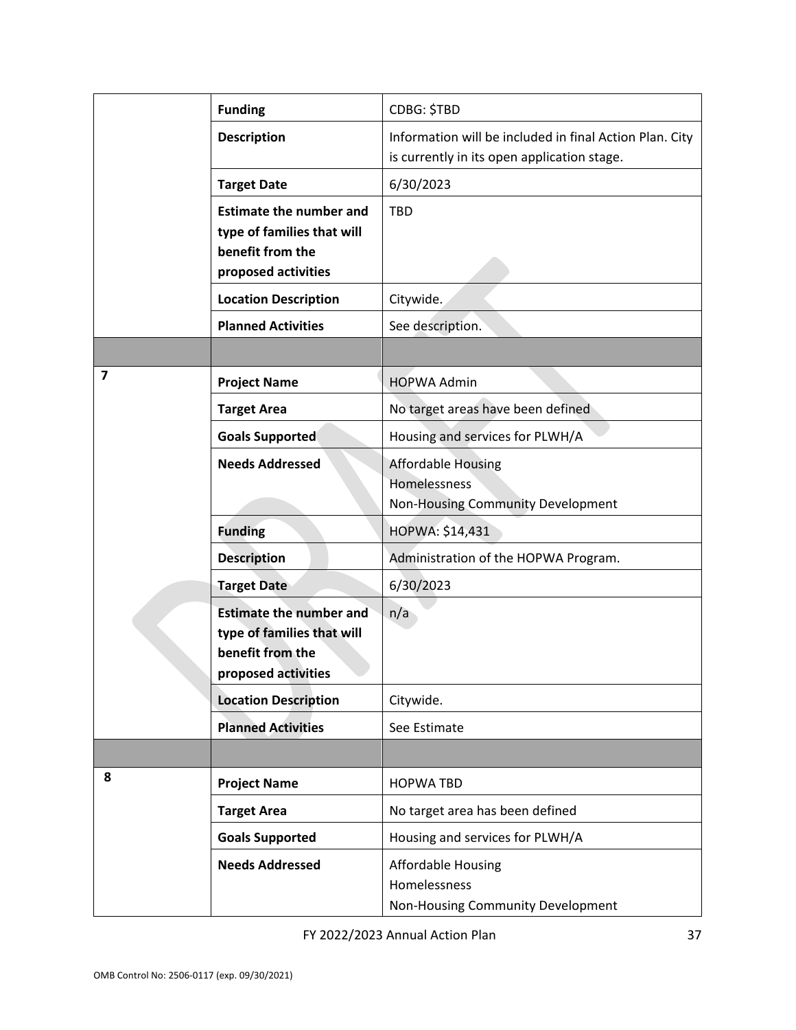| | | |
|---|---|---|
| | **Funding** | CDBG: $TBD |
| | **Description** | Information will be included in final Action Plan. City is currently in its open application stage. |
| | **Target Date** | 6/30/2023 |
| | **Estimate the number and type of families that will benefit from the proposed activities** | TBD |
| | **Location Description** | Citywide. |
| | **Planned Activities** | See description. |
| | | |
| **7** | **Project Name** | HOPWA Admin |
| | **Target Area** | No target areas have been defined |
| | **Goals Supported** | Housing and services for PLWH/A |
| | **Needs Addressed** | Affordable Housing<br>Homelessness<br>Non-Housing Community Development |
| | **Funding** | HOPWA: $14,431 |
| | **Description** | Administration of the HOPWA Program. |
| | **Target Date** | 6/30/2023 |
| | **Estimate the number and type of families that will benefit from the proposed activities** | n/a |
| | **Location Description** | Citywide. |
| | **Planned Activities** | See Estimate |
| | | |
| **8** | **Project Name** | HOPWA TBD |
| | **Target Area** | No target area has been defined |
| | **Goals Supported** | Housing and services for PLWH/A |
| | **Needs Addressed** | Affordable Housing<br>Homelessness<br>Non-Housing Community Development |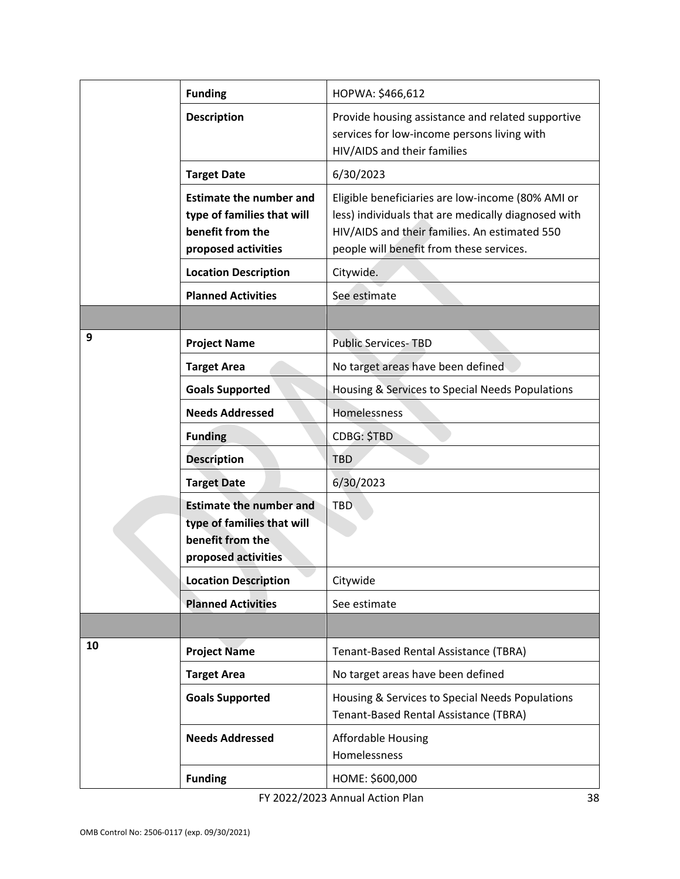| | | |
|---|---|---|
| | **Funding** | HOPWA: $466,612 |
| | **Description** | Provide housing assistance and related supportive services for low-income persons living with HIV/AIDS and their families |
| | **Target Date** | 6/30/2023 |
| | **Estimate the number and type of families that will benefit from the proposed activities** | Eligible beneficiaries are low-income (80% AMI or less) individuals that are medically diagnosed with HIV/AIDS and their families. An estimated 550 people will benefit from these services. |
| | **Location Description** | Citywide. |
| | **Planned Activities** | See estimate |
| | | |
| 9 | **Project Name** | Public Services- TBD |
| | **Target Area** | No target areas have been defined |
| | **Goals Supported** | Housing & Services to Special Needs Populations |
| | **Needs Addressed** | Homelessness |
| | **Funding** | CDBG: $TBD |
| | **Description** | TBD |
| | **Target Date** | 6/30/2023 |
| | **Estimate the number and type of families that will benefit from the proposed activities** | TBD |
| | **Location Description** | Citywide |
| | **Planned Activities** | See estimate |
| | | |
| 10 | **Project Name** | Tenant-Based Rental Assistance (TBRA) |
| | **Target Area** | No target areas have been defined |
| | **Goals Supported** | Housing & Services to Special Needs Populations<br>Tenant-Based Rental Assistance (TBRA) |
| | **Needs Addressed** | Affordable Housing<br>Homelessness |
| | **Funding** | HOME: $600,000 |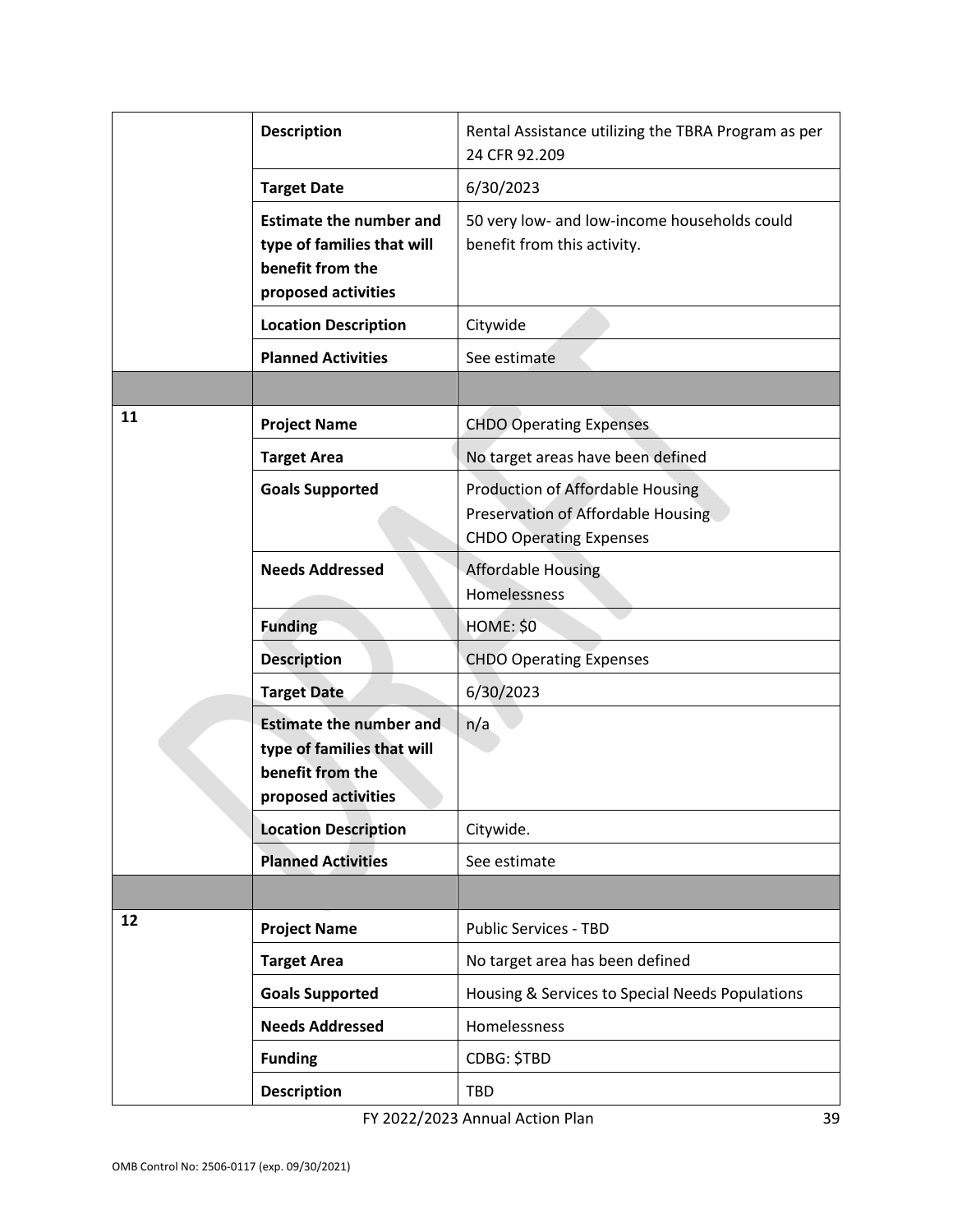| | | |
|---|---|---|
| | **Description** | Rental Assistance utilizing the TBRA Program as per 24 CFR 92.209 |
| | **Target Date** | 6/30/2023 |
| | **Estimate the number and type of families that will benefit from the proposed activities** | 50 very low- and low-income households could benefit from this activity. |
| | **Location Description** | Citywide |
| | **Planned Activities** | See estimate |
| | | |
| 11 | **Project Name** | CHDO Operating Expenses |
| | **Target Area** | No target areas have been defined |
| | **Goals Supported** | Production of Affordable Housing<br>Preservation of Affordable Housing<br>CHDO Operating Expenses |
| | **Needs Addressed** | Affordable Housing<br>Homelessness |
| | **Funding** | HOME: $0 |
| | **Description** | CHDO Operating Expenses |
| | **Target Date** | 6/30/2023 |
| | **Estimate the number and type of families that will benefit from the proposed activities** | n/a |
| | **Location Description** | Citywide. |
| | **Planned Activities** | See estimate |
| | | |
| 12 | **Project Name** | Public Services - TBD |
| | **Target Area** | No target area has been defined |
| | **Goals Supported** | Housing & Services to Special Needs Populations |
| | **Needs Addressed** | Homelessness |
| | **Funding** | CDBG: $TBD |
| | **Description** | TBD |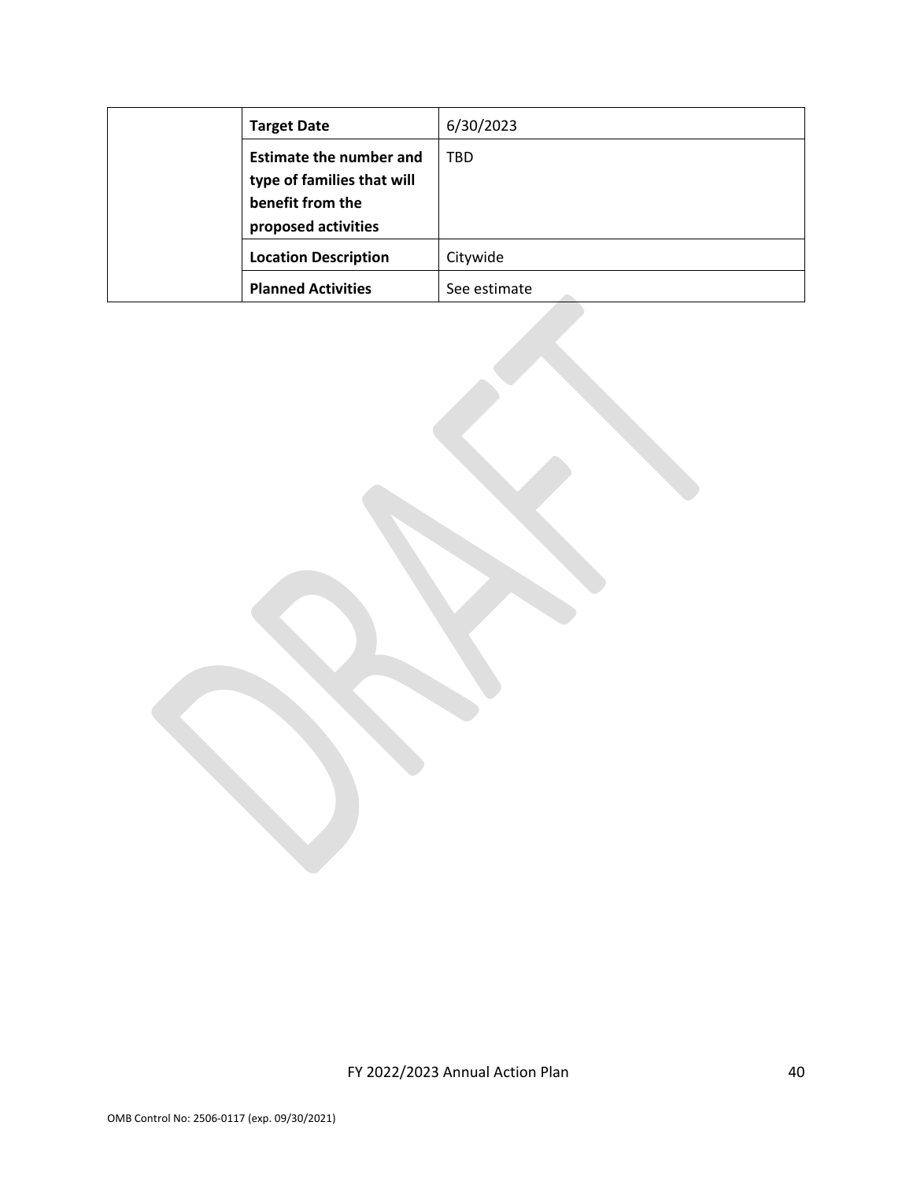| | | |
|---|---|---|
| | **Target Date** | 6/30/2023 |
| | **Estimate the number and type of families that will benefit from the proposed activities** | TBD |
| | **Location Description** | Citywide |
| | **Planned Activities** | See estimate |

FY 2022/2023 Annual Action Plan

OMB Control No: 2506-0117 (exp. 09/30/2021)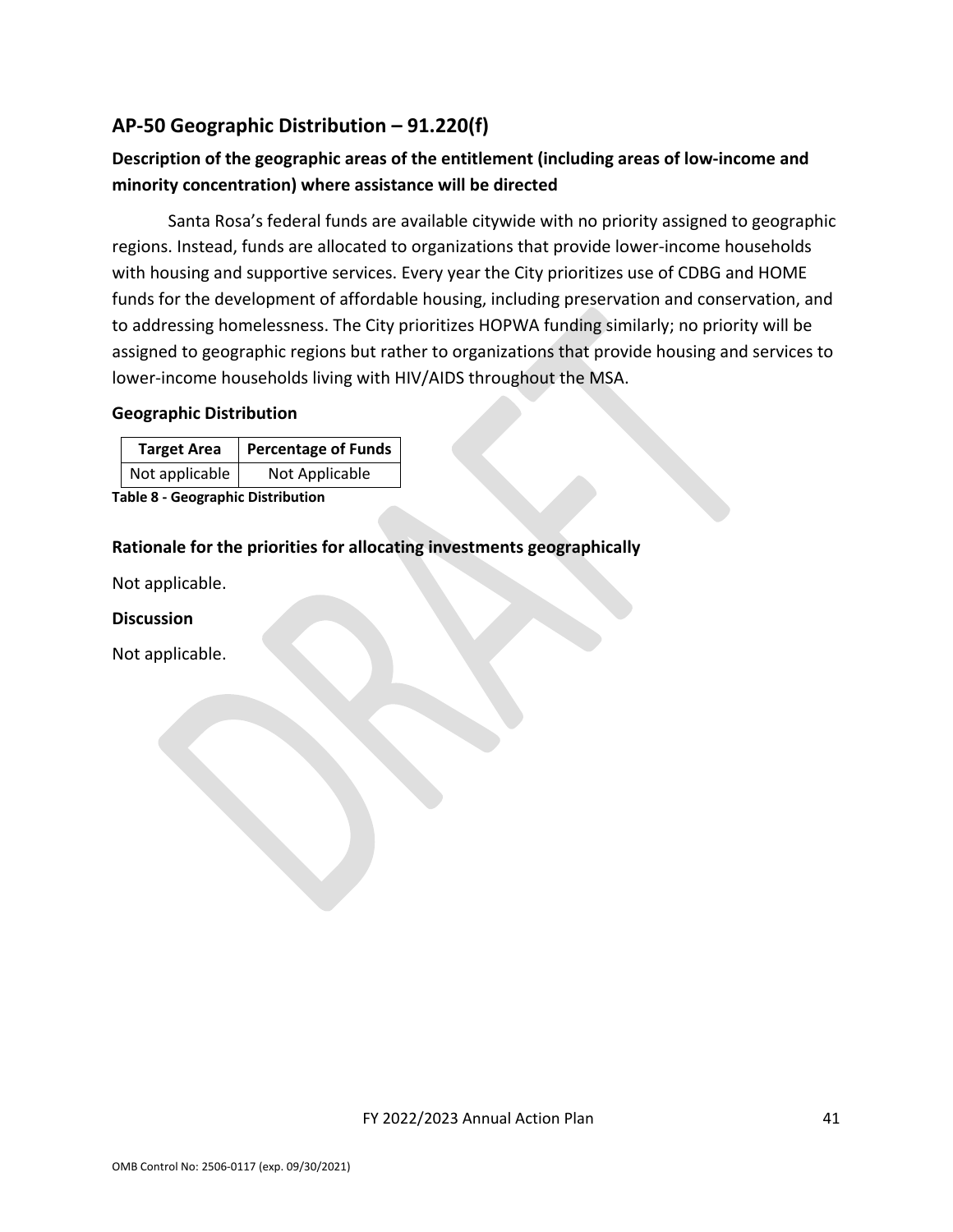## AP-50 Geographic Distribution – 91.220(f)

### Description of the geographic areas of the entitlement (including areas of low-income and minority concentration) where assistance will be directed

Santa Rosa's federal funds are available citywide with no priority assigned to geographic regions. Instead, funds are allocated to organizations that provide lower-income households with housing and supportive services. Every year the City prioritizes use of CDBG and HOME funds for the development of affordable housing, including preservation and conservation, and to addressing homelessness. The City prioritizes HOPWA funding similarly; no priority will be assigned to geographic regions but rather to organizations that provide housing and services to lower-income households living with HIV/AIDS throughout the MSA.

### Geographic Distribution

| Target Area | Percentage of Funds |
| --- | --- |
| Not applicable | Not Applicable |

**Table 8 - Geographic Distribution**

### Rationale for the priorities for allocating investments geographically

Not applicable.

### Discussion

Not applicable.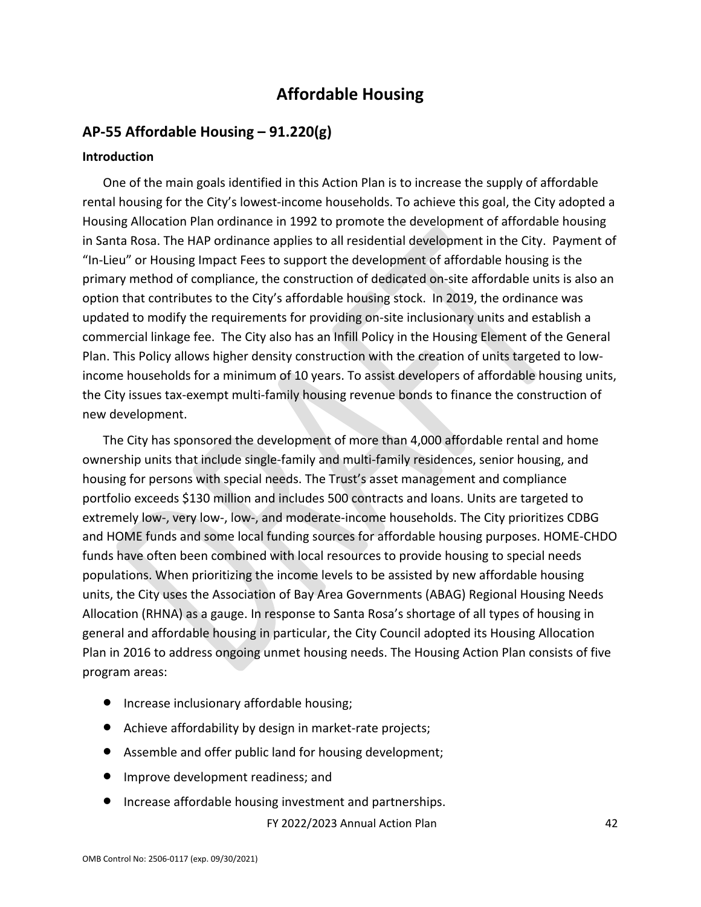# Affordable Housing

## AP-55 Affordable Housing – 91.220(g)

### Introduction

One of the main goals identified in this Action Plan is to increase the supply of affordable rental housing for the City's lowest-income households. To achieve this goal, the City adopted a Housing Allocation Plan ordinance in 1992 to promote the development of affordable housing in Santa Rosa. The HAP ordinance applies to all residential development in the City. Payment of "In-Lieu" or Housing Impact Fees to support the development of affordable housing is the primary method of compliance, the construction of dedicated on-site affordable units is also an option that contributes to the City's affordable housing stock. In 2019, the ordinance was updated to modify the requirements for providing on-site inclusionary units and establish a commercial linkage fee. The City also has an Infill Policy in the Housing Element of the General Plan. This Policy allows higher density construction with the creation of units targeted to low-income households for a minimum of 10 years. To assist developers of affordable housing units, the City issues tax-exempt multi-family housing revenue bonds to finance the construction of new development.

The City has sponsored the development of more than 4,000 affordable rental and home ownership units that include single-family and multi-family residences, senior housing, and housing for persons with special needs. The Trust's asset management and compliance portfolio exceeds $130 million and includes 500 contracts and loans. Units are targeted to extremely low-, very low-, low-, and moderate-income households. The City prioritizes CDBG and HOME funds and some local funding sources for affordable housing purposes. HOME-CHDO funds have often been combined with local resources to provide housing to special needs populations. When prioritizing the income levels to be assisted by new affordable housing units, the City uses the Association of Bay Area Governments (ABAG) Regional Housing Needs Allocation (RHNA) as a gauge. In response to Santa Rosa's shortage of all types of housing in general and affordable housing in particular, the City Council adopted its Housing Allocation Plan in 2016 to address ongoing unmet housing needs. The Housing Action Plan consists of five program areas:

- Increase inclusionary affordable housing;
- Achieve affordability by design in market-rate projects;
- Assemble and offer public land for housing development;
- Improve development readiness; and
- Increase affordable housing investment and partnerships.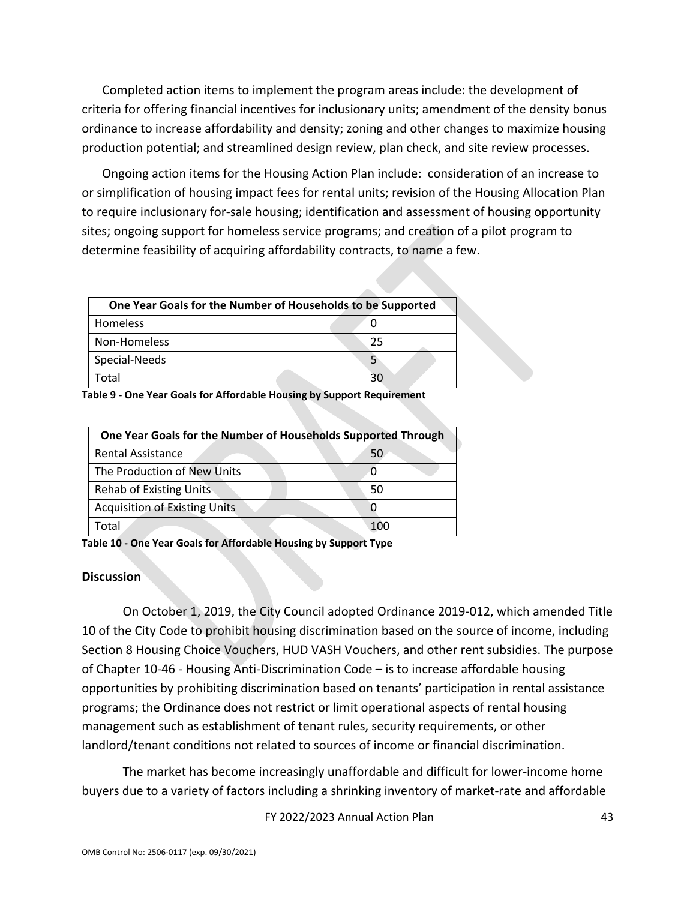Completed action items to implement the program areas include: the development of criteria for offering financial incentives for inclusionary units; amendment of the density bonus ordinance to increase affordability and density; zoning and other changes to maximize housing production potential; and streamlined design review, plan check, and site review processes.

Ongoing action items for the Housing Action Plan include: consideration of an increase to or simplification of housing impact fees for rental units; revision of the Housing Allocation Plan to require inclusionary for-sale housing; identification and assessment of housing opportunity sites; ongoing support for homeless service programs; and creation of a pilot program to determine feasibility of acquiring affordability contracts, to name a few.

| One Year Goals for the Number of Households to be Supported | |
|---|---|
| Homeless | 0 |
| Non-Homeless | 25 |
| Special-Needs | 5 |
| Total | 30 |

**Table 9 - One Year Goals for Affordable Housing by Support Requirement**

| One Year Goals for the Number of Households Supported Through | |
|---|---|
| Rental Assistance | 50 |
| The Production of New Units | 0 |
| Rehab of Existing Units | 50 |
| Acquisition of Existing Units | 0 |
| Total | 100 |

**Table 10 - One Year Goals for Affordable Housing by Support Type**

### Discussion

On October 1, 2019, the City Council adopted Ordinance 2019-012, which amended Title 10 of the City Code to prohibit housing discrimination based on the source of income, including Section 8 Housing Choice Vouchers, HUD VASH Vouchers, and other rent subsidies. The purpose of Chapter 10-46 - Housing Anti-Discrimination Code – is to increase affordable housing opportunities by prohibiting discrimination based on tenants' participation in rental assistance programs; the Ordinance does not restrict or limit operational aspects of rental housing management such as establishment of tenant rules, security requirements, or other landlord/tenant conditions not related to sources of income or financial discrimination.

The market has become increasingly unaffordable and difficult for lower-income home buyers due to a variety of factors including a shrinking inventory of market-rate and affordable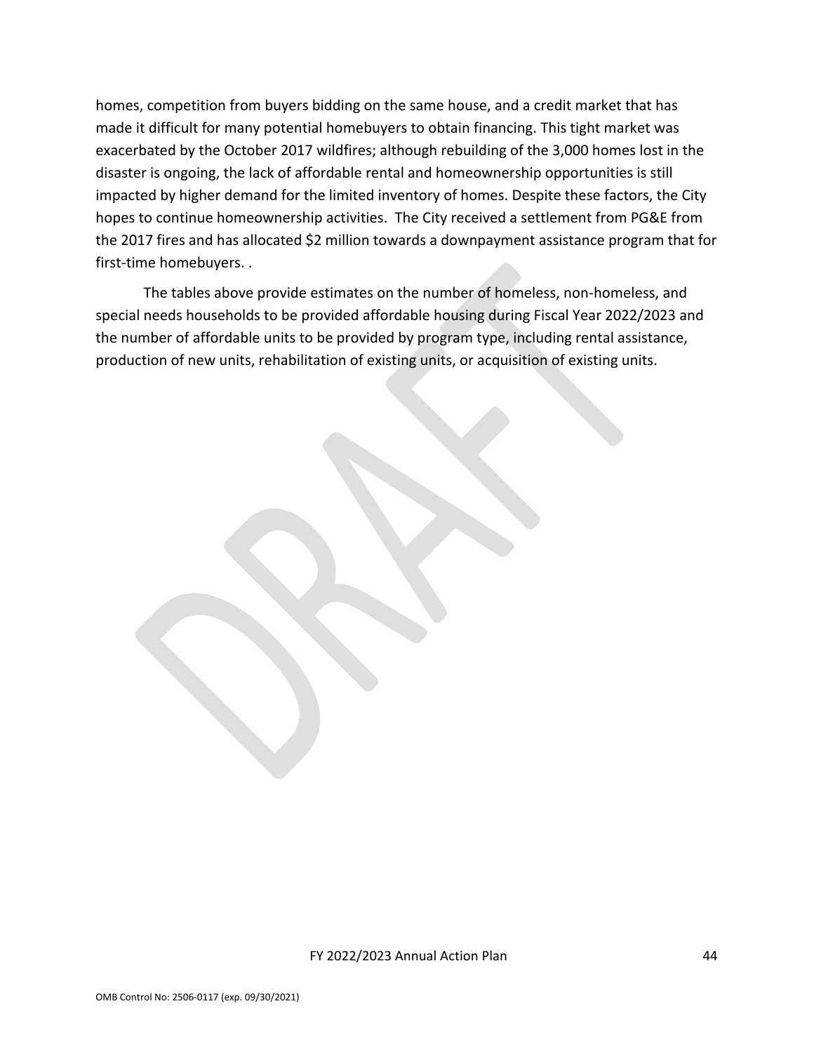homes, competition from buyers bidding on the same house, and a credit market that has made it difficult for many potential homebuyers to obtain financing. This tight market was exacerbated by the October 2017 wildfires; although rebuilding of the 3,000 homes lost in the disaster is ongoing, the lack of affordable rental and homeownership opportunities is still impacted by higher demand for the limited inventory of homes. Despite these factors, the City hopes to continue homeownership activities. The City received a settlement from PG&E from the 2017 fires and has allocated $2 million towards a downpayment assistance program that for first-time homebuyers. .

The tables above provide estimates on the number of homeless, non-homeless, and special needs households to be provided affordable housing during Fiscal Year 2022/2023 and the number of affordable units to be provided by program type, including rental assistance, production of new units, rehabilitation of existing units, or acquisition of existing units.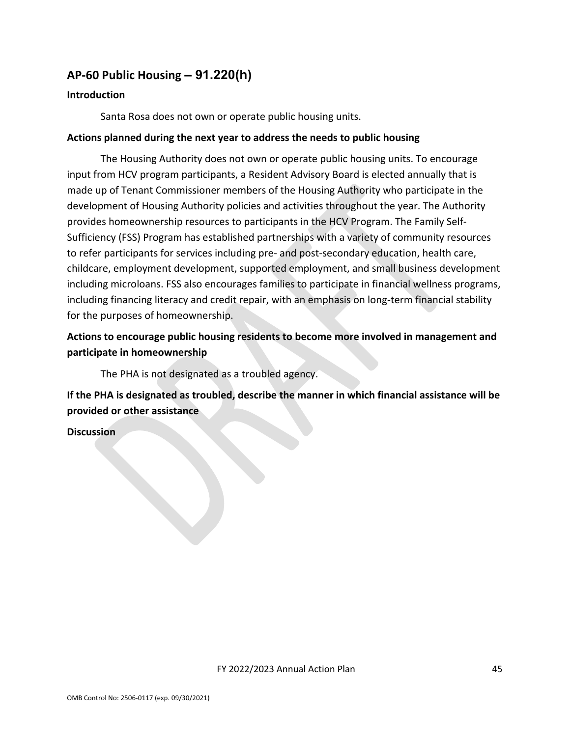## AP-60 Public Housing – 91.220(h)

**Introduction**

Santa Rosa does not own or operate public housing units.

**Actions planned during the next year to address the needs to public housing**

The Housing Authority does not own or operate public housing units. To encourage input from HCV program participants, a Resident Advisory Board is elected annually that is made up of Tenant Commissioner members of the Housing Authority who participate in the development of Housing Authority policies and activities throughout the year. The Authority provides homeownership resources to participants in the HCV Program. The Family Self-Sufficiency (FSS) Program has established partnerships with a variety of community resources to refer participants for services including pre- and post-secondary education, health care, childcare, employment development, supported employment, and small business development including microloans. FSS also encourages families to participate in financial wellness programs, including financing literacy and credit repair, with an emphasis on long-term financial stability for the purposes of homeownership.

**Actions to encourage public housing residents to become more involved in management and participate in homeownership**

The PHA is not designated as a troubled agency.

**If the PHA is designated as troubled, describe the manner in which financial assistance will be provided or other assistance**

**Discussion**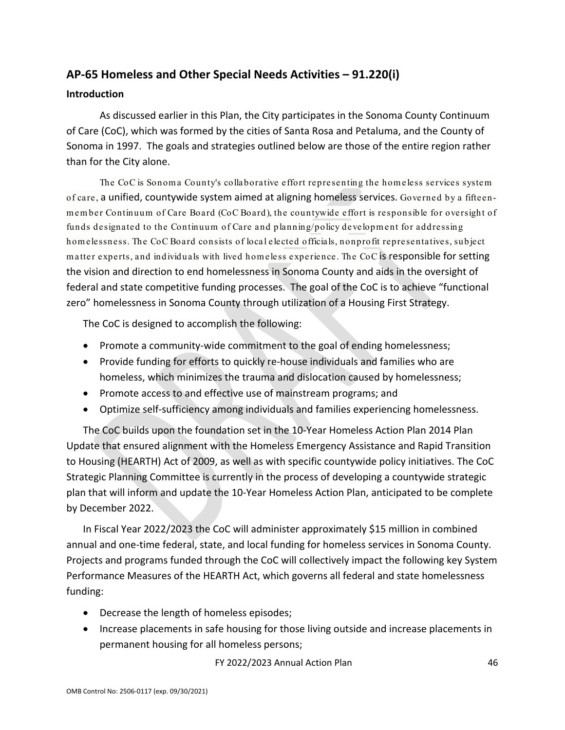## AP-65 Homeless and Other Special Needs Activities – 91.220(i)

### Introduction

As discussed earlier in this Plan, the City participates in the Sonoma County Continuum of Care (CoC), which was formed by the cities of Santa Rosa and Petaluma, and the County of Sonoma in 1997. The goals and strategies outlined below are those of the entire region rather than for the City alone.

The CoC is Sonoma County's collaborative effort representing the homeless services system of care, a unified, countywide system aimed at aligning homeless services. Governed by a fifteen-member Continuum of Care Board (CoC Board), the countywide effort is responsible for oversight of funds designated to the Continuum of Care and planning/policy development for addressing homelessness. The CoC Board consists of local elected officials, nonprofit representatives, subject matter experts, and individuals with lived homeless experience. The CoC is responsible for setting the vision and direction to end homelessness in Sonoma County and aids in the oversight of federal and state competitive funding processes. The goal of the CoC is to achieve "functional zero" homelessness in Sonoma County through utilization of a Housing First Strategy.

The CoC is designed to accomplish the following:

- Promote a community-wide commitment to the goal of ending homelessness;
- Provide funding for efforts to quickly re-house individuals and families who are homeless, which minimizes the trauma and dislocation caused by homelessness;
- Promote access to and effective use of mainstream programs; and
- Optimize self-sufficiency among individuals and families experiencing homelessness.

The CoC builds upon the foundation set in the 10-Year Homeless Action Plan 2014 Plan Update that ensured alignment with the Homeless Emergency Assistance and Rapid Transition to Housing (HEARTH) Act of 2009, as well as with specific countywide policy initiatives. The CoC Strategic Planning Committee is currently in the process of developing a countywide strategic plan that will inform and update the 10-Year Homeless Action Plan, anticipated to be complete by December 2022.

In Fiscal Year 2022/2023 the CoC will administer approximately $15 million in combined annual and one-time federal, state, and local funding for homeless services in Sonoma County. Projects and programs funded through the CoC will collectively impact the following key System Performance Measures of the HEARTH Act, which governs all federal and state homelessness funding:

- Decrease the length of homeless episodes;
- Increase placements in safe housing for those living outside and increase placements in permanent housing for all homeless persons;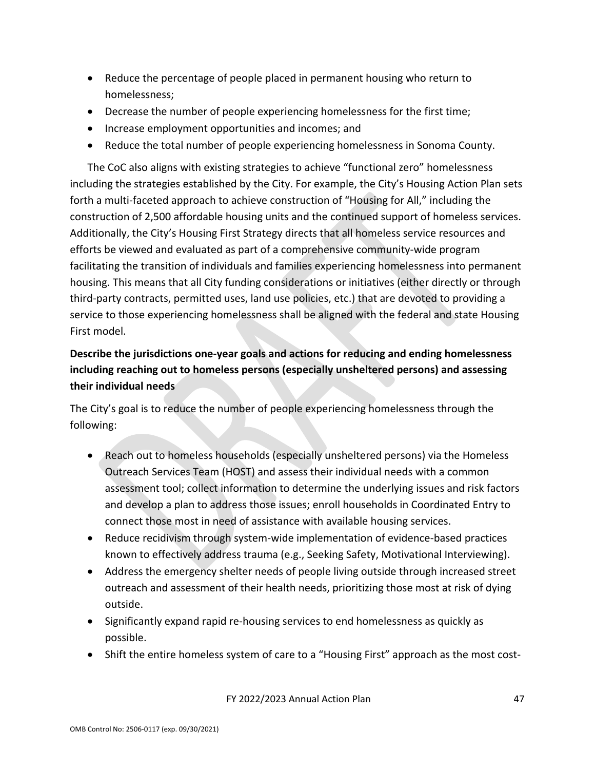- Reduce the percentage of people placed in permanent housing who return to homelessness;
- Decrease the number of people experiencing homelessness for the first time;
- Increase employment opportunities and incomes; and
- Reduce the total number of people experiencing homelessness in Sonoma County.

The CoC also aligns with existing strategies to achieve "functional zero" homelessness including the strategies established by the City. For example, the City's Housing Action Plan sets forth a multi-faceted approach to achieve construction of "Housing for All," including the construction of 2,500 affordable housing units and the continued support of homeless services. Additionally, the City's Housing First Strategy directs that all homeless service resources and efforts be viewed and evaluated as part of a comprehensive community-wide program facilitating the transition of individuals and families experiencing homelessness into permanent housing. This means that all City funding considerations or initiatives (either directly or through third-party contracts, permitted uses, land use policies, etc.) that are devoted to providing a service to those experiencing homelessness shall be aligned with the federal and state Housing First model.

**Describe the jurisdictions one-year goals and actions for reducing and ending homelessness including reaching out to homeless persons (especially unsheltered persons) and assessing their individual needs**

The City's goal is to reduce the number of people experiencing homelessness through the following:

- Reach out to homeless households (especially unsheltered persons) via the Homeless Outreach Services Team (HOST) and assess their individual needs with a common assessment tool; collect information to determine the underlying issues and risk factors and develop a plan to address those issues; enroll households in Coordinated Entry to connect those most in need of assistance with available housing services.
- Reduce recidivism through system-wide implementation of evidence-based practices known to effectively address trauma (e.g., Seeking Safety, Motivational Interviewing).
- Address the emergency shelter needs of people living outside through increased street outreach and assessment of their health needs, prioritizing those most at risk of dying outside.
- Significantly expand rapid re-housing services to end homelessness as quickly as possible.
- Shift the entire homeless system of care to a "Housing First" approach as the most cost-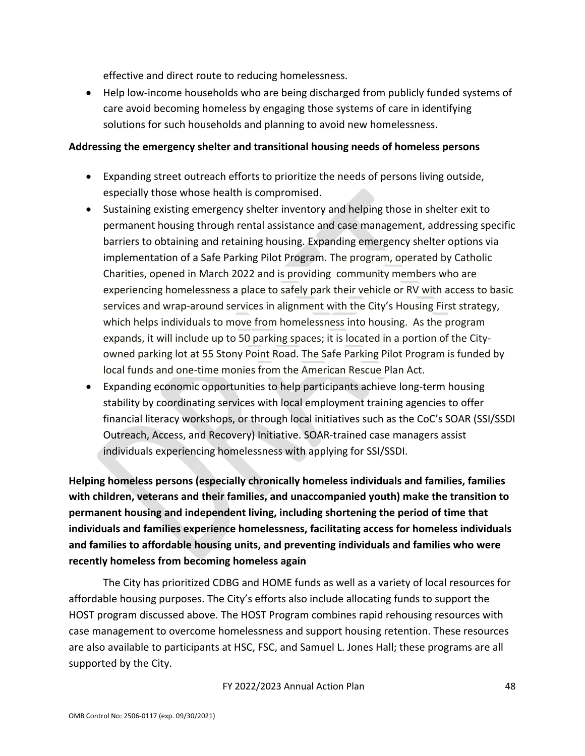effective and direct route to reducing homelessness.

- Help low-income households who are being discharged from publicly funded systems of care avoid becoming homeless by engaging those systems of care in identifying solutions for such households and planning to avoid new homelessness.

**Addressing the emergency shelter and transitional housing needs of homeless persons**

- Expanding street outreach efforts to prioritize the needs of persons living outside, especially those whose health is compromised.
- Sustaining existing emergency shelter inventory and helping those in shelter exit to permanent housing through rental assistance and case management, addressing specific barriers to obtaining and retaining housing. Expanding emergency shelter options via implementation of a Safe Parking Pilot Program. The program, operated by Catholic Charities, opened in March 2022 and is providing community members who are experiencing homelessness a place to safely park their vehicle or RV with access to basic services and wrap-around services in alignment with the City's Housing First strategy, which helps individuals to move from homelessness into housing. As the program expands, it will include up to 50 parking spaces; it is located in a portion of the City-owned parking lot at 55 Stony Point Road. The Safe Parking Pilot Program is funded by local funds and one-time monies from the American Rescue Plan Act.
- Expanding economic opportunities to help participants achieve long-term housing stability by coordinating services with local employment training agencies to offer financial literacy workshops, or through local initiatives such as the CoC's SOAR (SSI/SSDI Outreach, Access, and Recovery) Initiative. SOAR-trained case managers assist individuals experiencing homelessness with applying for SSI/SSDI.

**Helping homeless persons (especially chronically homeless individuals and families, families with children, veterans and their families, and unaccompanied youth) make the transition to permanent housing and independent living, including shortening the period of time that individuals and families experience homelessness, facilitating access for homeless individuals and families to affordable housing units, and preventing individuals and families who were recently homeless from becoming homeless again**

The City has prioritized CDBG and HOME funds as well as a variety of local resources for affordable housing purposes. The City's efforts also include allocating funds to support the HOST program discussed above. The HOST Program combines rapid rehousing resources with case management to overcome homelessness and support housing retention. These resources are also available to participants at HSC, FSC, and Samuel L. Jones Hall; these programs are all supported by the City.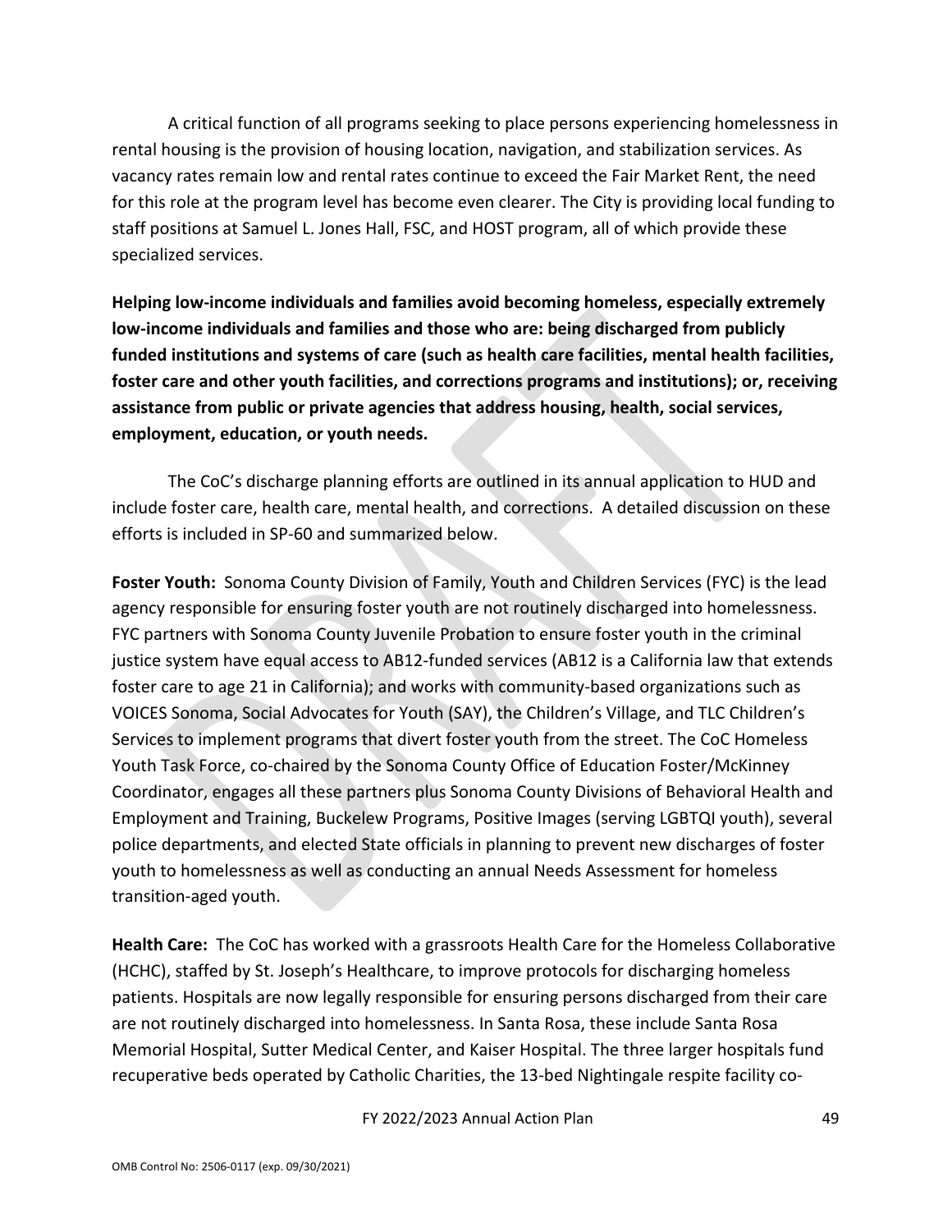A critical function of all programs seeking to place persons experiencing homelessness in rental housing is the provision of housing location, navigation, and stabilization services. As vacancy rates remain low and rental rates continue to exceed the Fair Market Rent, the need for this role at the program level has become even clearer. The City is providing local funding to staff positions at Samuel L. Jones Hall, FSC, and HOST program, all of which provide these specialized services.

**Helping low-income individuals and families avoid becoming homeless, especially extremely low-income individuals and families and those who are: being discharged from publicly funded institutions and systems of care (such as health care facilities, mental health facilities, foster care and other youth facilities, and corrections programs and institutions); or, receiving assistance from public or private agencies that address housing, health, social services, employment, education, or youth needs.**

The CoC's discharge planning efforts are outlined in its annual application to HUD and include foster care, health care, mental health, and corrections. A detailed discussion on these efforts is included in SP-60 and summarized below.

**Foster Youth:** Sonoma County Division of Family, Youth and Children Services (FYC) is the lead agency responsible for ensuring foster youth are not routinely discharged into homelessness. FYC partners with Sonoma County Juvenile Probation to ensure foster youth in the criminal justice system have equal access to AB12-funded services (AB12 is a California law that extends foster care to age 21 in California); and works with community-based organizations such as VOICES Sonoma, Social Advocates for Youth (SAY), the Children's Village, and TLC Children's Services to implement programs that divert foster youth from the street. The CoC Homeless Youth Task Force, co-chaired by the Sonoma County Office of Education Foster/McKinney Coordinator, engages all these partners plus Sonoma County Divisions of Behavioral Health and Employment and Training, Buckelew Programs, Positive Images (serving LGBTQI youth), several police departments, and elected State officials in planning to prevent new discharges of foster youth to homelessness as well as conducting an annual Needs Assessment for homeless transition-aged youth.

**Health Care:** The CoC has worked with a grassroots Health Care for the Homeless Collaborative (HCHC), staffed by St. Joseph's Healthcare, to improve protocols for discharging homeless patients. Hospitals are now legally responsible for ensuring persons discharged from their care are not routinely discharged into homelessness. In Santa Rosa, these include Santa Rosa Memorial Hospital, Sutter Medical Center, and Kaiser Hospital. The three larger hospitals fund recuperative beds operated by Catholic Charities, the 13-bed Nightingale respite facility co-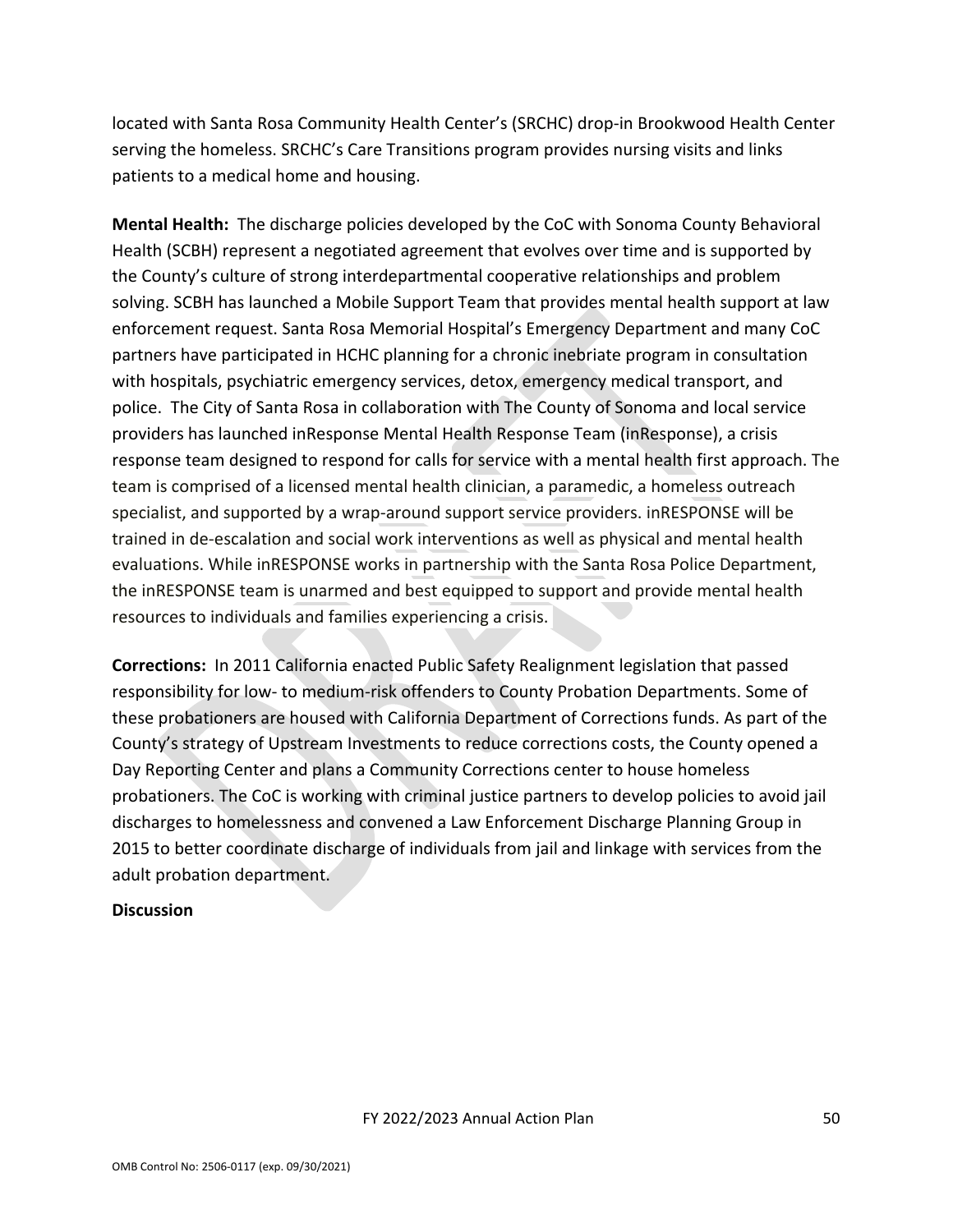located with Santa Rosa Community Health Center's (SRCHC) drop-in Brookwood Health Center serving the homeless. SRCHC's Care Transitions program provides nursing visits and links patients to a medical home and housing.

**Mental Health:** The discharge policies developed by the CoC with Sonoma County Behavioral Health (SCBH) represent a negotiated agreement that evolves over time and is supported by the County's culture of strong interdepartmental cooperative relationships and problem solving. SCBH has launched a Mobile Support Team that provides mental health support at law enforcement request. Santa Rosa Memorial Hospital's Emergency Department and many CoC partners have participated in HCHC planning for a chronic inebriate program in consultation with hospitals, psychiatric emergency services, detox, emergency medical transport, and police. The City of Santa Rosa in collaboration with The County of Sonoma and local service providers has launched inResponse Mental Health Response Team (inResponse), a crisis response team designed to respond for calls for service with a mental health first approach. The team is comprised of a licensed mental health clinician, a paramedic, a homeless outreach specialist, and supported by a wrap-around support service providers. inRESPONSE will be trained in de-escalation and social work interventions as well as physical and mental health evaluations. While inRESPONSE works in partnership with the Santa Rosa Police Department, the inRESPONSE team is unarmed and best equipped to support and provide mental health resources to individuals and families experiencing a crisis.

**Corrections:** In 2011 California enacted Public Safety Realignment legislation that passed responsibility for low- to medium-risk offenders to County Probation Departments. Some of these probationers are housed with California Department of Corrections funds. As part of the County's strategy of Upstream Investments to reduce corrections costs, the County opened a Day Reporting Center and plans a Community Corrections center to house homeless probationers. The CoC is working with criminal justice partners to develop policies to avoid jail discharges to homelessness and convened a Law Enforcement Discharge Planning Group in 2015 to better coordinate discharge of individuals from jail and linkage with services from the adult probation department.

**Discussion**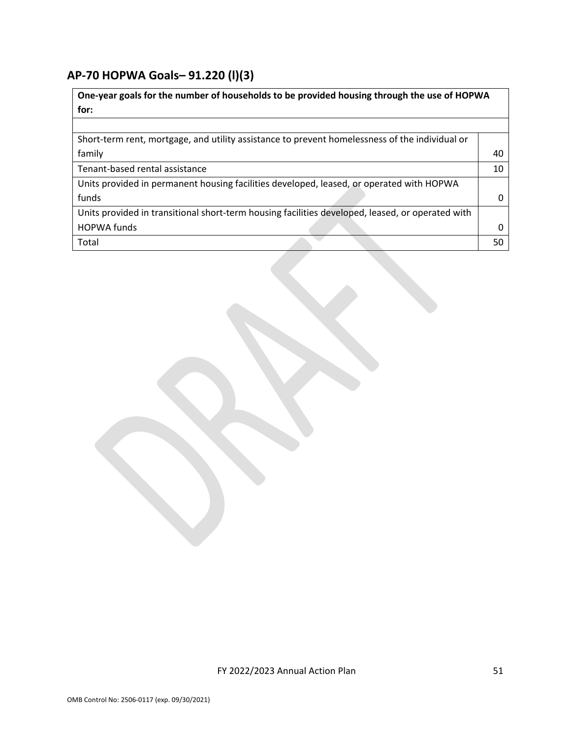## AP-70 HOPWA Goals– 91.220 (l)(3)

| One-year goals for the number of households to be provided housing through the use of HOPWA for: | |
|---|---|
| | |
| Short-term rent, mortgage, and utility assistance to prevent homelessness of the individual or family | 40 |
| Tenant-based rental assistance | 10 |
| Units provided in permanent housing facilities developed, leased, or operated with HOPWA funds | 0 |
| Units provided in transitional short-term housing facilities developed, leased, or operated with HOPWA funds | 0 |
| Total | 50 |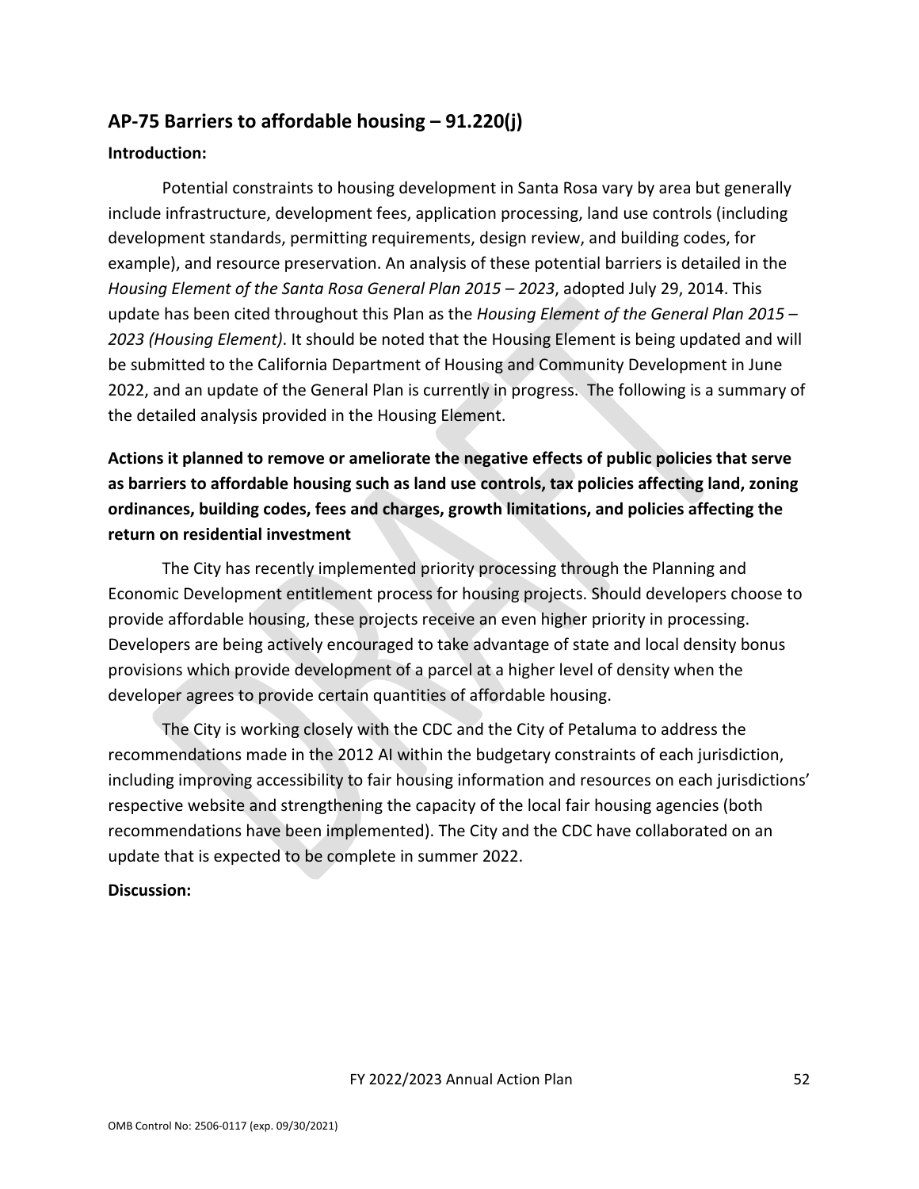## AP-75 Barriers to affordable housing – 91.220(j)

**Introduction:**

Potential constraints to housing development in Santa Rosa vary by area but generally include infrastructure, development fees, application processing, land use controls (including development standards, permitting requirements, design review, and building codes, for example), and resource preservation. An analysis of these potential barriers is detailed in the *Housing Element of the Santa Rosa General Plan 2015 – 2023*, adopted July 29, 2014. This update has been cited throughout this Plan as the *Housing Element of the General Plan 2015 – 2023 (Housing Element)*. It should be noted that the Housing Element is being updated and will be submitted to the California Department of Housing and Community Development in June 2022, and an update of the General Plan is currently in progress. The following is a summary of the detailed analysis provided in the Housing Element.

**Actions it planned to remove or ameliorate the negative effects of public policies that serve as barriers to affordable housing such as land use controls, tax policies affecting land, zoning ordinances, building codes, fees and charges, growth limitations, and policies affecting the return on residential investment**

The City has recently implemented priority processing through the Planning and Economic Development entitlement process for housing projects. Should developers choose to provide affordable housing, these projects receive an even higher priority in processing. Developers are being actively encouraged to take advantage of state and local density bonus provisions which provide development of a parcel at a higher level of density when the developer agrees to provide certain quantities of affordable housing.

The City is working closely with the CDC and the City of Petaluma to address the recommendations made in the 2012 AI within the budgetary constraints of each jurisdiction, including improving accessibility to fair housing information and resources on each jurisdictions' respective website and strengthening the capacity of the local fair housing agencies (both recommendations have been implemented). The City and the CDC have collaborated on an update that is expected to be complete in summer 2022.

**Discussion:**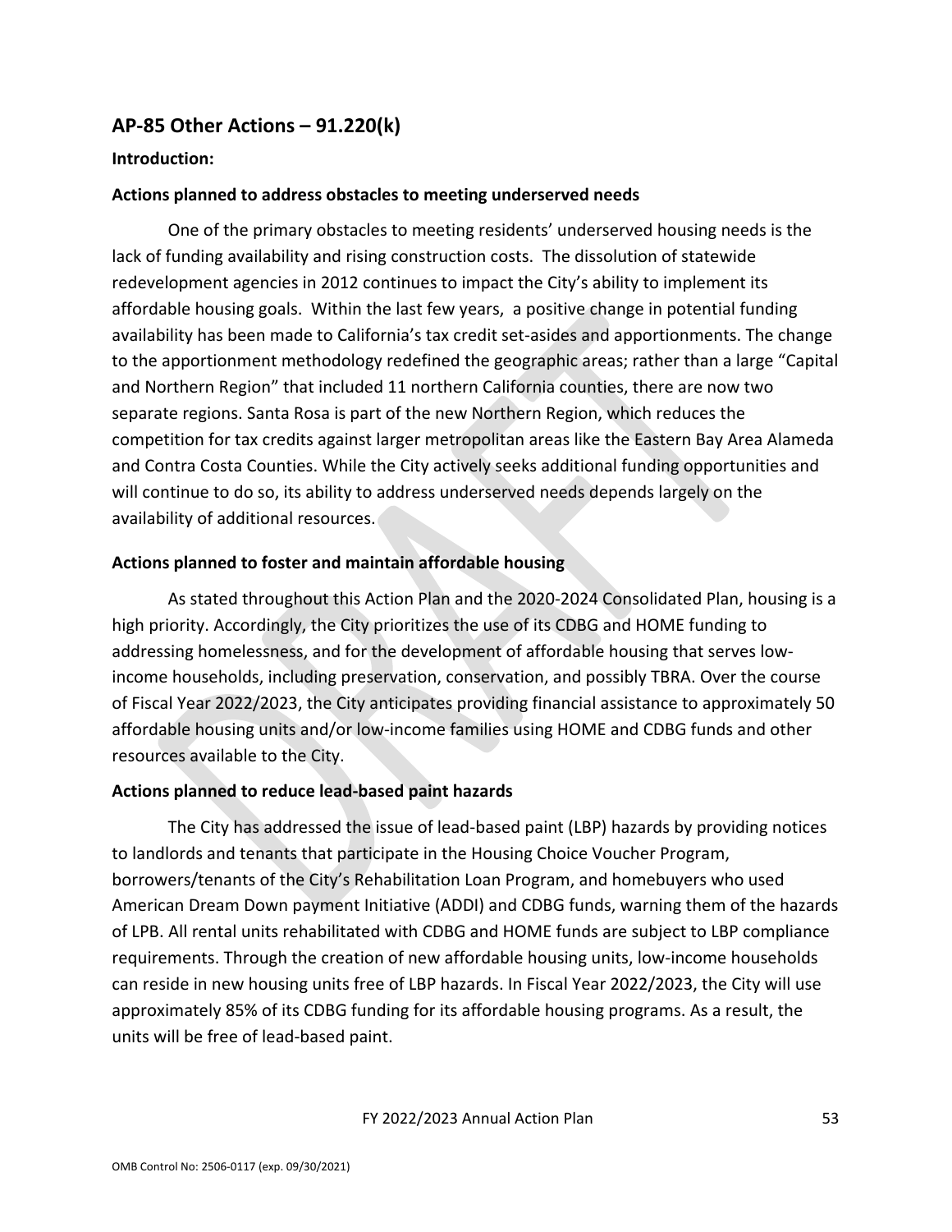## AP-85 Other Actions – 91.220(k)

**Introduction:**

**Actions planned to address obstacles to meeting underserved needs**

One of the primary obstacles to meeting residents' underserved housing needs is the lack of funding availability and rising construction costs. The dissolution of statewide redevelopment agencies in 2012 continues to impact the City's ability to implement its affordable housing goals. Within the last few years, a positive change in potential funding availability has been made to California's tax credit set-asides and apportionments. The change to the apportionment methodology redefined the geographic areas; rather than a large "Capital and Northern Region" that included 11 northern California counties, there are now two separate regions. Santa Rosa is part of the new Northern Region, which reduces the competition for tax credits against larger metropolitan areas like the Eastern Bay Area Alameda and Contra Costa Counties. While the City actively seeks additional funding opportunities and will continue to do so, its ability to address underserved needs depends largely on the availability of additional resources.

**Actions planned to foster and maintain affordable housing**

As stated throughout this Action Plan and the 2020-2024 Consolidated Plan, housing is a high priority. Accordingly, the City prioritizes the use of its CDBG and HOME funding to addressing homelessness, and for the development of affordable housing that serves low-income households, including preservation, conservation, and possibly TBRA. Over the course of Fiscal Year 2022/2023, the City anticipates providing financial assistance to approximately 50 affordable housing units and/or low-income families using HOME and CDBG funds and other resources available to the City.

**Actions planned to reduce lead-based paint hazards**

The City has addressed the issue of lead-based paint (LBP) hazards by providing notices to landlords and tenants that participate in the Housing Choice Voucher Program, borrowers/tenants of the City's Rehabilitation Loan Program, and homebuyers who used American Dream Down payment Initiative (ADDI) and CDBG funds, warning them of the hazards of LPB. All rental units rehabilitated with CDBG and HOME funds are subject to LBP compliance requirements. Through the creation of new affordable housing units, low-income households can reside in new housing units free of LBP hazards. In Fiscal Year 2022/2023, the City will use approximately 85% of its CDBG funding for its affordable housing programs. As a result, the units will be free of lead-based paint.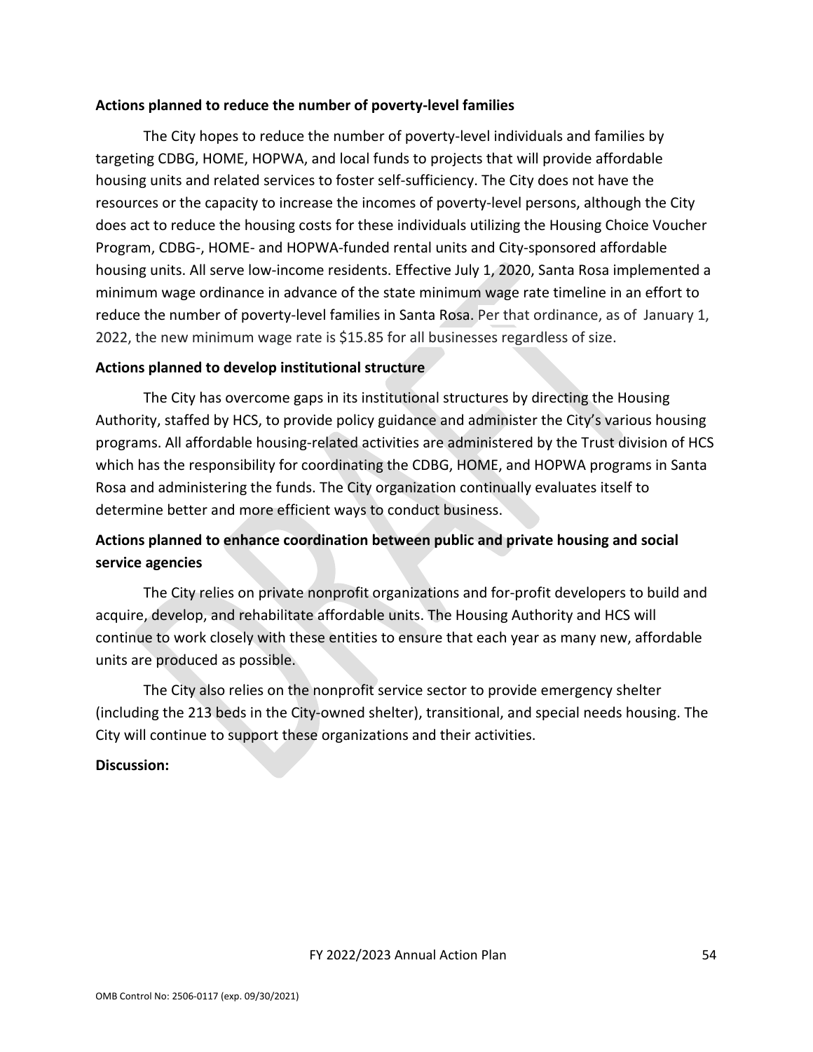**Actions planned to reduce the number of poverty-level families**

The City hopes to reduce the number of poverty-level individuals and families by targeting CDBG, HOME, HOPWA, and local funds to projects that will provide affordable housing units and related services to foster self-sufficiency. The City does not have the resources or the capacity to increase the incomes of poverty-level persons, although the City does act to reduce the housing costs for these individuals utilizing the Housing Choice Voucher Program, CDBG-, HOME- and HOPWA-funded rental units and City-sponsored affordable housing units. All serve low-income residents. Effective July 1, 2020, Santa Rosa implemented a minimum wage ordinance in advance of the state minimum wage rate timeline in an effort to reduce the number of poverty-level families in Santa Rosa. Per that ordinance, as of January 1, 2022, the new minimum wage rate is $15.85 for all businesses regardless of size.

**Actions planned to develop institutional structure**

The City has overcome gaps in its institutional structures by directing the Housing Authority, staffed by HCS, to provide policy guidance and administer the City's various housing programs. All affordable housing-related activities are administered by the Trust division of HCS which has the responsibility for coordinating the CDBG, HOME, and HOPWA programs in Santa Rosa and administering the funds. The City organization continually evaluates itself to determine better and more efficient ways to conduct business.

**Actions planned to enhance coordination between public and private housing and social service agencies**

The City relies on private nonprofit organizations and for-profit developers to build and acquire, develop, and rehabilitate affordable units. The Housing Authority and HCS will continue to work closely with these entities to ensure that each year as many new, affordable units are produced as possible.

The City also relies on the nonprofit service sector to provide emergency shelter (including the 213 beds in the City-owned shelter), transitional, and special needs housing. The City will continue to support these organizations and their activities.

**Discussion:**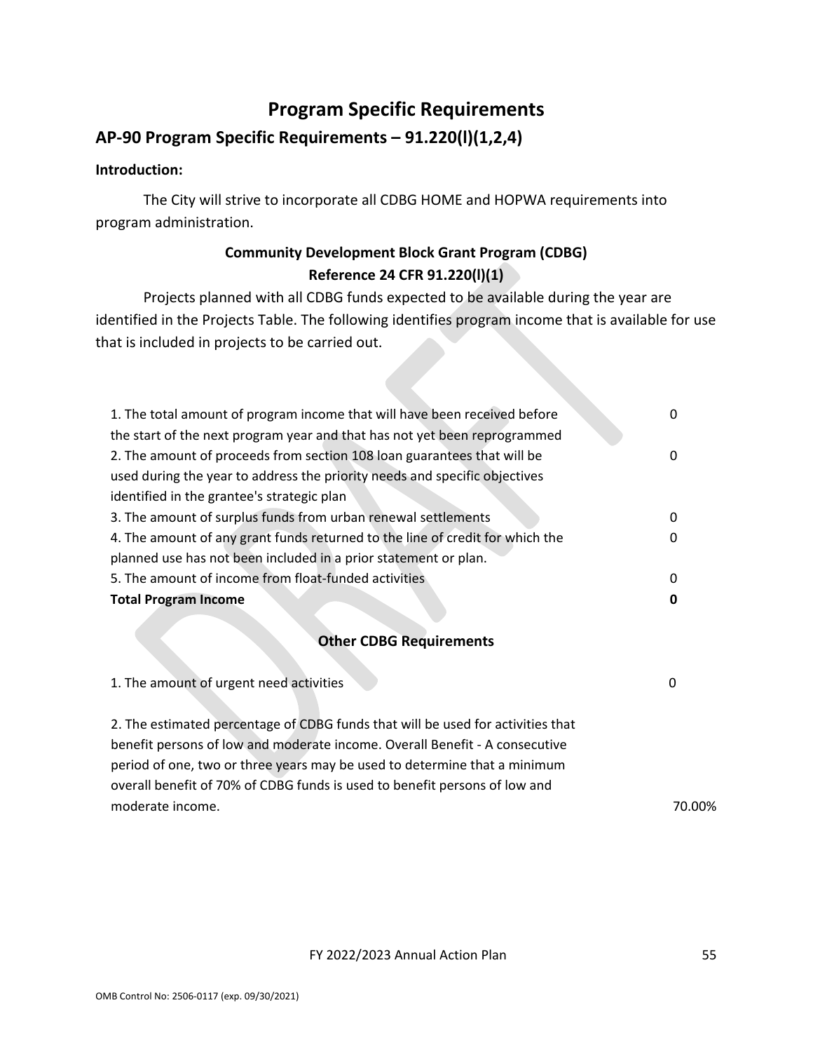# Program Specific Requirements

## AP-90 Program Specific Requirements – 91.220(l)(1,2,4)

**Introduction:**

The City will strive to incorporate all CDBG HOME and HOPWA requirements into program administration.

### Community Development Block Grant Program (CDBG)
### Reference 24 CFR 91.220(l)(1)

Projects planned with all CDBG funds expected to be available during the year are identified in the Projects Table. The following identifies program income that is available for use that is included in projects to be carried out.

| | |
|---|---|
| 1. The total amount of program income that will have been received before the start of the next program year and that has not yet been reprogrammed | 0 |
| 2. The amount of proceeds from section 108 loan guarantees that will be used during the year to address the priority needs and specific objectives identified in the grantee's strategic plan | 0 |
| 3. The amount of surplus funds from urban renewal settlements | 0 |
| 4. The amount of any grant funds returned to the line of credit for which the planned use has not been included in a prior statement or plan. | 0 |
| 5. The amount of income from float-funded activities | 0 |
| **Total Program Income** | **0** |

### Other CDBG Requirements

| | |
|---|---|
| 1. The amount of urgent need activities | 0 |
| 2. The estimated percentage of CDBG funds that will be used for activities that benefit persons of low and moderate income. Overall Benefit - A consecutive period of one, two or three years may be used to determine that a minimum overall benefit of 70% of CDBG funds is used to benefit persons of low and moderate income. | 70.00% |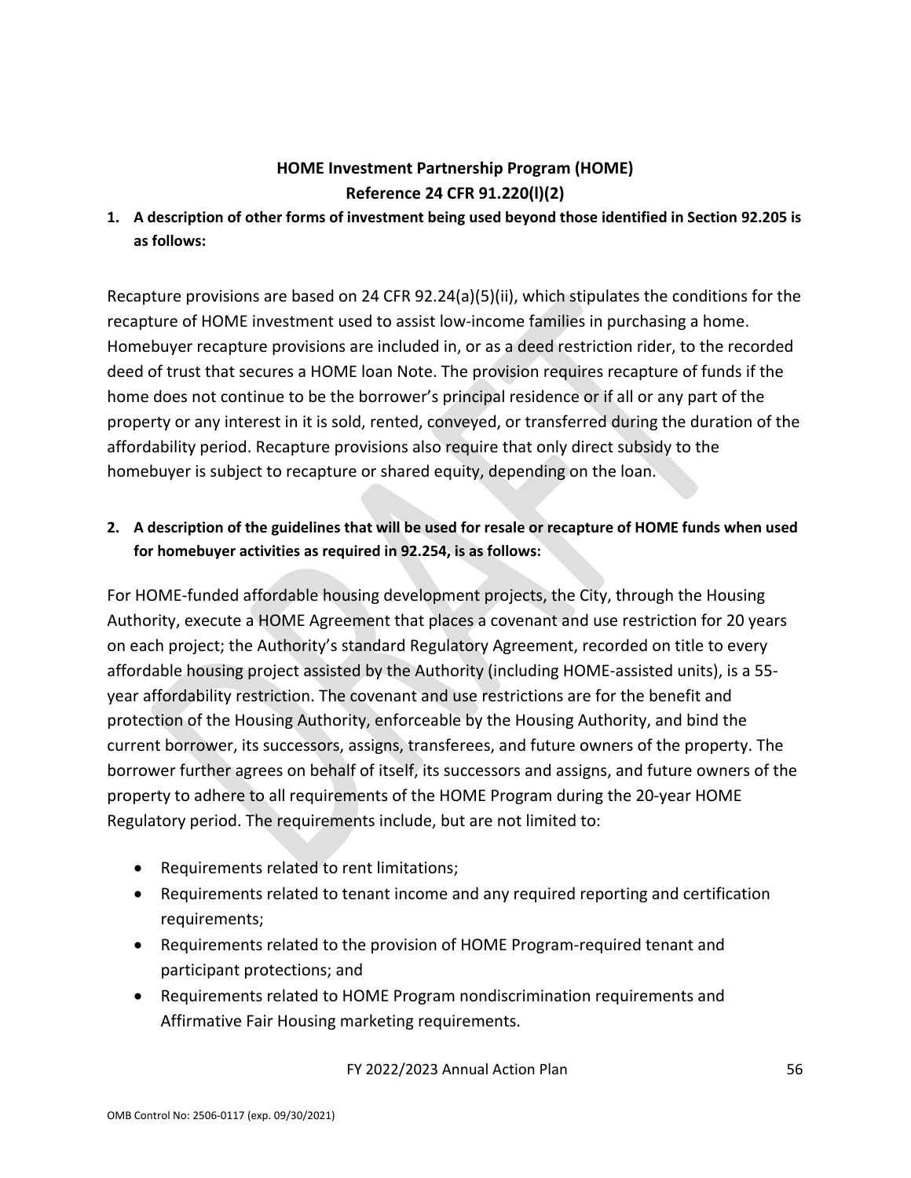## HOME Investment Partnership Program (HOME)
## Reference 24 CFR 91.220(l)(2)

**1. A description of other forms of investment being used beyond those identified in Section 92.205 is as follows:**

Recapture provisions are based on 24 CFR 92.24(a)(5)(ii), which stipulates the conditions for the recapture of HOME investment used to assist low-income families in purchasing a home. Homebuyer recapture provisions are included in, or as a deed restriction rider, to the recorded deed of trust that secures a HOME loan Note. The provision requires recapture of funds if the home does not continue to be the borrower's principal residence or if all or any part of the property or any interest in it is sold, rented, conveyed, or transferred during the duration of the affordability period. Recapture provisions also require that only direct subsidy to the homebuyer is subject to recapture or shared equity, depending on the loan.

**2. A description of the guidelines that will be used for resale or recapture of HOME funds when used for homebuyer activities as required in 92.254, is as follows:**

For HOME-funded affordable housing development projects, the City, through the Housing Authority, execute a HOME Agreement that places a covenant and use restriction for 20 years on each project; the Authority's standard Regulatory Agreement, recorded on title to every affordable housing project assisted by the Authority (including HOME-assisted units), is a 55-year affordability restriction. The covenant and use restrictions are for the benefit and protection of the Housing Authority, enforceable by the Housing Authority, and bind the current borrower, its successors, assigns, transferees, and future owners of the property. The borrower further agrees on behalf of itself, its successors and assigns, and future owners of the property to adhere to all requirements of the HOME Program during the 20-year HOME Regulatory period. The requirements include, but are not limited to:

- Requirements related to rent limitations;
- Requirements related to tenant income and any required reporting and certification requirements;
- Requirements related to the provision of HOME Program-required tenant and participant protections; and
- Requirements related to HOME Program nondiscrimination requirements and Affirmative Fair Housing marketing requirements.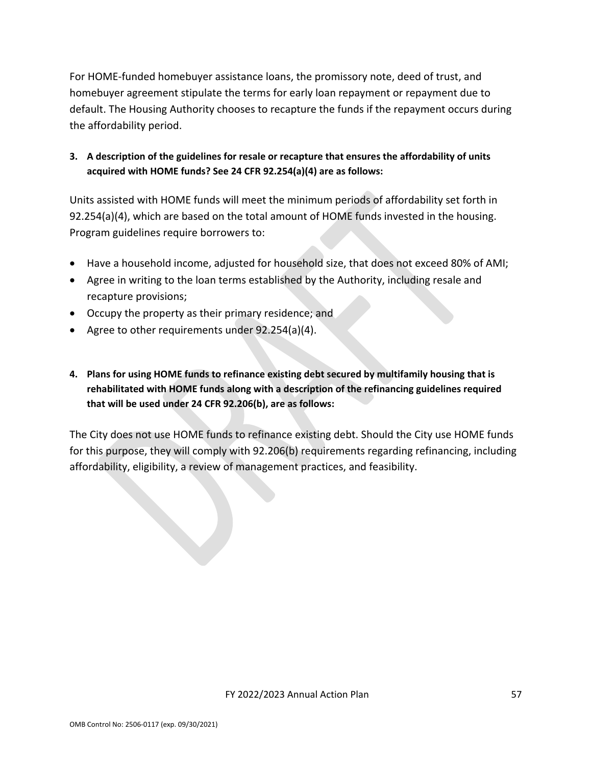For HOME-funded homebuyer assistance loans, the promissory note, deed of trust, and homebuyer agreement stipulate the terms for early loan repayment or repayment due to default. The Housing Authority chooses to recapture the funds if the repayment occurs during the affordability period.

3. **A description of the guidelines for resale or recapture that ensures the affordability of units acquired with HOME funds? See 24 CFR 92.254(a)(4) are as follows:**

Units assisted with HOME funds will meet the minimum periods of affordability set forth in 92.254(a)(4), which are based on the total amount of HOME funds invested in the housing. Program guidelines require borrowers to:

- Have a household income, adjusted for household size, that does not exceed 80% of AMI;
- Agree in writing to the loan terms established by the Authority, including resale and recapture provisions;
- Occupy the property as their primary residence; and
- Agree to other requirements under 92.254(a)(4).

4. **Plans for using HOME funds to refinance existing debt secured by multifamily housing that is rehabilitated with HOME funds along with a description of the refinancing guidelines required that will be used under 24 CFR 92.206(b), are as follows:**

The City does not use HOME funds to refinance existing debt. Should the City use HOME funds for this purpose, they will comply with 92.206(b) requirements regarding refinancing, including affordability, eligibility, a review of management practices, and feasibility.